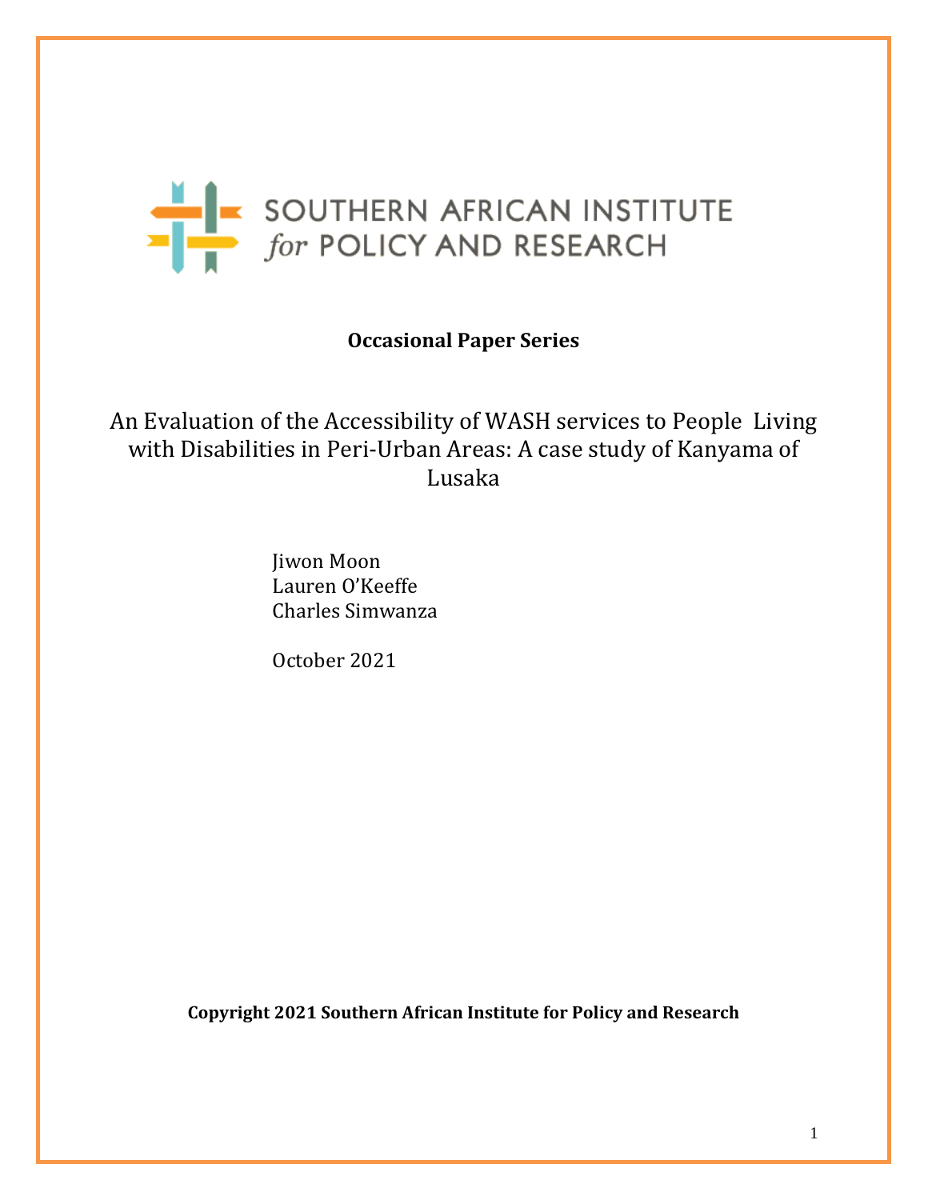SOUTHERN AFRICAN INSTITUTE *for* POLICY AND RESEARCH

**Occasional Paper Series**

# An Evaluation of the Accessibility of WASH services to People Living with Disabilities in Peri-Urban Areas: A case study of Kanyama of Lusaka

Jiwon Moon
Lauren O'Keeffe
Charles Simwanza

October 2021

**Copyright 2021 Southern African Institute for Policy and Research**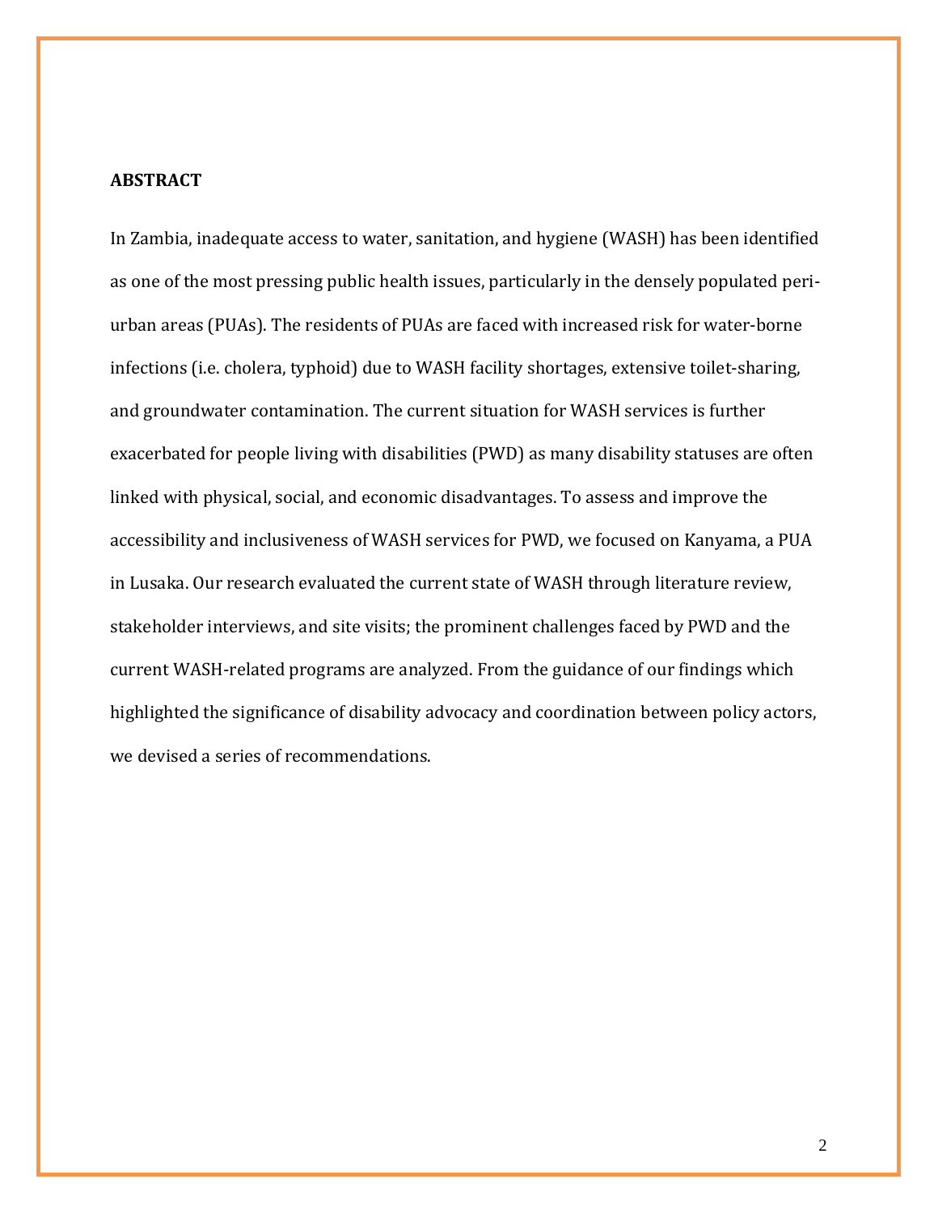## ABSTRACT

In Zambia, inadequate access to water, sanitation, and hygiene (WASH) has been identified as one of the most pressing public health issues, particularly in the densely populated peri-urban areas (PUAs). The residents of PUAs are faced with increased risk for water-borne infections (i.e. cholera, typhoid) due to WASH facility shortages, extensive toilet-sharing, and groundwater contamination. The current situation for WASH services is further exacerbated for people living with disabilities (PWD) as many disability statuses are often linked with physical, social, and economic disadvantages. To assess and improve the accessibility and inclusiveness of WASH services for PWD, we focused on Kanyama, a PUA in Lusaka. Our research evaluated the current state of WASH through literature review, stakeholder interviews, and site visits; the prominent challenges faced by PWD and the current WASH-related programs are analyzed. From the guidance of our findings which highlighted the significance of disability advocacy and coordination between policy actors, we devised a series of recommendations.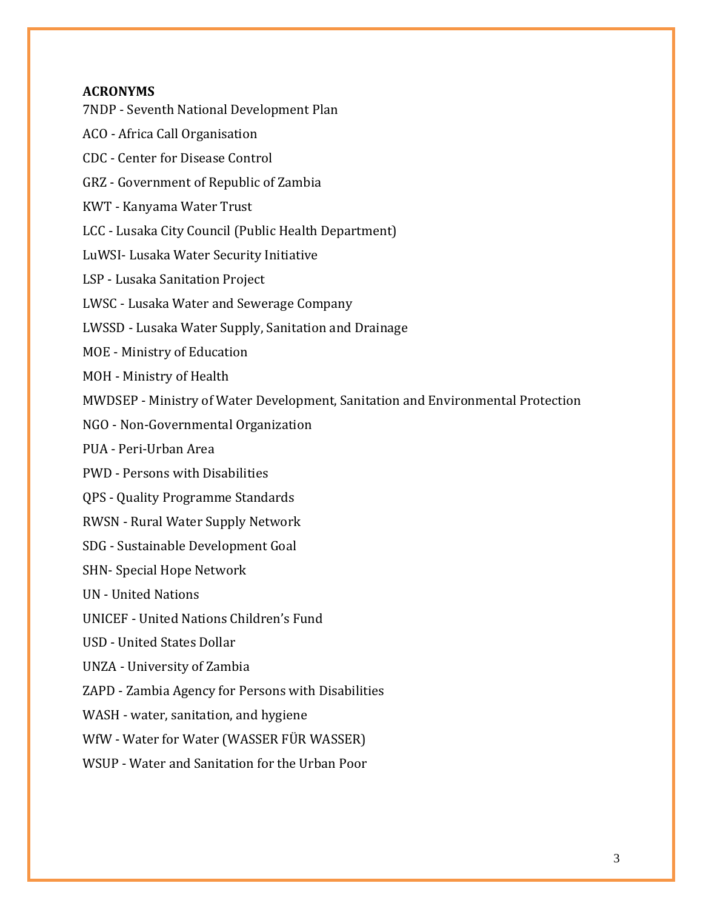**ACRONYMS**

7NDP - Seventh National Development Plan

ACO - Africa Call Organisation

CDC - Center for Disease Control

GRZ - Government of Republic of Zambia

KWT - Kanyama Water Trust

LCC - Lusaka City Council (Public Health Department)

LuWSI- Lusaka Water Security Initiative

LSP - Lusaka Sanitation Project

LWSC - Lusaka Water and Sewerage Company

LWSSD - Lusaka Water Supply, Sanitation and Drainage

MOE - Ministry of Education

MOH - Ministry of Health

MWDSEP - Ministry of Water Development, Sanitation and Environmental Protection

NGO - Non-Governmental Organization

PUA - Peri-Urban Area

PWD - Persons with Disabilities

QPS - Quality Programme Standards

RWSN - Rural Water Supply Network

SDG - Sustainable Development Goal

SHN- Special Hope Network

UN - United Nations

UNICEF - United Nations Children's Fund

USD - United States Dollar

UNZA - University of Zambia

ZAPD - Zambia Agency for Persons with Disabilities

WASH - water, sanitation, and hygiene

WfW - Water for Water (WASSER FÜR WASSER)

WSUP - Water and Sanitation for the Urban Poor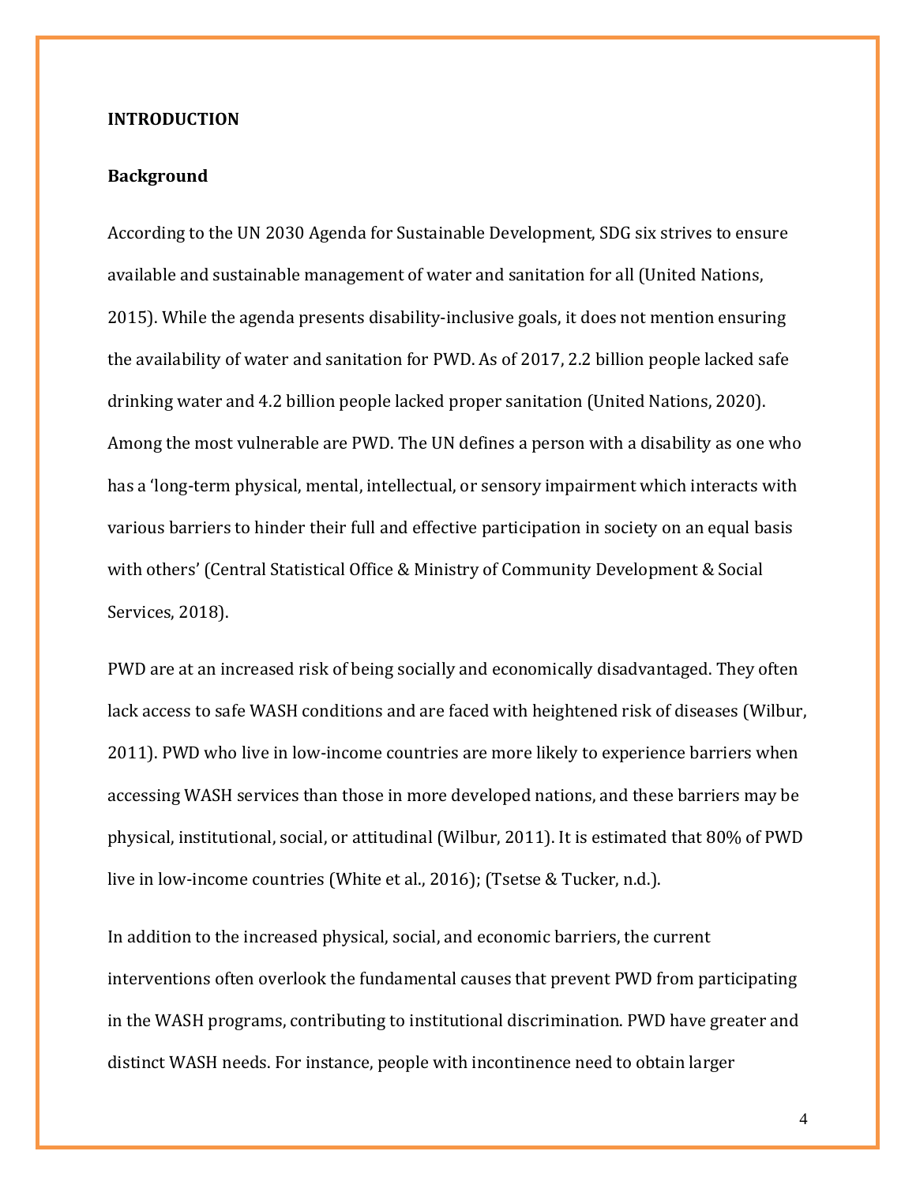## INTRODUCTION

### Background

According to the UN 2030 Agenda for Sustainable Development, SDG six strives to ensure available and sustainable management of water and sanitation for all (United Nations, 2015). While the agenda presents disability-inclusive goals, it does not mention ensuring the availability of water and sanitation for PWD. As of 2017, 2.2 billion people lacked safe drinking water and 4.2 billion people lacked proper sanitation (United Nations, 2020). Among the most vulnerable are PWD. The UN defines a person with a disability as one who has a 'long-term physical, mental, intellectual, or sensory impairment which interacts with various barriers to hinder their full and effective participation in society on an equal basis with others' (Central Statistical Office & Ministry of Community Development & Social Services, 2018).

PWD are at an increased risk of being socially and economically disadvantaged. They often lack access to safe WASH conditions and are faced with heightened risk of diseases (Wilbur, 2011). PWD who live in low-income countries are more likely to experience barriers when accessing WASH services than those in more developed nations, and these barriers may be physical, institutional, social, or attitudinal (Wilbur, 2011). It is estimated that 80% of PWD live in low-income countries (White et al., 2016); (Tsetse & Tucker, n.d.).

In addition to the increased physical, social, and economic barriers, the current interventions often overlook the fundamental causes that prevent PWD from participating in the WASH programs, contributing to institutional discrimination. PWD have greater and distinct WASH needs. For instance, people with incontinence need to obtain larger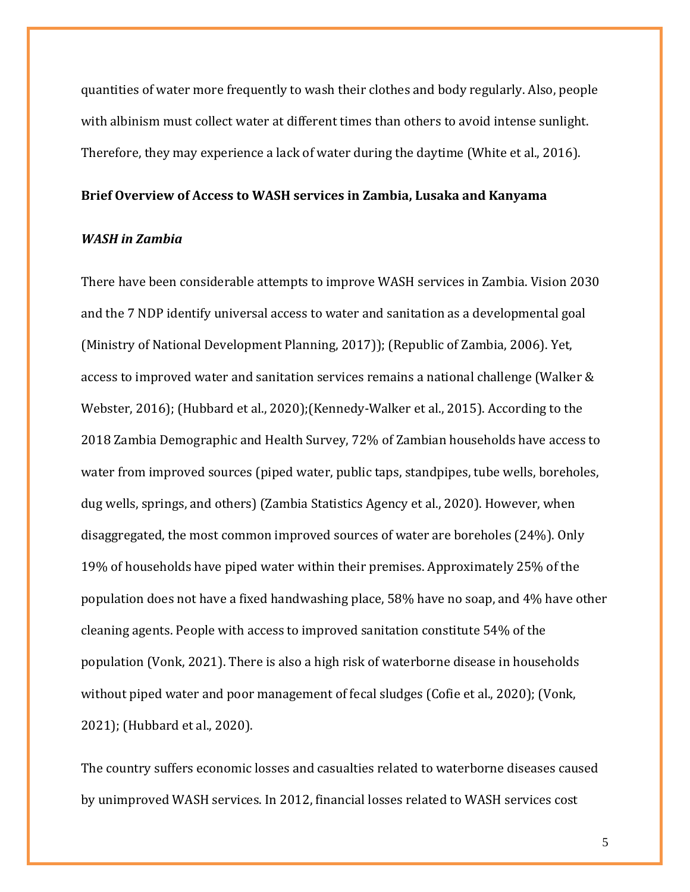quantities of water more frequently to wash their clothes and body regularly. Also, people with albinism must collect water at different times than others to avoid intense sunlight. Therefore, they may experience a lack of water during the daytime (White et al., 2016).

**Brief Overview of Access to WASH services in Zambia, Lusaka and Kanyama**

***WASH in Zambia***

There have been considerable attempts to improve WASH services in Zambia. Vision 2030 and the 7 NDP identify universal access to water and sanitation as a developmental goal (Ministry of National Development Planning, 2017)); (Republic of Zambia, 2006). Yet, access to improved water and sanitation services remains a national challenge (Walker & Webster, 2016); (Hubbard et al., 2020);(Kennedy-Walker et al., 2015). According to the 2018 Zambia Demographic and Health Survey, 72% of Zambian households have access to water from improved sources (piped water, public taps, standpipes, tube wells, boreholes, dug wells, springs, and others) (Zambia Statistics Agency et al., 2020). However, when disaggregated, the most common improved sources of water are boreholes (24%). Only 19% of households have piped water within their premises. Approximately 25% of the population does not have a fixed handwashing place, 58% have no soap, and 4% have other cleaning agents. People with access to improved sanitation constitute 54% of the population (Vonk, 2021). There is also a high risk of waterborne disease in households without piped water and poor management of fecal sludges (Cofie et al., 2020); (Vonk, 2021); (Hubbard et al., 2020).

The country suffers economic losses and casualties related to waterborne diseases caused by unimproved WASH services. In 2012, financial losses related to WASH services cost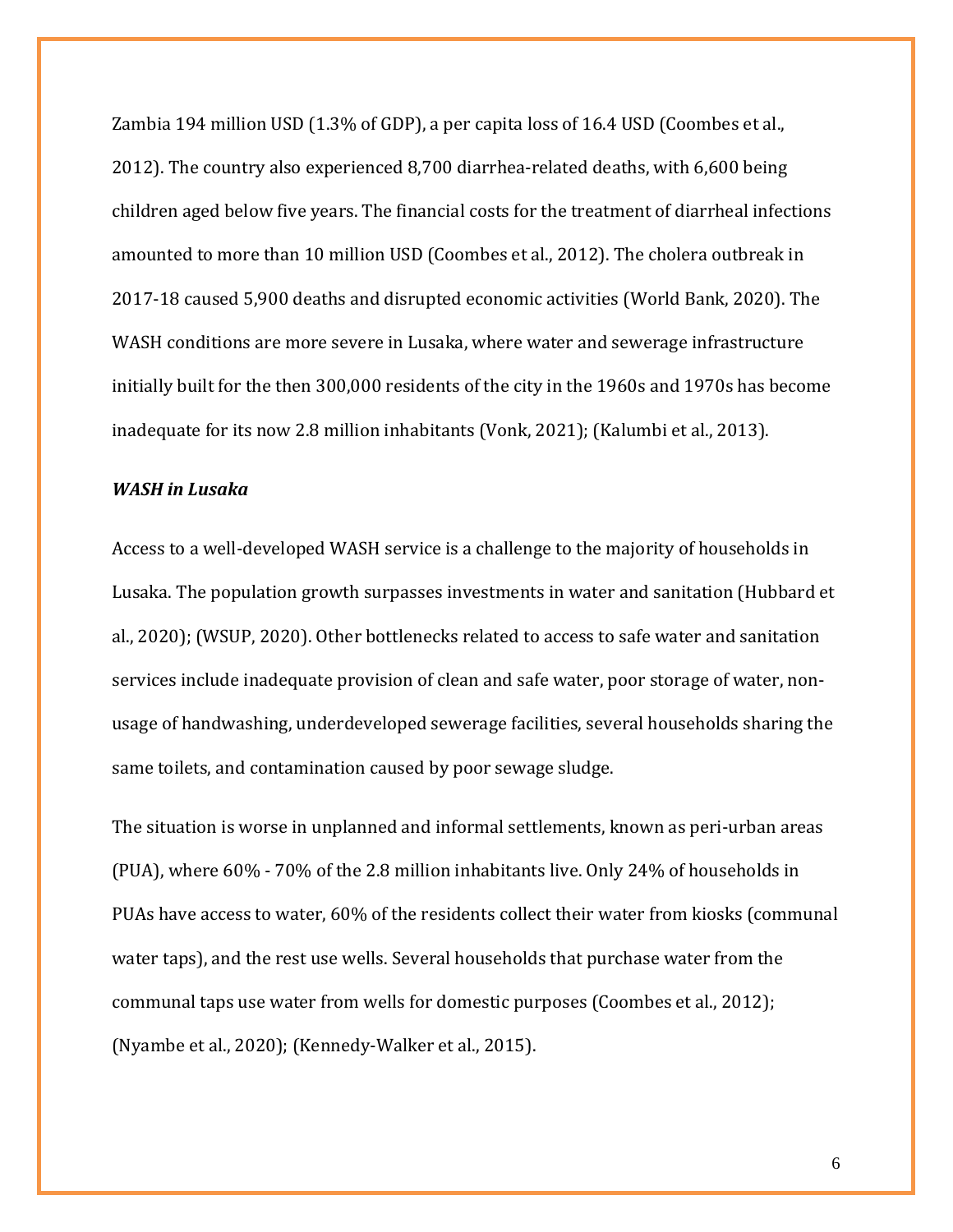Zambia 194 million USD (1.3% of GDP), a per capita loss of 16.4 USD (Coombes et al., 2012). The country also experienced 8,700 diarrhea-related deaths, with 6,600 being children aged below five years. The financial costs for the treatment of diarrheal infections amounted to more than 10 million USD (Coombes et al., 2012). The cholera outbreak in 2017-18 caused 5,900 deaths and disrupted economic activities (World Bank, 2020). The WASH conditions are more severe in Lusaka, where water and sewerage infrastructure initially built for the then 300,000 residents of the city in the 1960s and 1970s has become inadequate for its now 2.8 million inhabitants (Vonk, 2021); (Kalumbi et al., 2013).

***WASH in Lusaka***

Access to a well-developed WASH service is a challenge to the majority of households in Lusaka. The population growth surpasses investments in water and sanitation (Hubbard et al., 2020); (WSUP, 2020). Other bottlenecks related to access to safe water and sanitation services include inadequate provision of clean and safe water, poor storage of water, non-usage of handwashing, underdeveloped sewerage facilities, several households sharing the same toilets, and contamination caused by poor sewage sludge.

The situation is worse in unplanned and informal settlements, known as peri-urban areas (PUA), where 60% - 70% of the 2.8 million inhabitants live. Only 24% of households in PUAs have access to water, 60% of the residents collect their water from kiosks (communal water taps), and the rest use wells. Several households that purchase water from the communal taps use water from wells for domestic purposes (Coombes et al., 2012); (Nyambe et al., 2020); (Kennedy-Walker et al., 2015).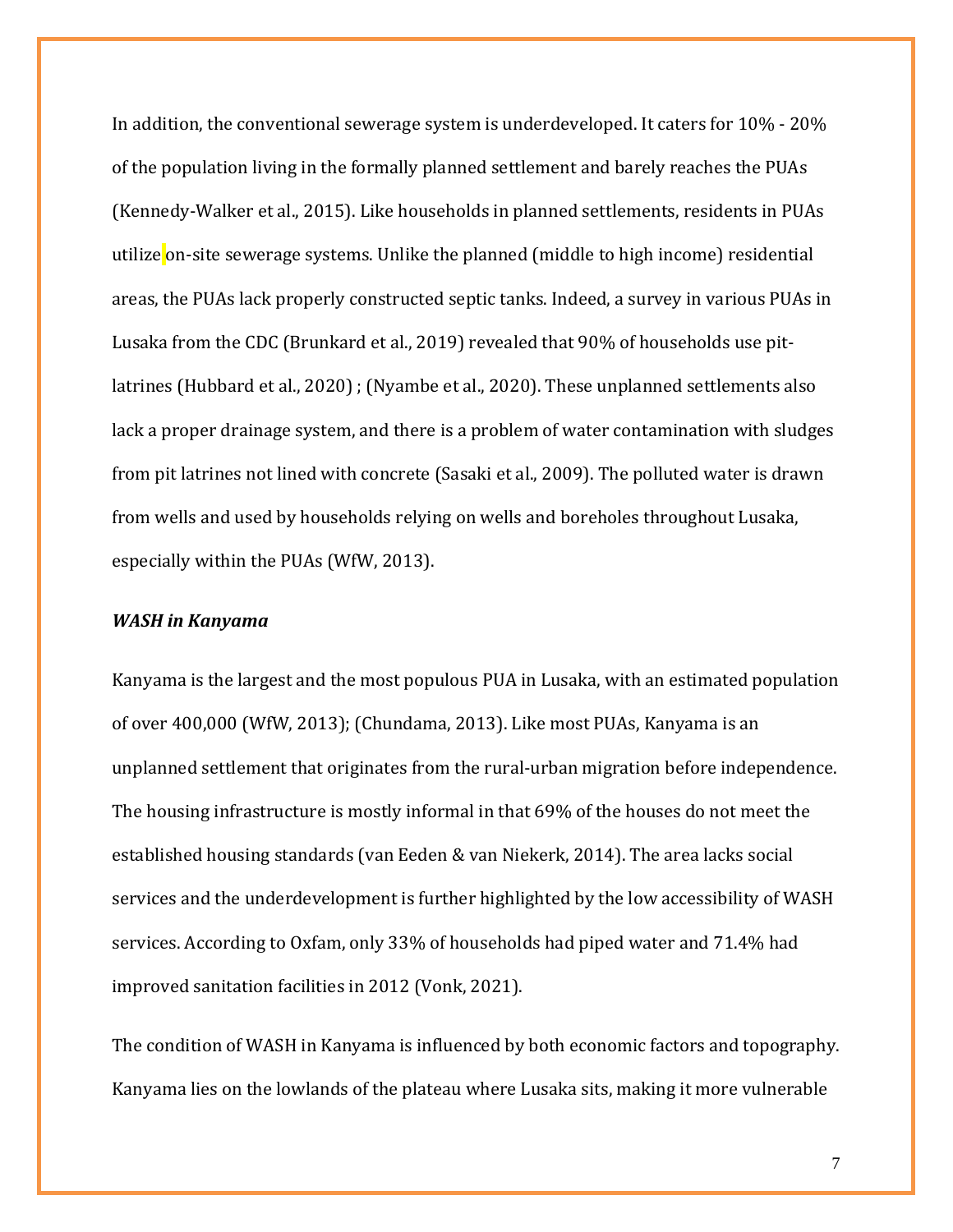In addition, the conventional sewerage system is underdeveloped. It caters for 10% - 20% of the population living in the formally planned settlement and barely reaches the PUAs (Kennedy-Walker et al., 2015). Like households in planned settlements, residents in PUAs utilize on-site sewerage systems. Unlike the planned (middle to high income) residential areas, the PUAs lack properly constructed septic tanks. Indeed, a survey in various PUAs in Lusaka from the CDC (Brunkard et al., 2019) revealed that 90% of households use pit-latrines (Hubbard et al., 2020) ; (Nyambe et al., 2020). These unplanned settlements also lack a proper drainage system, and there is a problem of water contamination with sludges from pit latrines not lined with concrete (Sasaki et al., 2009). The polluted water is drawn from wells and used by households relying on wells and boreholes throughout Lusaka, especially within the PUAs (WfW, 2013).

***WASH in Kanyama***

Kanyama is the largest and the most populous PUA in Lusaka, with an estimated population of over 400,000 (WfW, 2013); (Chundama, 2013). Like most PUAs, Kanyama is an unplanned settlement that originates from the rural-urban migration before independence. The housing infrastructure is mostly informal in that 69% of the houses do not meet the established housing standards (van Eeden & van Niekerk, 2014). The area lacks social services and the underdevelopment is further highlighted by the low accessibility of WASH services. According to Oxfam, only 33% of households had piped water and 71.4% had improved sanitation facilities in 2012 (Vonk, 2021).

The condition of WASH in Kanyama is influenced by both economic factors and topography. Kanyama lies on the lowlands of the plateau where Lusaka sits, making it more vulnerable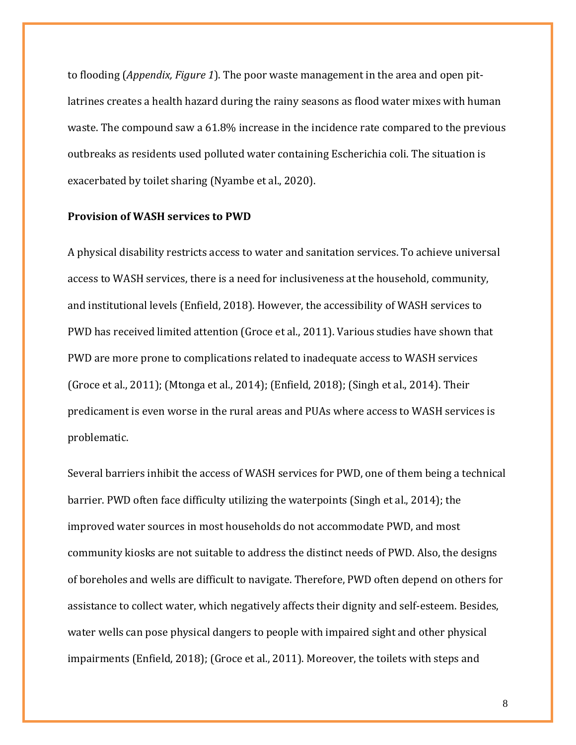to flooding (*Appendix, Figure 1*). The poor waste management in the area and open pit-latrines creates a health hazard during the rainy seasons as flood water mixes with human waste. The compound saw a 61.8% increase in the incidence rate compared to the previous outbreaks as residents used polluted water containing Escherichia coli. The situation is exacerbated by toilet sharing (Nyambe et al., 2020).

**Provision of WASH services to PWD**

A physical disability restricts access to water and sanitation services. To achieve universal access to WASH services, there is a need for inclusiveness at the household, community, and institutional levels (Enfield, 2018). However, the accessibility of WASH services to PWD has received limited attention (Groce et al., 2011). Various studies have shown that PWD are more prone to complications related to inadequate access to WASH services (Groce et al., 2011); (Mtonga et al., 2014); (Enfield, 2018); (Singh et al., 2014). Their predicament is even worse in the rural areas and PUAs where access to WASH services is problematic.

Several barriers inhibit the access of WASH services for PWD, one of them being a technical barrier. PWD often face difficulty utilizing the waterpoints (Singh et al., 2014); the improved water sources in most households do not accommodate PWD, and most community kiosks are not suitable to address the distinct needs of PWD. Also, the designs of boreholes and wells are difficult to navigate. Therefore, PWD often depend on others for assistance to collect water, which negatively affects their dignity and self-esteem. Besides, water wells can pose physical dangers to people with impaired sight and other physical impairments (Enfield, 2018); (Groce et al., 2011). Moreover, the toilets with steps and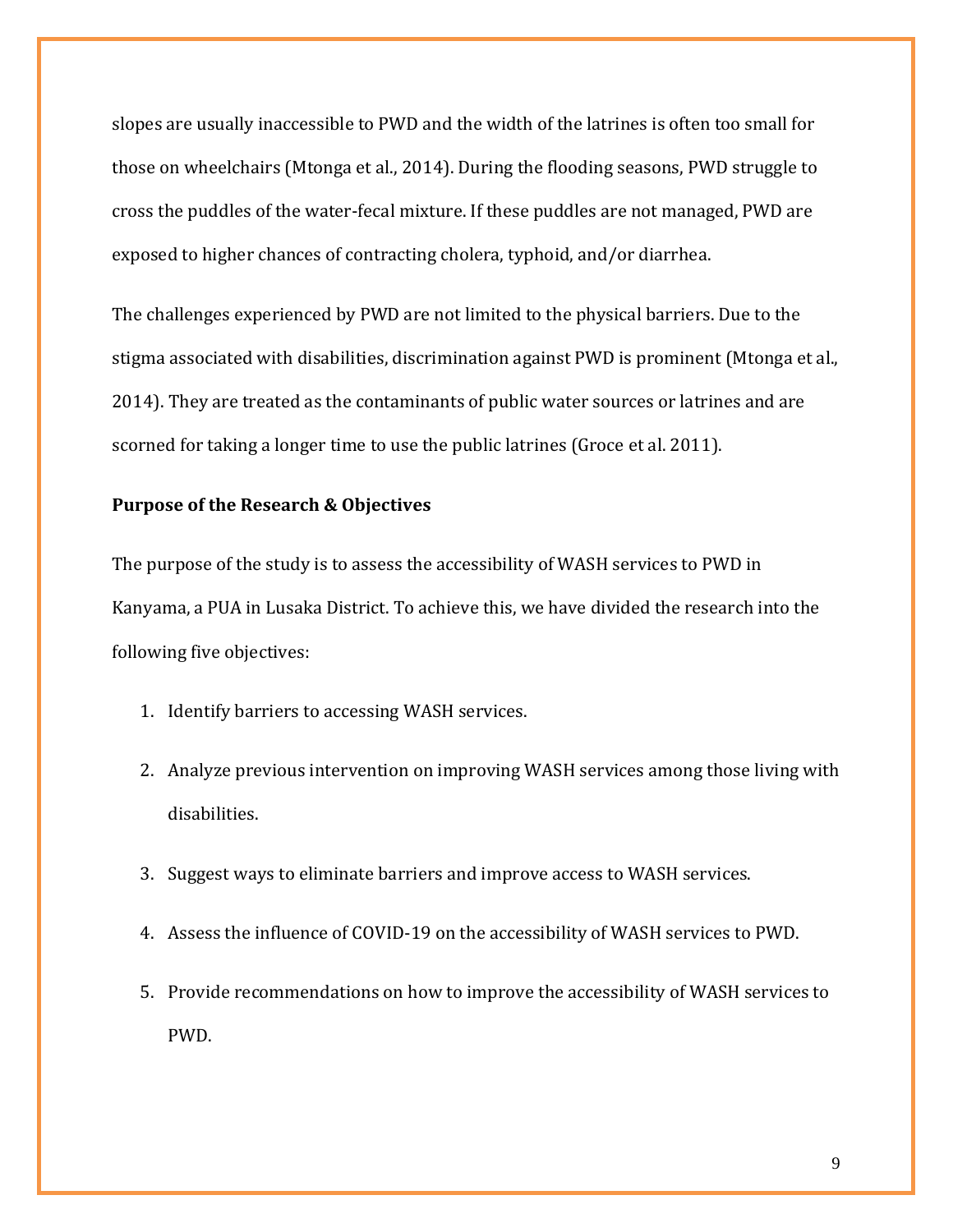slopes are usually inaccessible to PWD and the width of the latrines is often too small for those on wheelchairs (Mtonga et al., 2014). During the flooding seasons, PWD struggle to cross the puddles of the water-fecal mixture. If these puddles are not managed, PWD are exposed to higher chances of contracting cholera, typhoid, and/or diarrhea.

The challenges experienced by PWD are not limited to the physical barriers. Due to the stigma associated with disabilities, discrimination against PWD is prominent (Mtonga et al., 2014). They are treated as the contaminants of public water sources or latrines and are scorned for taking a longer time to use the public latrines (Groce et al. 2011).

**Purpose of the Research & Objectives**

The purpose of the study is to assess the accessibility of WASH services to PWD in Kanyama, a PUA in Lusaka District. To achieve this, we have divided the research into the following five objectives:

1. Identify barriers to accessing WASH services.
2. Analyze previous intervention on improving WASH services among those living with disabilities.
3. Suggest ways to eliminate barriers and improve access to WASH services.
4. Assess the influence of COVID-19 on the accessibility of WASH services to PWD.
5. Provide recommendations on how to improve the accessibility of WASH services to PWD.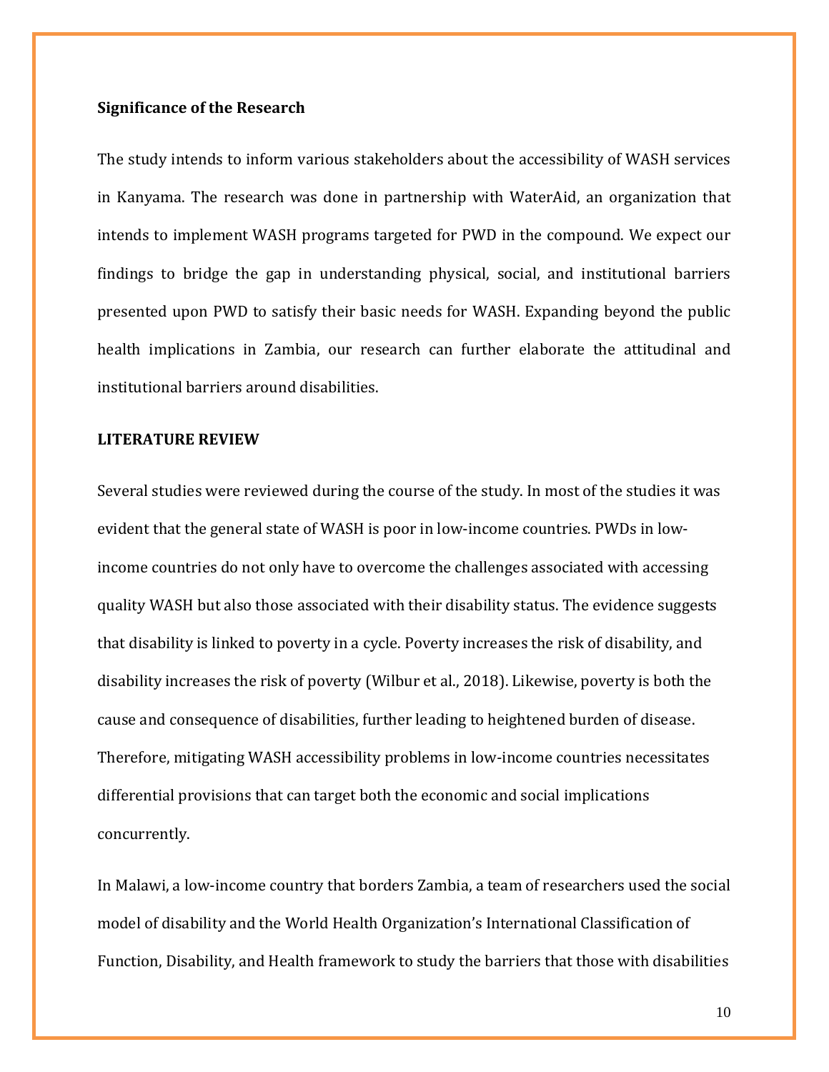**Significance of the Research**

The study intends to inform various stakeholders about the accessibility of WASH services in Kanyama. The research was done in partnership with WaterAid, an organization that intends to implement WASH programs targeted for PWD in the compound. We expect our findings to bridge the gap in understanding physical, social, and institutional barriers presented upon PWD to satisfy their basic needs for WASH. Expanding beyond the public health implications in Zambia, our research can further elaborate the attitudinal and institutional barriers around disabilities.

**LITERATURE REVIEW**

Several studies were reviewed during the course of the study. In most of the studies it was evident that the general state of WASH is poor in low-income countries. PWDs in low-income countries do not only have to overcome the challenges associated with accessing quality WASH but also those associated with their disability status. The evidence suggests that disability is linked to poverty in a cycle. Poverty increases the risk of disability, and disability increases the risk of poverty (Wilbur et al., 2018). Likewise, poverty is both the cause and consequence of disabilities, further leading to heightened burden of disease. Therefore, mitigating WASH accessibility problems in low-income countries necessitates differential provisions that can target both the economic and social implications concurrently.

In Malawi, a low-income country that borders Zambia, a team of researchers used the social model of disability and the World Health Organization's International Classification of Function, Disability, and Health framework to study the barriers that those with disabilities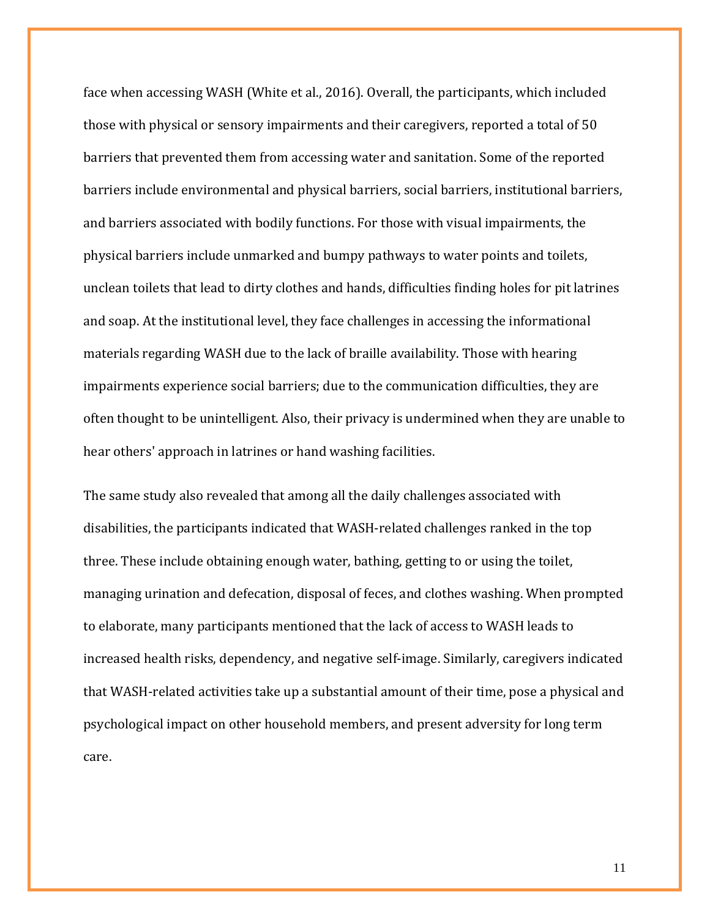face when accessing WASH (White et al., 2016). Overall, the participants, which included those with physical or sensory impairments and their caregivers, reported a total of 50 barriers that prevented them from accessing water and sanitation. Some of the reported barriers include environmental and physical barriers, social barriers, institutional barriers, and barriers associated with bodily functions. For those with visual impairments, the physical barriers include unmarked and bumpy pathways to water points and toilets, unclean toilets that lead to dirty clothes and hands, difficulties finding holes for pit latrines and soap. At the institutional level, they face challenges in accessing the informational materials regarding WASH due to the lack of braille availability. Those with hearing impairments experience social barriers; due to the communication difficulties, they are often thought to be unintelligent. Also, their privacy is undermined when they are unable to hear others' approach in latrines or hand washing facilities.

The same study also revealed that among all the daily challenges associated with disabilities, the participants indicated that WASH-related challenges ranked in the top three. These include obtaining enough water, bathing, getting to or using the toilet, managing urination and defecation, disposal of feces, and clothes washing. When prompted to elaborate, many participants mentioned that the lack of access to WASH leads to increased health risks, dependency, and negative self-image. Similarly, caregivers indicated that WASH-related activities take up a substantial amount of their time, pose a physical and psychological impact on other household members, and present adversity for long term care.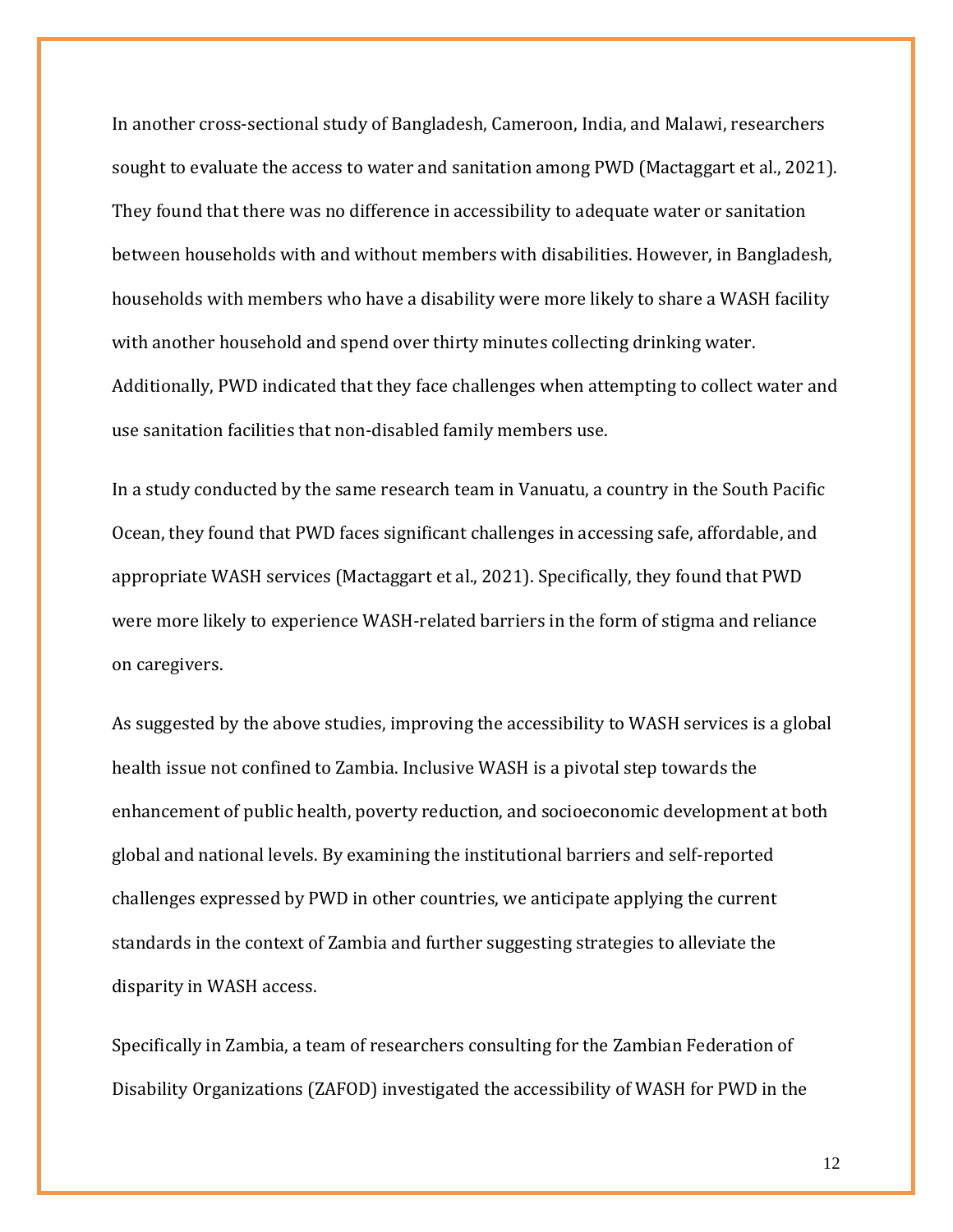In another cross-sectional study of Bangladesh, Cameroon, India, and Malawi, researchers sought to evaluate the access to water and sanitation among PWD (Mactaggart et al., 2021). They found that there was no difference in accessibility to adequate water or sanitation between households with and without members with disabilities. However, in Bangladesh, households with members who have a disability were more likely to share a WASH facility with another household and spend over thirty minutes collecting drinking water. Additionally, PWD indicated that they face challenges when attempting to collect water and use sanitation facilities that non-disabled family members use.

In a study conducted by the same research team in Vanuatu, a country in the South Pacific Ocean, they found that PWD faces significant challenges in accessing safe, affordable, and appropriate WASH services (Mactaggart et al., 2021). Specifically, they found that PWD were more likely to experience WASH-related barriers in the form of stigma and reliance on caregivers.

As suggested by the above studies, improving the accessibility to WASH services is a global health issue not confined to Zambia. Inclusive WASH is a pivotal step towards the enhancement of public health, poverty reduction, and socioeconomic development at both global and national levels. By examining the institutional barriers and self-reported challenges expressed by PWD in other countries, we anticipate applying the current standards in the context of Zambia and further suggesting strategies to alleviate the disparity in WASH access.

Specifically in Zambia, a team of researchers consulting for the Zambian Federation of Disability Organizations (ZAFOD) investigated the accessibility of WASH for PWD in the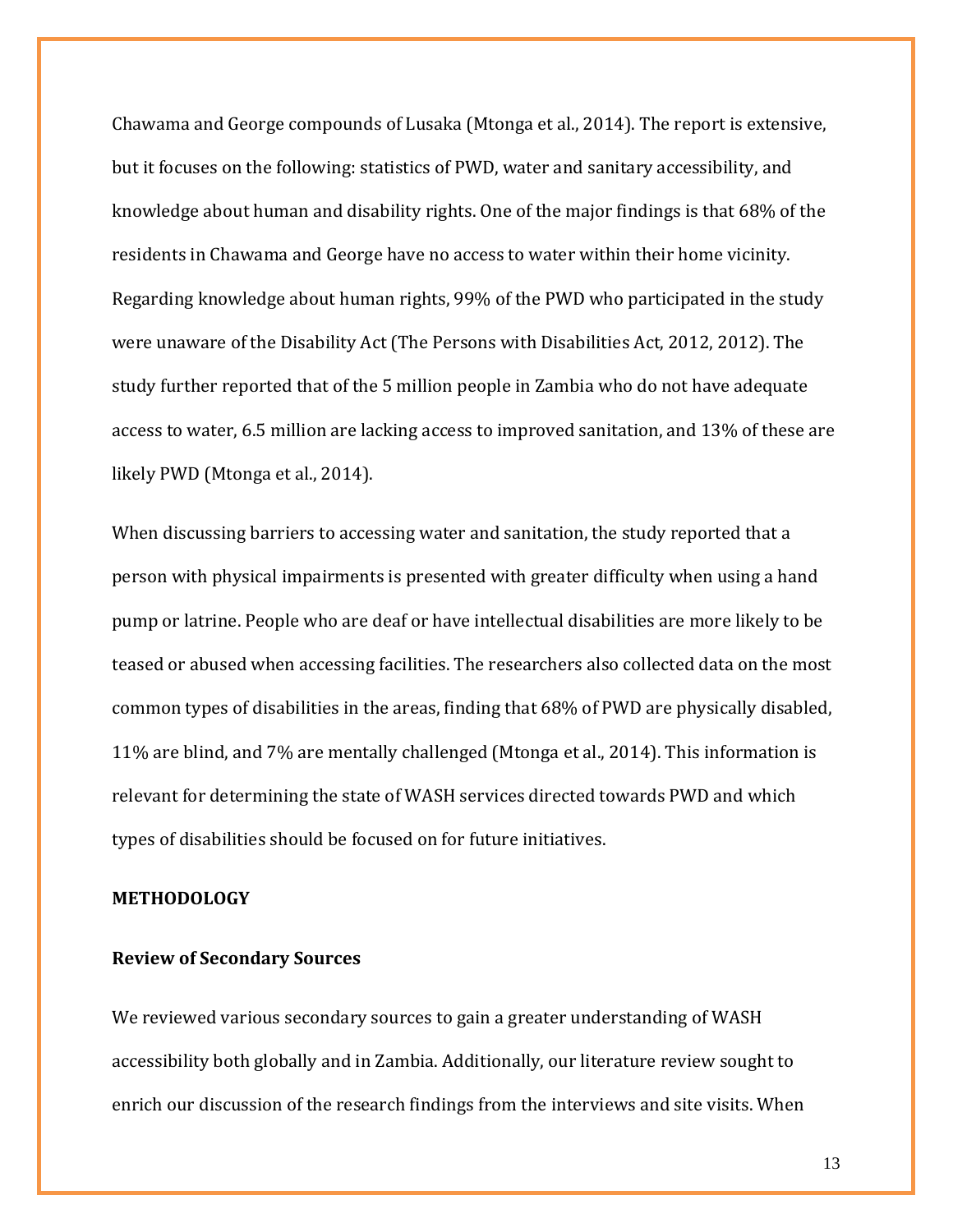Chawama and George compounds of Lusaka (Mtonga et al., 2014). The report is extensive, but it focuses on the following: statistics of PWD, water and sanitary accessibility, and knowledge about human and disability rights. One of the major findings is that 68% of the residents in Chawama and George have no access to water within their home vicinity. Regarding knowledge about human rights, 99% of the PWD who participated in the study were unaware of the Disability Act (The Persons with Disabilities Act, 2012, 2012). The study further reported that of the 5 million people in Zambia who do not have adequate access to water, 6.5 million are lacking access to improved sanitation, and 13% of these are likely PWD (Mtonga et al., 2014).

When discussing barriers to accessing water and sanitation, the study reported that a person with physical impairments is presented with greater difficulty when using a hand pump or latrine. People who are deaf or have intellectual disabilities are more likely to be teased or abused when accessing facilities. The researchers also collected data on the most common types of disabilities in the areas, finding that 68% of PWD are physically disabled, 11% are blind, and 7% are mentally challenged (Mtonga et al., 2014). This information is relevant for determining the state of WASH services directed towards PWD and which types of disabilities should be focused on for future initiatives.

## METHODOLOGY

### Review of Secondary Sources

We reviewed various secondary sources to gain a greater understanding of WASH accessibility both globally and in Zambia. Additionally, our literature review sought to enrich our discussion of the research findings from the interviews and site visits. When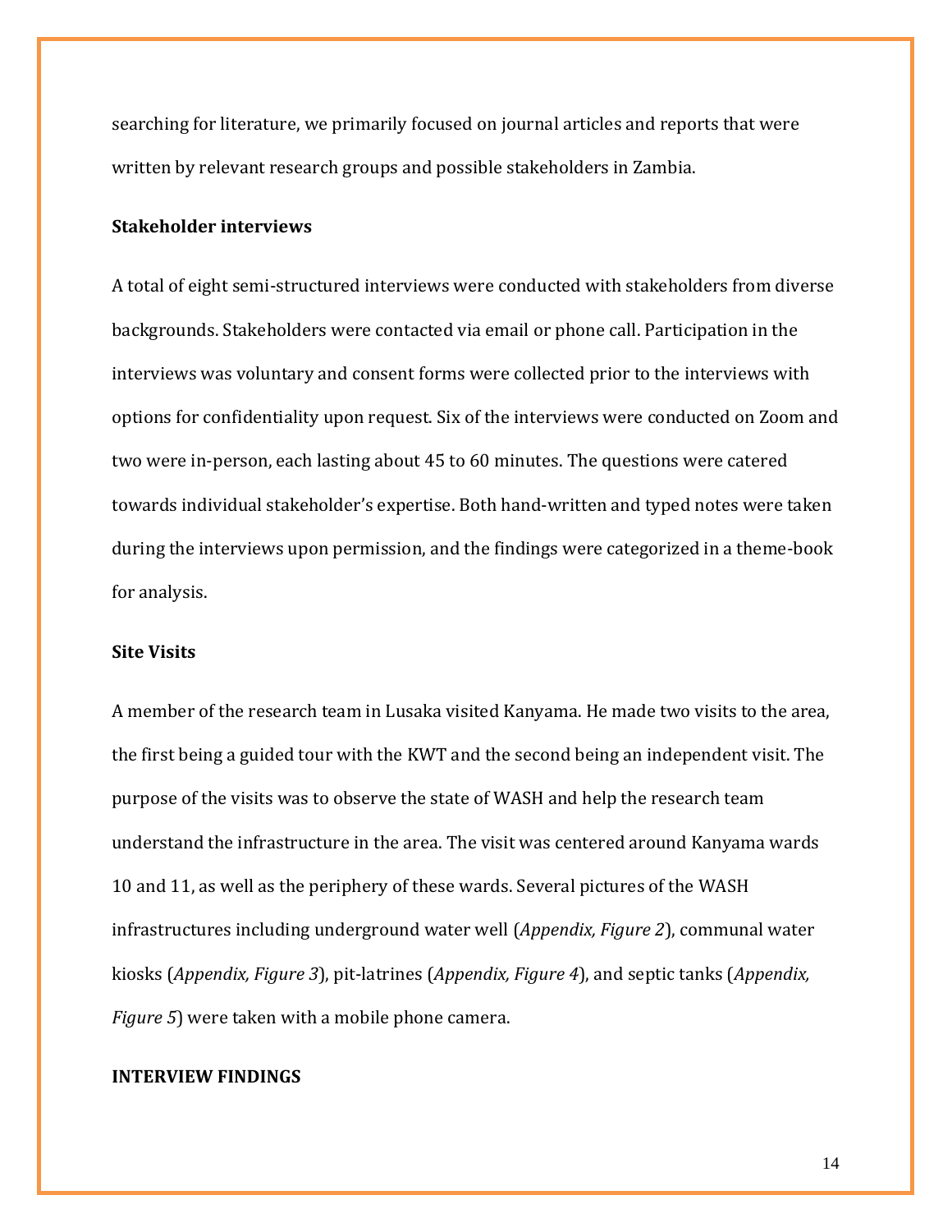searching for literature, we primarily focused on journal articles and reports that were written by relevant research groups and possible stakeholders in Zambia.

### Stakeholder interviews

A total of eight semi-structured interviews were conducted with stakeholders from diverse backgrounds. Stakeholders were contacted via email or phone call. Participation in the interviews was voluntary and consent forms were collected prior to the interviews with options for confidentiality upon request. Six of the interviews were conducted on Zoom and two were in-person, each lasting about 45 to 60 minutes. The questions were catered towards individual stakeholder's expertise. Both hand-written and typed notes were taken during the interviews upon permission, and the findings were categorized in a theme-book for analysis.

### Site Visits

A member of the research team in Lusaka visited Kanyama. He made two visits to the area, the first being a guided tour with the KWT and the second being an independent visit. The purpose of the visits was to observe the state of WASH and help the research team understand the infrastructure in the area. The visit was centered around Kanyama wards 10 and 11, as well as the periphery of these wards. Several pictures of the WASH infrastructures including underground water well (*Appendix, Figure 2*), communal water kiosks (*Appendix, Figure 3*), pit-latrines (*Appendix, Figure 4*), and septic tanks (*Appendix, Figure 5*) were taken with a mobile phone camera.

## INTERVIEW FINDINGS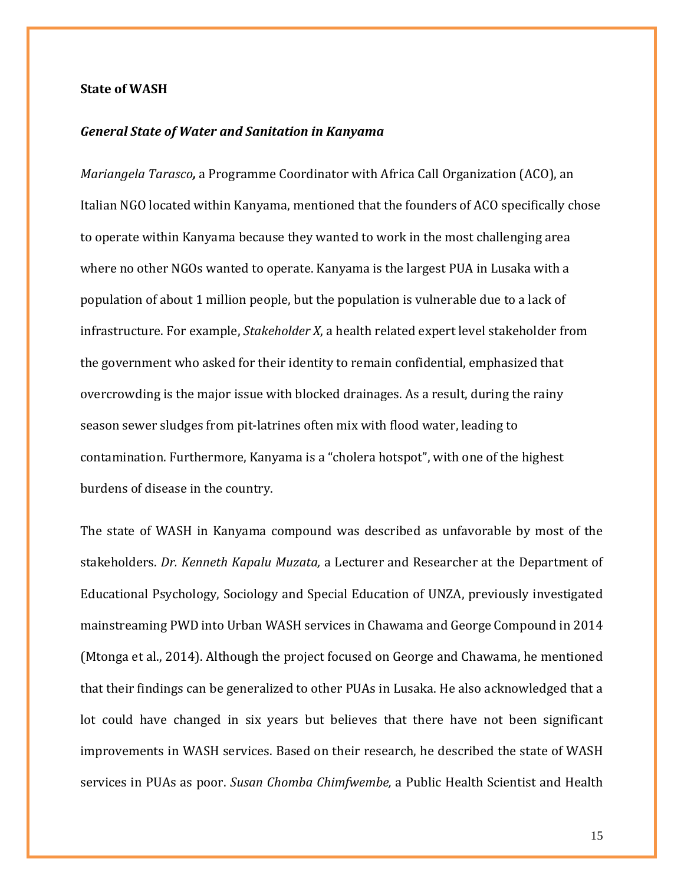**State of WASH**

***General State of Water and Sanitation in Kanyama***

*Mariangela Tarasco***,** a Programme Coordinator with Africa Call Organization (ACO), an Italian NGO located within Kanyama, mentioned that the founders of ACO specifically chose to operate within Kanyama because they wanted to work in the most challenging area where no other NGOs wanted to operate. Kanyama is the largest PUA in Lusaka with a population of about 1 million people, but the population is vulnerable due to a lack of infrastructure. For example, *Stakeholder X*, a health related expert level stakeholder from the government who asked for their identity to remain confidential, emphasized that overcrowding is the major issue with blocked drainages. As a result, during the rainy season sewer sludges from pit-latrines often mix with flood water, leading to contamination. Furthermore, Kanyama is a "cholera hotspot", with one of the highest burdens of disease in the country.

The state of WASH in Kanyama compound was described as unfavorable by most of the stakeholders. *Dr. Kenneth Kapalu Muzata,* a Lecturer and Researcher at the Department of Educational Psychology, Sociology and Special Education of UNZA, previously investigated mainstreaming PWD into Urban WASH services in Chawama and George Compound in 2014 (Mtonga et al., 2014). Although the project focused on George and Chawama, he mentioned that their findings can be generalized to other PUAs in Lusaka. He also acknowledged that a lot could have changed in six years but believes that there have not been significant improvements in WASH services. Based on their research, he described the state of WASH services in PUAs as poor. *Susan Chomba Chimfwembe,* a Public Health Scientist and Health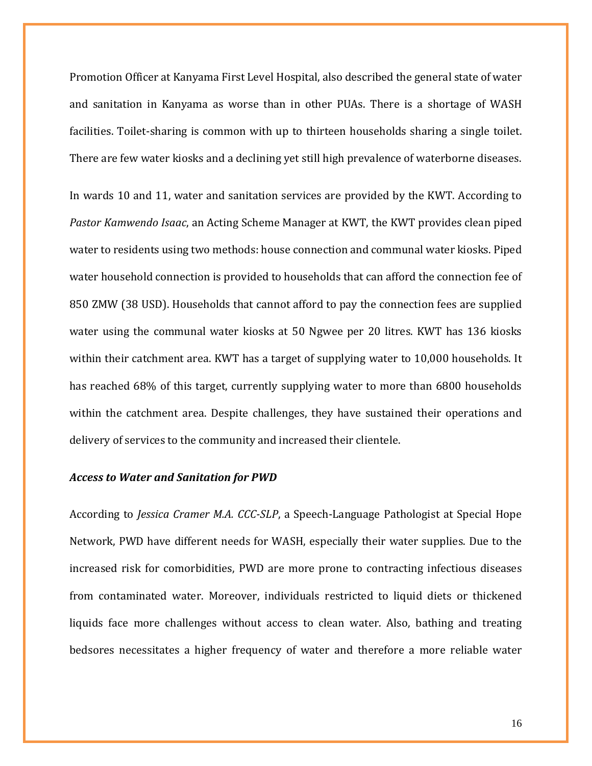Promotion Officer at Kanyama First Level Hospital, also described the general state of water and sanitation in Kanyama as worse than in other PUAs. There is a shortage of WASH facilities. Toilet-sharing is common with up to thirteen households sharing a single toilet. There are few water kiosks and a declining yet still high prevalence of waterborne diseases.

In wards 10 and 11, water and sanitation services are provided by the KWT. According to *Pastor Kamwendo Isaac*, an Acting Scheme Manager at KWT, the KWT provides clean piped water to residents using two methods: house connection and communal water kiosks. Piped water household connection is provided to households that can afford the connection fee of 850 ZMW (38 USD). Households that cannot afford to pay the connection fees are supplied water using the communal water kiosks at 50 Ngwee per 20 litres. KWT has 136 kiosks within their catchment area. KWT has a target of supplying water to 10,000 households. It has reached 68% of this target, currently supplying water to more than 6800 households within the catchment area. Despite challenges, they have sustained their operations and delivery of services to the community and increased their clientele.

***Access to Water and Sanitation for PWD***

According to *Jessica Cramer M.A. CCC-SLP*, a Speech-Language Pathologist at Special Hope Network, PWD have different needs for WASH, especially their water supplies. Due to the increased risk for comorbidities, PWD are more prone to contracting infectious diseases from contaminated water. Moreover, individuals restricted to liquid diets or thickened liquids face more challenges without access to clean water. Also, bathing and treating bedsores necessitates a higher frequency of water and therefore a more reliable water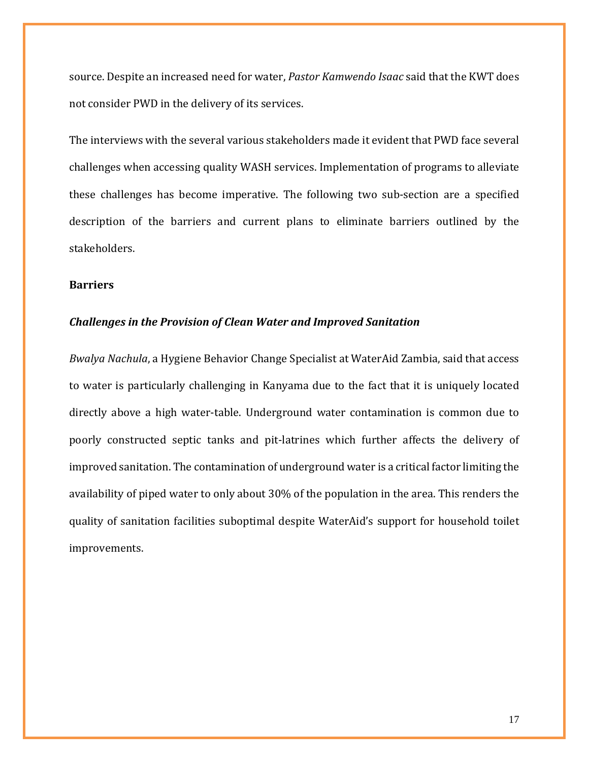source. Despite an increased need for water, *Pastor Kamwendo Isaac* said that the KWT does not consider PWD in the delivery of its services.

The interviews with the several various stakeholders made it evident that PWD face several challenges when accessing quality WASH services. Implementation of programs to alleviate these challenges has become imperative. The following two sub-section are a specified description of the barriers and current plans to eliminate barriers outlined by the stakeholders.

### Barriers

#### *Challenges in the Provision of Clean Water and Improved Sanitation*

*Bwalya Nachula*, a Hygiene Behavior Change Specialist at WaterAid Zambia, said that access to water is particularly challenging in Kanyama due to the fact that it is uniquely located directly above a high water-table. Underground water contamination is common due to poorly constructed septic tanks and pit-latrines which further affects the delivery of improved sanitation. The contamination of underground water is a critical factor limiting the availability of piped water to only about 30% of the population in the area. This renders the quality of sanitation facilities suboptimal despite WaterAid's support for household toilet improvements.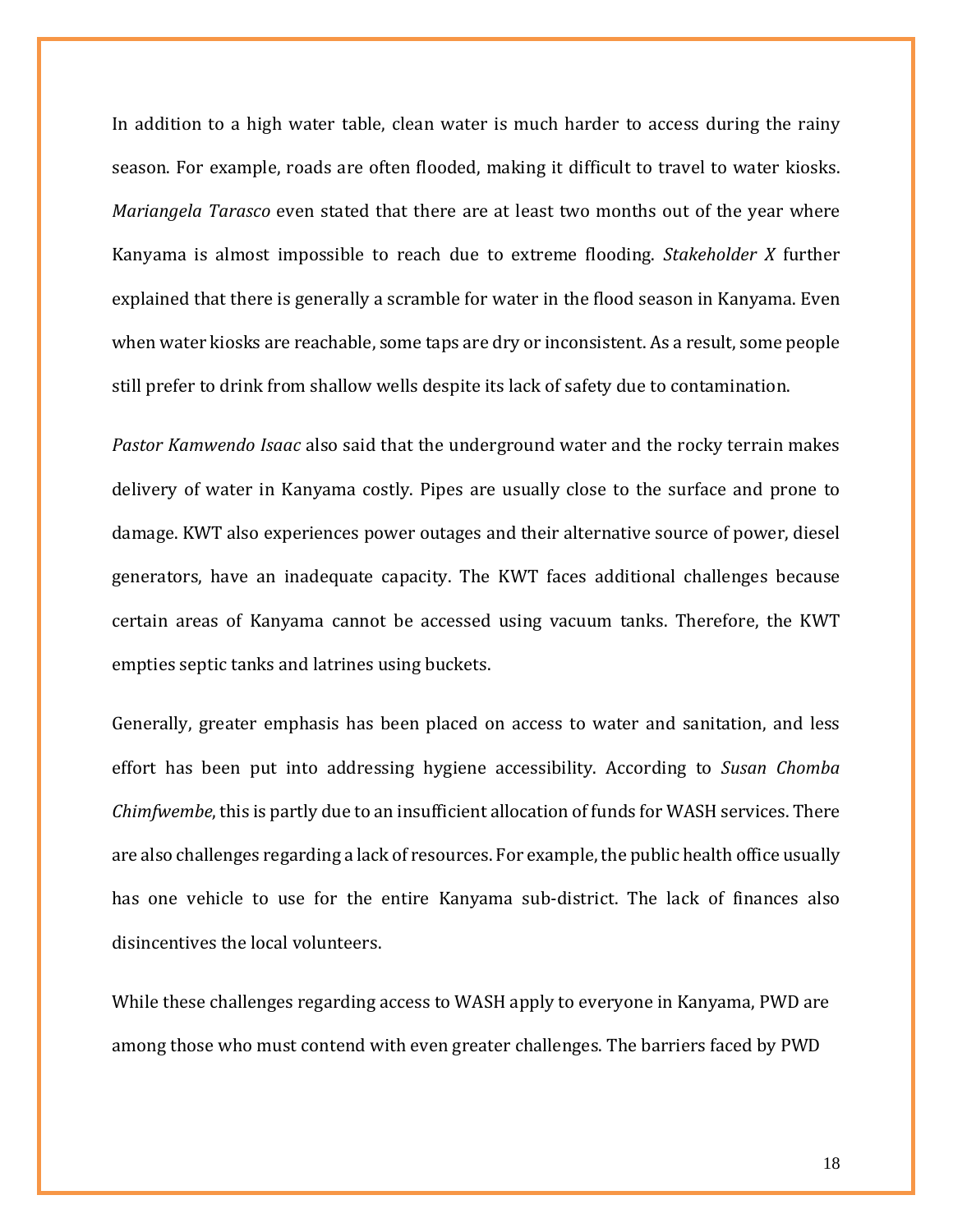In addition to a high water table, clean water is much harder to access during the rainy season. For example, roads are often flooded, making it difficult to travel to water kiosks. *Mariangela Tarasco* even stated that there are at least two months out of the year where Kanyama is almost impossible to reach due to extreme flooding. *Stakeholder X* further explained that there is generally a scramble for water in the flood season in Kanyama. Even when water kiosks are reachable, some taps are dry or inconsistent. As a result, some people still prefer to drink from shallow wells despite its lack of safety due to contamination.

*Pastor Kamwendo Isaac* also said that the underground water and the rocky terrain makes delivery of water in Kanyama costly. Pipes are usually close to the surface and prone to damage. KWT also experiences power outages and their alternative source of power, diesel generators, have an inadequate capacity. The KWT faces additional challenges because certain areas of Kanyama cannot be accessed using vacuum tanks. Therefore, the KWT empties septic tanks and latrines using buckets.

Generally, greater emphasis has been placed on access to water and sanitation, and less effort has been put into addressing hygiene accessibility. According to *Susan Chomba Chimfwembe*, this is partly due to an insufficient allocation of funds for WASH services. There are also challenges regarding a lack of resources. For example, the public health office usually has one vehicle to use for the entire Kanyama sub-district. The lack of finances also disincentives the local volunteers.

While these challenges regarding access to WASH apply to everyone in Kanyama, PWD are among those who must contend with even greater challenges. The barriers faced by PWD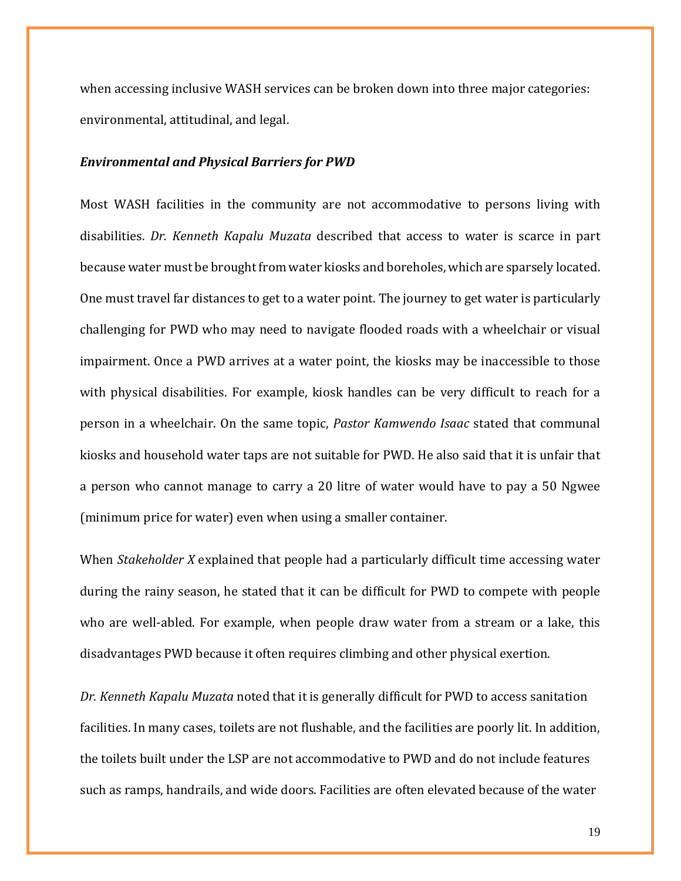when accessing inclusive WASH services can be broken down into three major categories: environmental, attitudinal, and legal.

***Environmental and Physical Barriers for PWD***

Most WASH facilities in the community are not accommodative to persons living with disabilities. *Dr. Kenneth Kapalu Muzata* described that access to water is scarce in part because water must be brought from water kiosks and boreholes, which are sparsely located. One must travel far distances to get to a water point. The journey to get water is particularly challenging for PWD who may need to navigate flooded roads with a wheelchair or visual impairment. Once a PWD arrives at a water point, the kiosks may be inaccessible to those with physical disabilities. For example, kiosk handles can be very difficult to reach for a person in a wheelchair. On the same topic, *Pastor Kamwendo Isaac* stated that communal kiosks and household water taps are not suitable for PWD. He also said that it is unfair that a person who cannot manage to carry a 20 litre of water would have to pay a 50 Ngwee (minimum price for water) even when using a smaller container.

When *Stakeholder X* explained that people had a particularly difficult time accessing water during the rainy season, he stated that it can be difficult for PWD to compete with people who are well-abled. For example, when people draw water from a stream or a lake, this disadvantages PWD because it often requires climbing and other physical exertion.

*Dr. Kenneth Kapalu Muzata* noted that it is generally difficult for PWD to access sanitation facilities. In many cases, toilets are not flushable, and the facilities are poorly lit. In addition, the toilets built under the LSP are not accommodative to PWD and do not include features such as ramps, handrails, and wide doors. Facilities are often elevated because of the water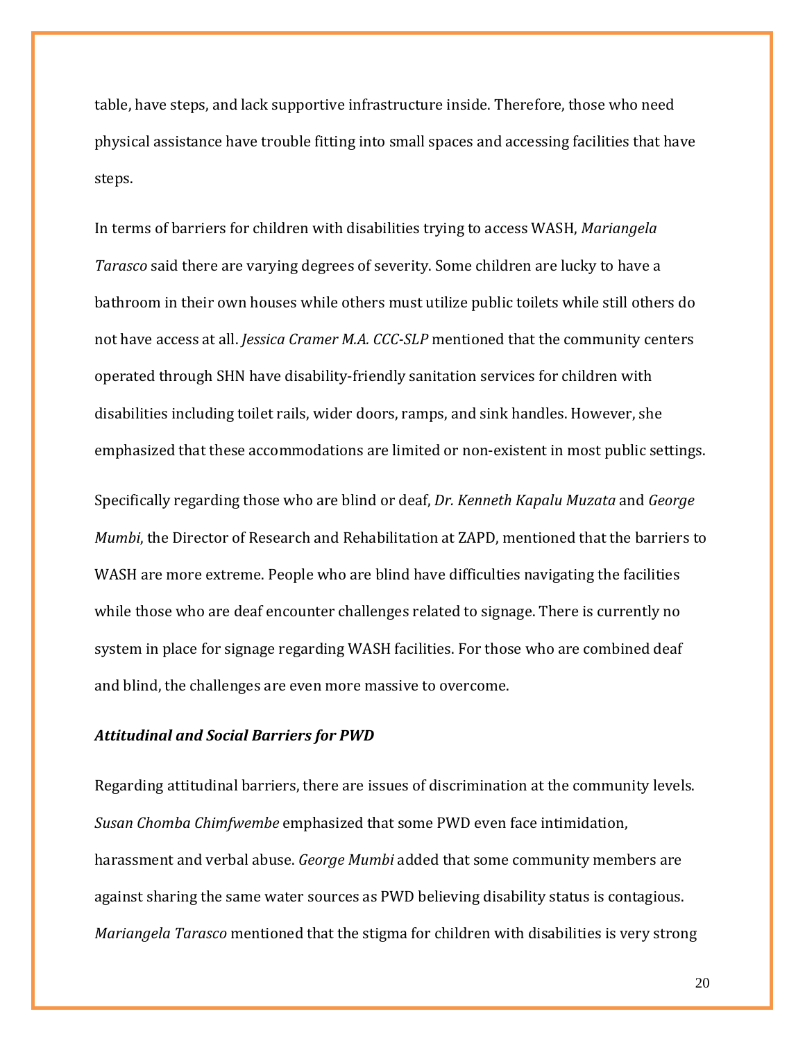table, have steps, and lack supportive infrastructure inside. Therefore, those who need physical assistance have trouble fitting into small spaces and accessing facilities that have steps.

In terms of barriers for children with disabilities trying to access WASH, *Mariangela Tarasco* said there are varying degrees of severity. Some children are lucky to have a bathroom in their own houses while others must utilize public toilets while still others do not have access at all. *Jessica Cramer M.A. CCC-SLP* mentioned that the community centers operated through SHN have disability-friendly sanitation services for children with disabilities including toilet rails, wider doors, ramps, and sink handles. However, she emphasized that these accommodations are limited or non-existent in most public settings.

Specifically regarding those who are blind or deaf, *Dr. Kenneth Kapalu Muzata* and *George Mumbi*, the Director of Research and Rehabilitation at ZAPD, mentioned that the barriers to WASH are more extreme. People who are blind have difficulties navigating the facilities while those who are deaf encounter challenges related to signage. There is currently no system in place for signage regarding WASH facilities. For those who are combined deaf and blind, the challenges are even more massive to overcome.

### ***Attitudinal and Social Barriers for PWD***

Regarding attitudinal barriers, there are issues of discrimination at the community levels. *Susan Chomba Chimfwembe* emphasized that some PWD even face intimidation, harassment and verbal abuse. *George Mumbi* added that some community members are against sharing the same water sources as PWD believing disability status is contagious. *Mariangela Tarasco* mentioned that the stigma for children with disabilities is very strong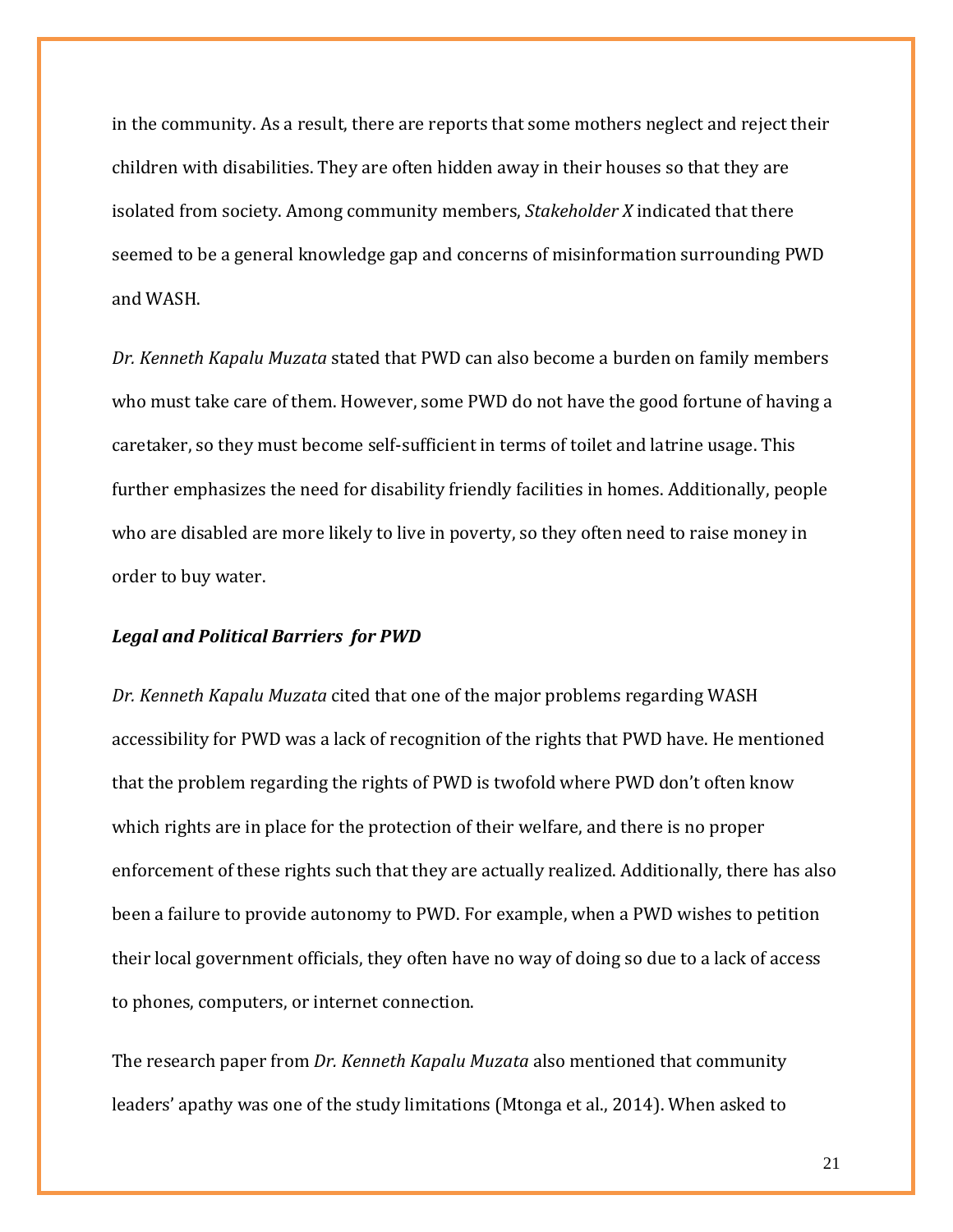in the community. As a result, there are reports that some mothers neglect and reject their children with disabilities. They are often hidden away in their houses so that they are isolated from society. Among community members, *Stakeholder X* indicated that there seemed to be a general knowledge gap and concerns of misinformation surrounding PWD and WASH.

*Dr. Kenneth Kapalu Muzata* stated that PWD can also become a burden on family members who must take care of them. However, some PWD do not have the good fortune of having a caretaker, so they must become self-sufficient in terms of toilet and latrine usage. This further emphasizes the need for disability friendly facilities in homes. Additionally, people who are disabled are more likely to live in poverty, so they often need to raise money in order to buy water.

### *Legal and Political Barriers for PWD*

*Dr. Kenneth Kapalu Muzata* cited that one of the major problems regarding WASH accessibility for PWD was a lack of recognition of the rights that PWD have. He mentioned that the problem regarding the rights of PWD is twofold where PWD don't often know which rights are in place for the protection of their welfare, and there is no proper enforcement of these rights such that they are actually realized. Additionally, there has also been a failure to provide autonomy to PWD. For example, when a PWD wishes to petition their local government officials, they often have no way of doing so due to a lack of access to phones, computers, or internet connection.

The research paper from *Dr. Kenneth Kapalu Muzata* also mentioned that community leaders' apathy was one of the study limitations (Mtonga et al., 2014). When asked to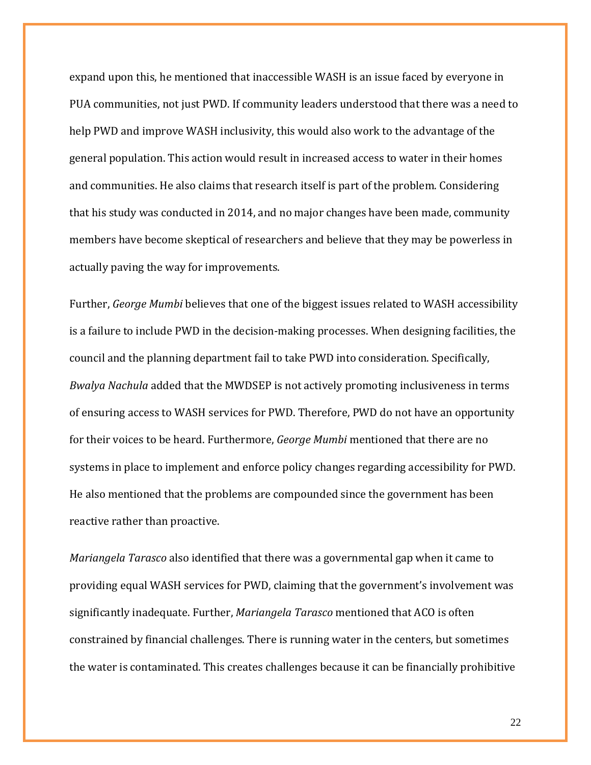expand upon this, he mentioned that inaccessible WASH is an issue faced by everyone in PUA communities, not just PWD. If community leaders understood that there was a need to help PWD and improve WASH inclusivity, this would also work to the advantage of the general population. This action would result in increased access to water in their homes and communities. He also claims that research itself is part of the problem. Considering that his study was conducted in 2014, and no major changes have been made, community members have become skeptical of researchers and believe that they may be powerless in actually paving the way for improvements.

Further, *George Mumbi* believes that one of the biggest issues related to WASH accessibility is a failure to include PWD in the decision-making processes. When designing facilities, the council and the planning department fail to take PWD into consideration. Specifically, *Bwalya Nachula* added that the MWDSEP is not actively promoting inclusiveness in terms of ensuring access to WASH services for PWD. Therefore, PWD do not have an opportunity for their voices to be heard. Furthermore, *George Mumbi* mentioned that there are no systems in place to implement and enforce policy changes regarding accessibility for PWD. He also mentioned that the problems are compounded since the government has been reactive rather than proactive.

*Mariangela Tarasco* also identified that there was a governmental gap when it came to providing equal WASH services for PWD, claiming that the government's involvement was significantly inadequate. Further, *Mariangela Tarasco* mentioned that ACO is often constrained by financial challenges. There is running water in the centers, but sometimes the water is contaminated. This creates challenges because it can be financially prohibitive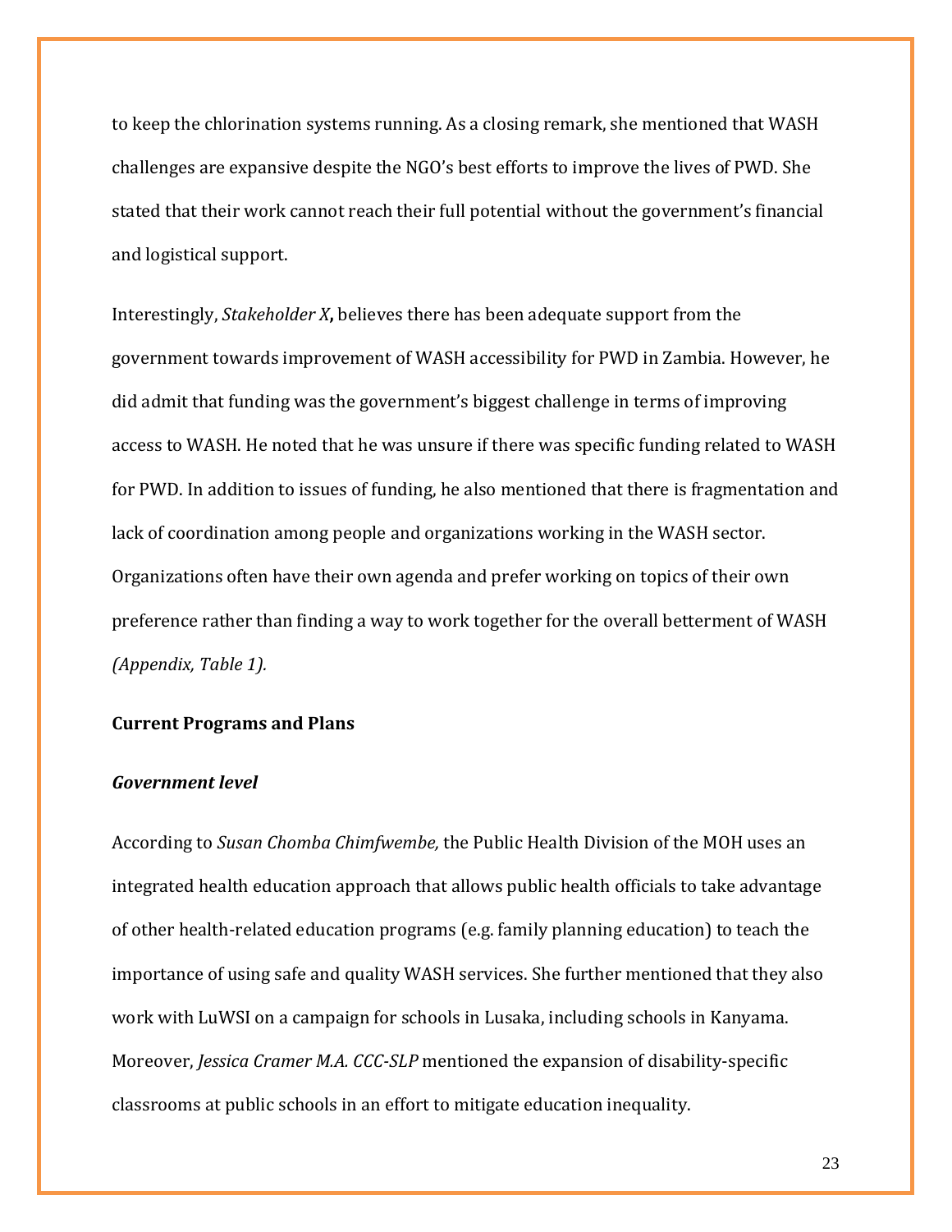to keep the chlorination systems running. As a closing remark, she mentioned that WASH challenges are expansive despite the NGO's best efforts to improve the lives of PWD. She stated that their work cannot reach their full potential without the government's financial and logistical support.

Interestingly, *Stakeholder X***,** believes there has been adequate support from the government towards improvement of WASH accessibility for PWD in Zambia. However, he did admit that funding was the government's biggest challenge in terms of improving access to WASH. He noted that he was unsure if there was specific funding related to WASH for PWD. In addition to issues of funding, he also mentioned that there is fragmentation and lack of coordination among people and organizations working in the WASH sector. Organizations often have their own agenda and prefer working on topics of their own preference rather than finding a way to work together for the overall betterment of WASH *(Appendix, Table 1).*

**Current Programs and Plans**

***Government level***

According to *Susan Chomba Chimfwembe,* the Public Health Division of the MOH uses an integrated health education approach that allows public health officials to take advantage of other health-related education programs (e.g. family planning education) to teach the importance of using safe and quality WASH services. She further mentioned that they also work with LuWSI on a campaign for schools in Lusaka, including schools in Kanyama. Moreover, *Jessica Cramer M.A. CCC-SLP* mentioned the expansion of disability-specific classrooms at public schools in an effort to mitigate education inequality.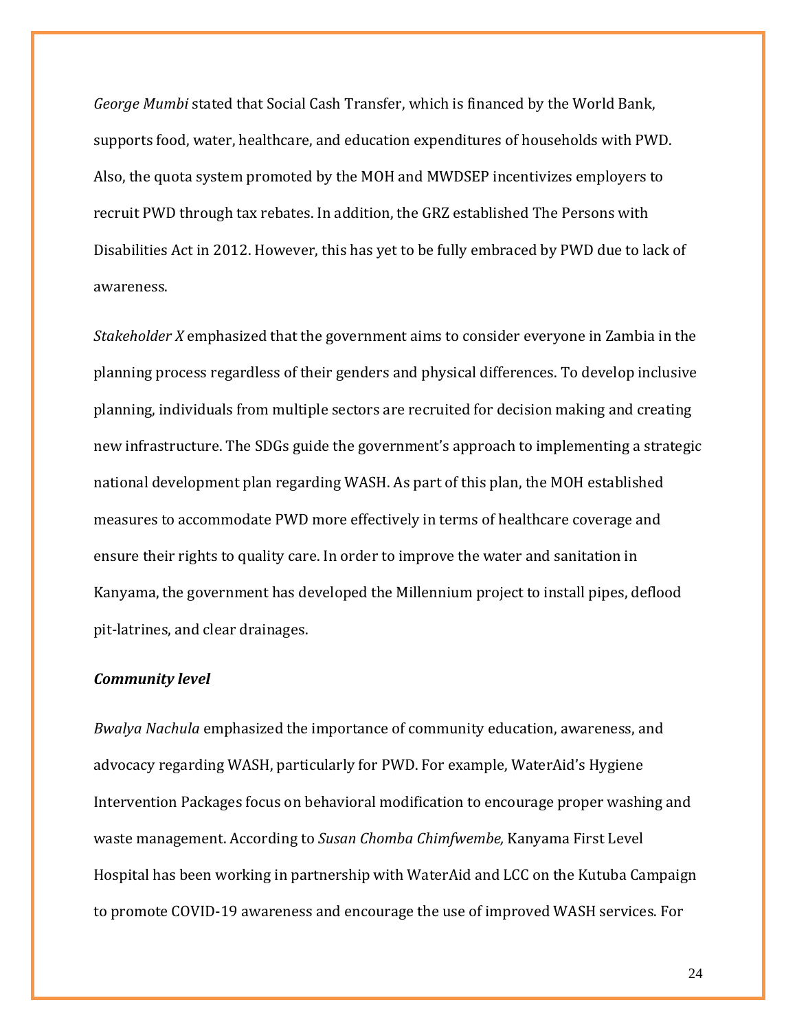*George Mumbi* stated that Social Cash Transfer, which is financed by the World Bank, supports food, water, healthcare, and education expenditures of households with PWD. Also, the quota system promoted by the MOH and MWDSEP incentivizes employers to recruit PWD through tax rebates. In addition, the GRZ established The Persons with Disabilities Act in 2012. However, this has yet to be fully embraced by PWD due to lack of awareness.

*Stakeholder X* emphasized that the government aims to consider everyone in Zambia in the planning process regardless of their genders and physical differences. To develop inclusive planning, individuals from multiple sectors are recruited for decision making and creating new infrastructure. The SDGs guide the government's approach to implementing a strategic national development plan regarding WASH. As part of this plan, the MOH established measures to accommodate PWD more effectively in terms of healthcare coverage and ensure their rights to quality care. In order to improve the water and sanitation in Kanyama, the government has developed the Millennium project to install pipes, deflood pit-latrines, and clear drainages.

***Community level***

*Bwalya Nachula* emphasized the importance of community education, awareness, and advocacy regarding WASH, particularly for PWD. For example, WaterAid's Hygiene Intervention Packages focus on behavioral modification to encourage proper washing and waste management. According to *Susan Chomba Chimfwembe,* Kanyama First Level Hospital has been working in partnership with WaterAid and LCC on the Kutuba Campaign to promote COVID-19 awareness and encourage the use of improved WASH services. For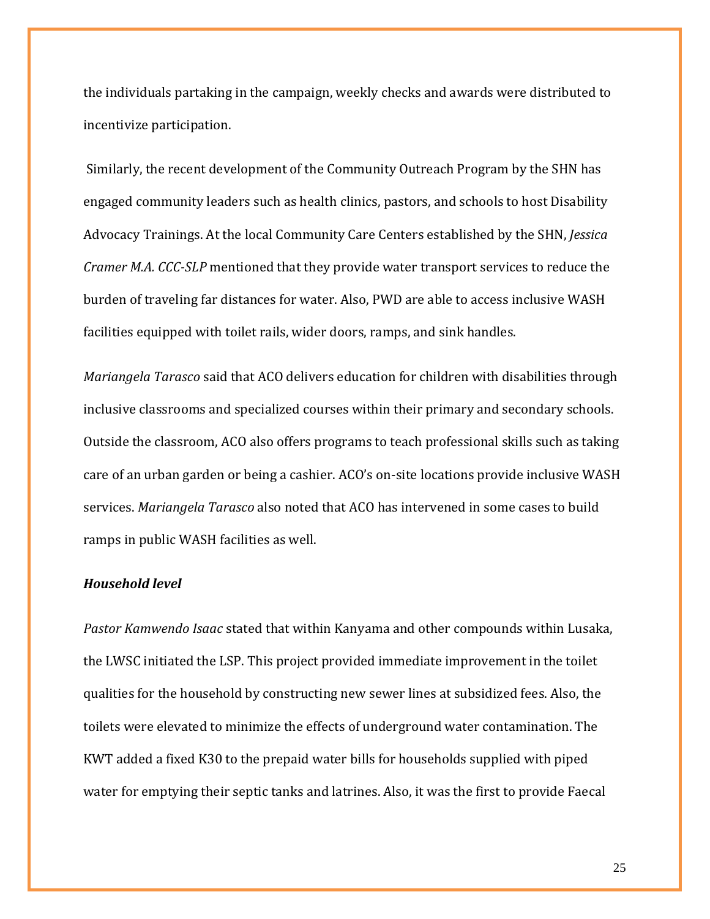the individuals partaking in the campaign, weekly checks and awards were distributed to incentivize participation.

Similarly, the recent development of the Community Outreach Program by the SHN has engaged community leaders such as health clinics, pastors, and schools to host Disability Advocacy Trainings. At the local Community Care Centers established by the SHN, *Jessica Cramer M.A. CCC-SLP* mentioned that they provide water transport services to reduce the burden of traveling far distances for water. Also, PWD are able to access inclusive WASH facilities equipped with toilet rails, wider doors, ramps, and sink handles.

*Mariangela Tarasco* said that ACO delivers education for children with disabilities through inclusive classrooms and specialized courses within their primary and secondary schools. Outside the classroom, ACO also offers programs to teach professional skills such as taking care of an urban garden or being a cashier. ACO's on-site locations provide inclusive WASH services. *Mariangela Tarasco* also noted that ACO has intervened in some cases to build ramps in public WASH facilities as well.

***Household level***

*Pastor Kamwendo Isaac* stated that within Kanyama and other compounds within Lusaka, the LWSC initiated the LSP. This project provided immediate improvement in the toilet qualities for the household by constructing new sewer lines at subsidized fees. Also, the toilets were elevated to minimize the effects of underground water contamination. The KWT added a fixed K30 to the prepaid water bills for households supplied with piped water for emptying their septic tanks and latrines. Also, it was the first to provide Faecal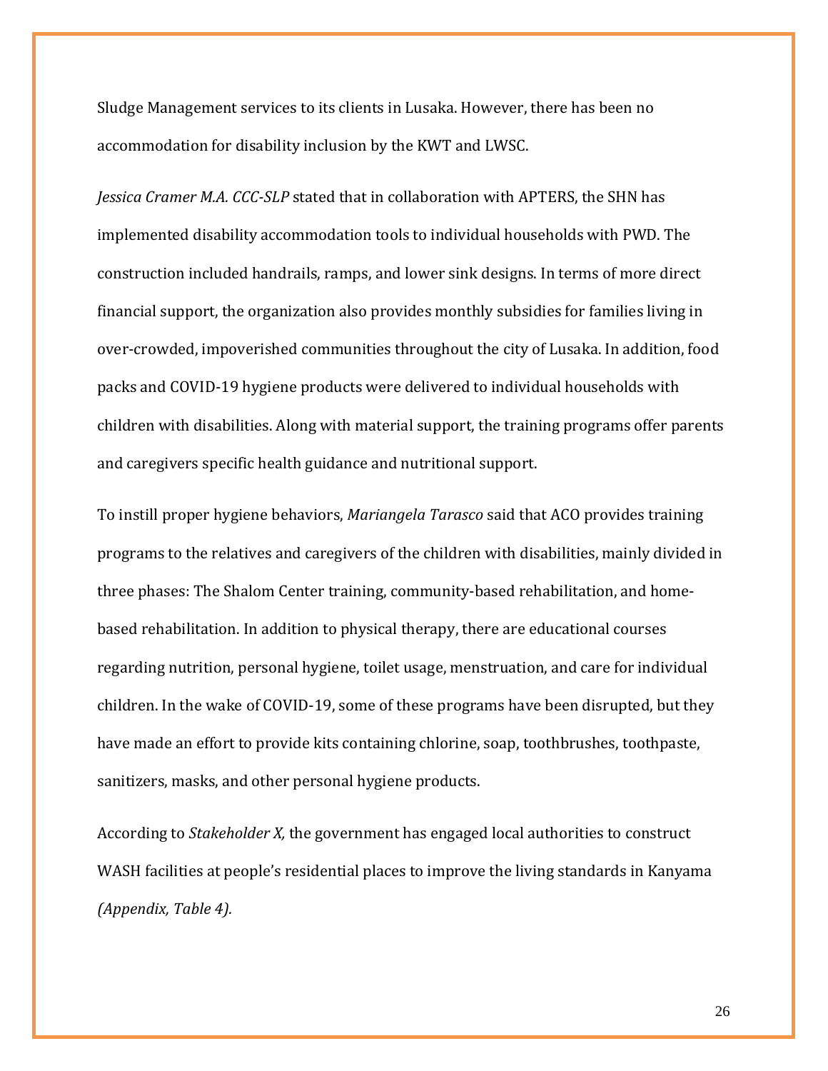Sludge Management services to its clients in Lusaka. However, there has been no accommodation for disability inclusion by the KWT and LWSC.

*Jessica Cramer M.A. CCC-SLP* stated that in collaboration with APTERS, the SHN has implemented disability accommodation tools to individual households with PWD. The construction included handrails, ramps, and lower sink designs. In terms of more direct financial support, the organization also provides monthly subsidies for families living in over-crowded, impoverished communities throughout the city of Lusaka. In addition, food packs and COVID-19 hygiene products were delivered to individual households with children with disabilities. Along with material support, the training programs offer parents and caregivers specific health guidance and nutritional support.

To instill proper hygiene behaviors, *Mariangela Tarasco* said that ACO provides training programs to the relatives and caregivers of the children with disabilities, mainly divided in three phases: The Shalom Center training, community-based rehabilitation, and home-based rehabilitation. In addition to physical therapy, there are educational courses regarding nutrition, personal hygiene, toilet usage, menstruation, and care for individual children. In the wake of COVID-19, some of these programs have been disrupted, but they have made an effort to provide kits containing chlorine, soap, toothbrushes, toothpaste, sanitizers, masks, and other personal hygiene products.

According to *Stakeholder X,* the government has engaged local authorities to construct WASH facilities at people's residential places to improve the living standards in Kanyama *(Appendix, Table 4).*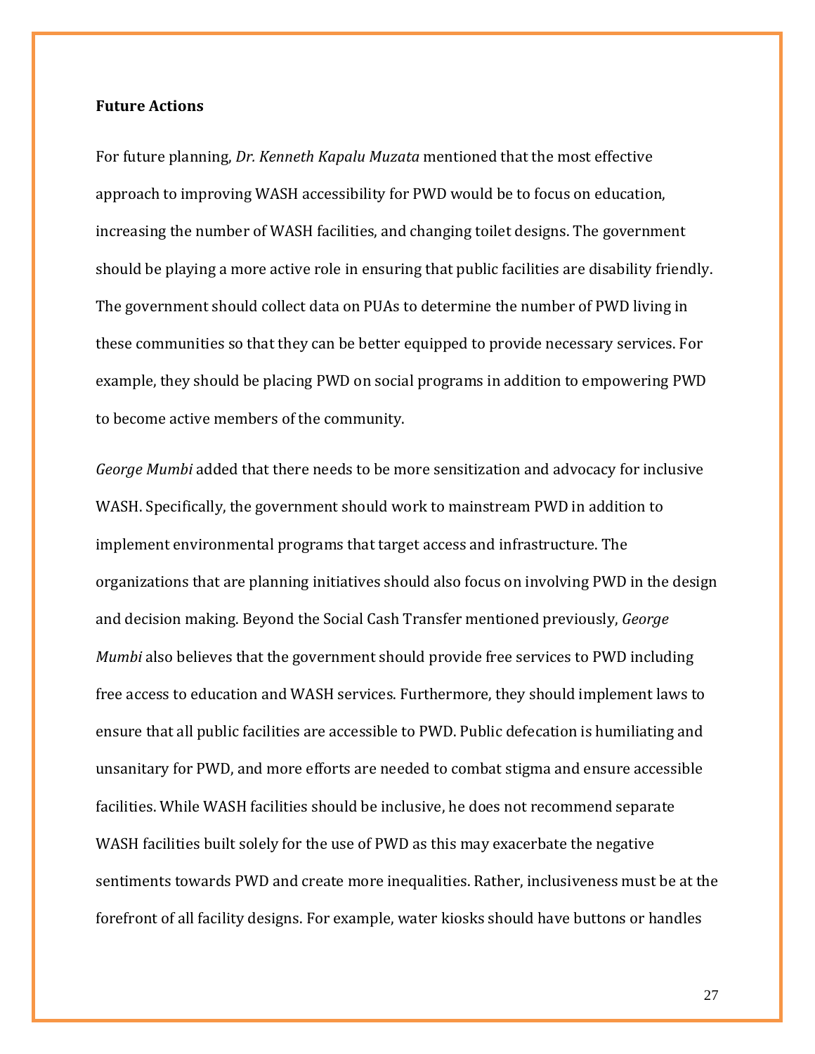**Future Actions**

For future planning, *Dr. Kenneth Kapalu Muzata* mentioned that the most effective approach to improving WASH accessibility for PWD would be to focus on education, increasing the number of WASH facilities, and changing toilet designs. The government should be playing a more active role in ensuring that public facilities are disability friendly. The government should collect data on PUAs to determine the number of PWD living in these communities so that they can be better equipped to provide necessary services. For example, they should be placing PWD on social programs in addition to empowering PWD to become active members of the community.

*George Mumbi* added that there needs to be more sensitization and advocacy for inclusive WASH. Specifically, the government should work to mainstream PWD in addition to implement environmental programs that target access and infrastructure. The organizations that are planning initiatives should also focus on involving PWD in the design and decision making. Beyond the Social Cash Transfer mentioned previously, *George Mumbi* also believes that the government should provide free services to PWD including free access to education and WASH services. Furthermore, they should implement laws to ensure that all public facilities are accessible to PWD. Public defecation is humiliating and unsanitary for PWD, and more efforts are needed to combat stigma and ensure accessible facilities. While WASH facilities should be inclusive, he does not recommend separate WASH facilities built solely for the use of PWD as this may exacerbate the negative sentiments towards PWD and create more inequalities. Rather, inclusiveness must be at the forefront of all facility designs. For example, water kiosks should have buttons or handles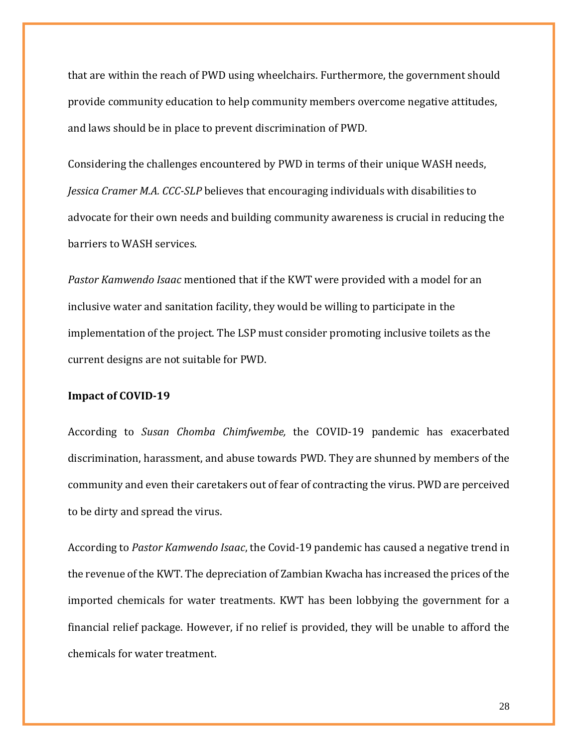that are within the reach of PWD using wheelchairs. Furthermore, the government should provide community education to help community members overcome negative attitudes, and laws should be in place to prevent discrimination of PWD.

Considering the challenges encountered by PWD in terms of their unique WASH needs, *Jessica Cramer M.A. CCC-SLP* believes that encouraging individuals with disabilities to advocate for their own needs and building community awareness is crucial in reducing the barriers to WASH services.

*Pastor Kamwendo Isaac* mentioned that if the KWT were provided with a model for an inclusive water and sanitation facility, they would be willing to participate in the implementation of the project. The LSP must consider promoting inclusive toilets as the current designs are not suitable for PWD.

**Impact of COVID-19**

According to *Susan Chomba Chimfwembe,* the COVID-19 pandemic has exacerbated discrimination, harassment, and abuse towards PWD. They are shunned by members of the community and even their caretakers out of fear of contracting the virus. PWD are perceived to be dirty and spread the virus.

According to *Pastor Kamwendo Isaac*, the Covid-19 pandemic has caused a negative trend in the revenue of the KWT. The depreciation of Zambian Kwacha has increased the prices of the imported chemicals for water treatments. KWT has been lobbying the government for a financial relief package. However, if no relief is provided, they will be unable to afford the chemicals for water treatment.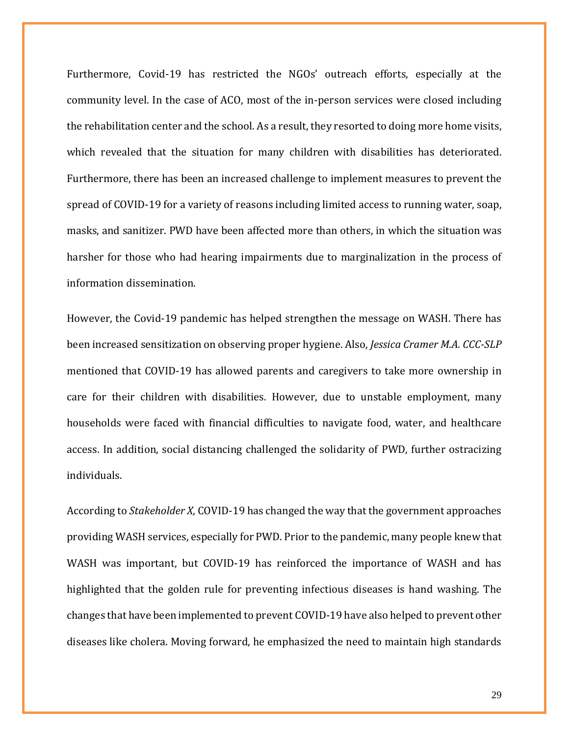Furthermore, Covid-19 has restricted the NGOs' outreach efforts, especially at the community level. In the case of ACO, most of the in-person services were closed including the rehabilitation center and the school. As a result, they resorted to doing more home visits, which revealed that the situation for many children with disabilities has deteriorated. Furthermore, there has been an increased challenge to implement measures to prevent the spread of COVID-19 for a variety of reasons including limited access to running water, soap, masks, and sanitizer. PWD have been affected more than others, in which the situation was harsher for those who had hearing impairments due to marginalization in the process of information dissemination.

However, the Covid-19 pandemic has helped strengthen the message on WASH. There has been increased sensitization on observing proper hygiene. Also, *Jessica Cramer M.A. CCC-SLP* mentioned that COVID-19 has allowed parents and caregivers to take more ownership in care for their children with disabilities. However, due to unstable employment, many households were faced with financial difficulties to navigate food, water, and healthcare access. In addition, social distancing challenged the solidarity of PWD, further ostracizing individuals.

According to *Stakeholder X*, COVID-19 has changed the way that the government approaches providing WASH services, especially for PWD. Prior to the pandemic, many people knew that WASH was important, but COVID-19 has reinforced the importance of WASH and has highlighted that the golden rule for preventing infectious diseases is hand washing. The changes that have been implemented to prevent COVID-19 have also helped to prevent other diseases like cholera. Moving forward, he emphasized the need to maintain high standards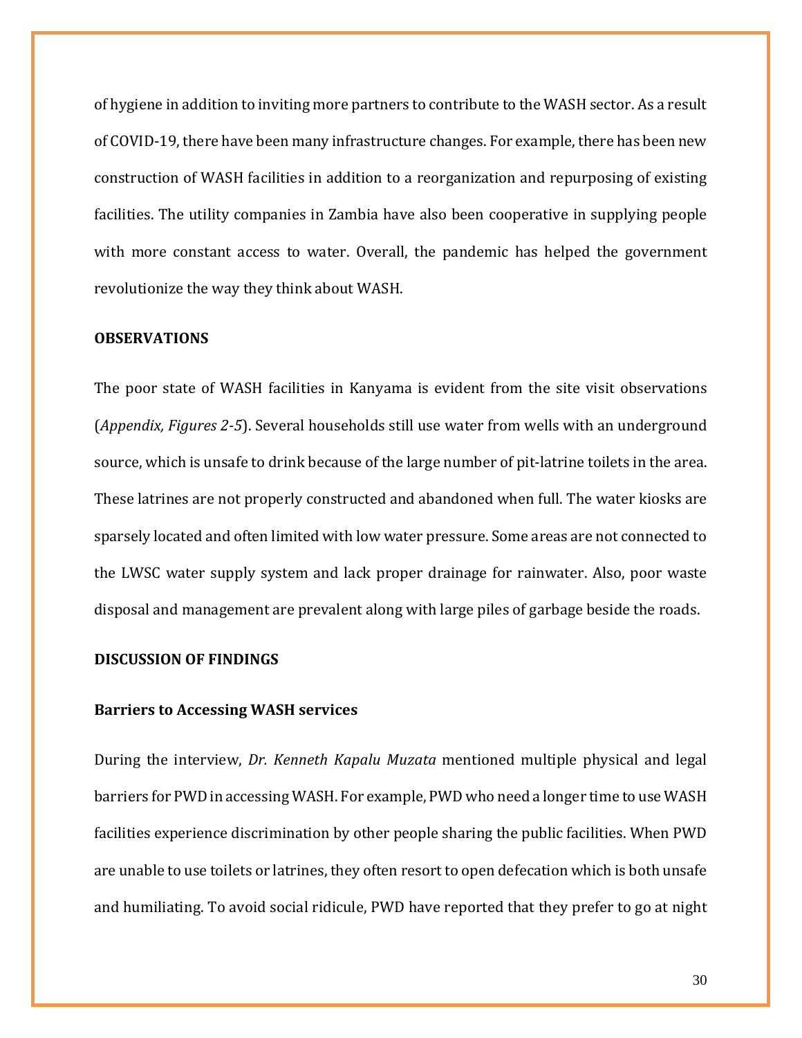of hygiene in addition to inviting more partners to contribute to the WASH sector. As a result of COVID-19, there have been many infrastructure changes. For example, there has been new construction of WASH facilities in addition to a reorganization and repurposing of existing facilities. The utility companies in Zambia have also been cooperative in supplying people with more constant access to water. Overall, the pandemic has helped the government revolutionize the way they think about WASH.

## OBSERVATIONS

The poor state of WASH facilities in Kanyama is evident from the site visit observations (*Appendix, Figures 2-5*). Several households still use water from wells with an underground source, which is unsafe to drink because of the large number of pit-latrine toilets in the area. These latrines are not properly constructed and abandoned when full. The water kiosks are sparsely located and often limited with low water pressure. Some areas are not connected to the LWSC water supply system and lack proper drainage for rainwater. Also, poor waste disposal and management are prevalent along with large piles of garbage beside the roads.

## DISCUSSION OF FINDINGS

### Barriers to Accessing WASH services

During the interview, *Dr. Kenneth Kapalu Muzata* mentioned multiple physical and legal barriers for PWD in accessing WASH. For example, PWD who need a longer time to use WASH facilities experience discrimination by other people sharing the public facilities. When PWD are unable to use toilets or latrines, they often resort to open defecation which is both unsafe and humiliating. To avoid social ridicule, PWD have reported that they prefer to go at night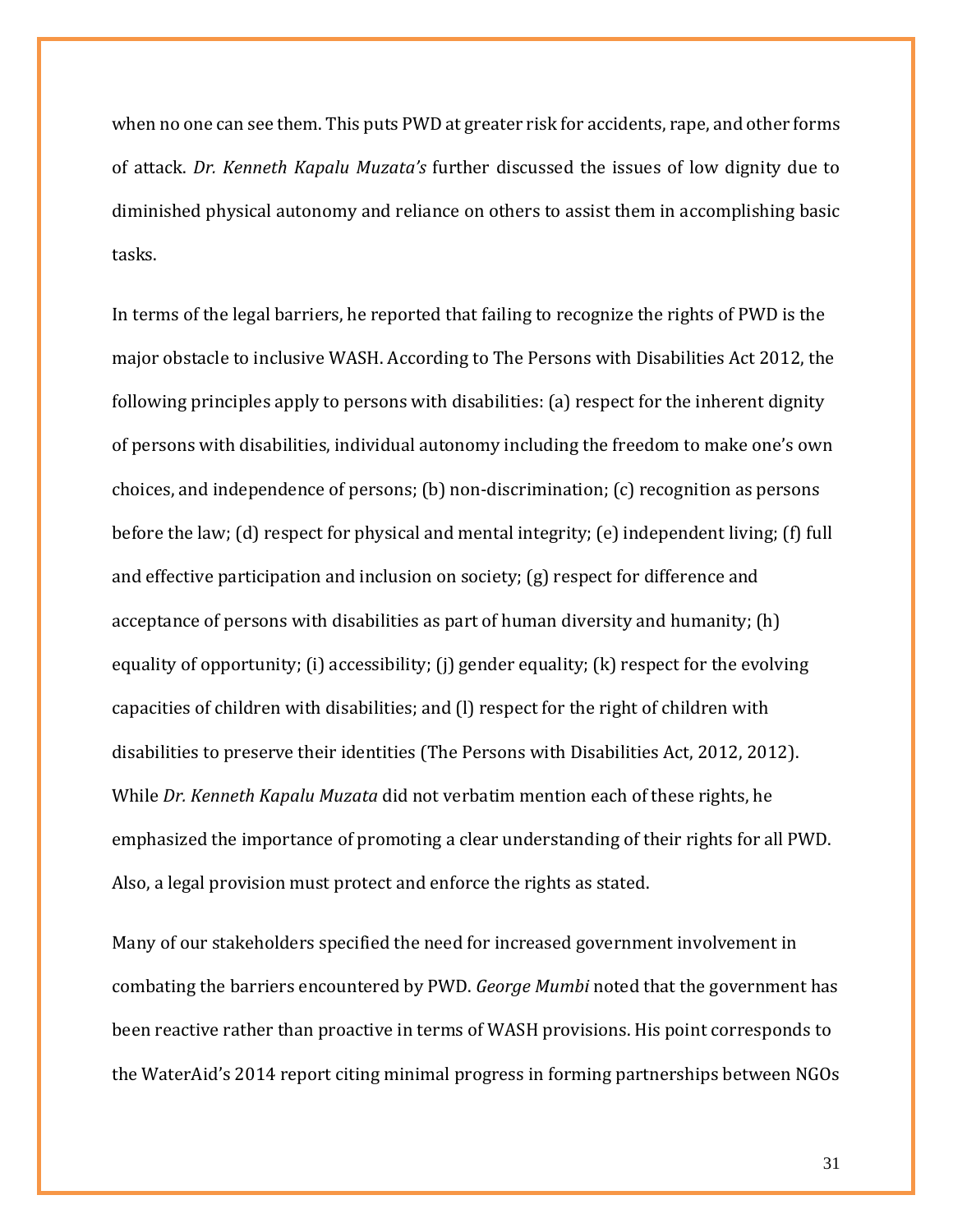when no one can see them. This puts PWD at greater risk for accidents, rape, and other forms of attack. *Dr. Kenneth Kapalu Muzata's* further discussed the issues of low dignity due to diminished physical autonomy and reliance on others to assist them in accomplishing basic tasks.

In terms of the legal barriers, he reported that failing to recognize the rights of PWD is the major obstacle to inclusive WASH. According to The Persons with Disabilities Act 2012, the following principles apply to persons with disabilities: (a) respect for the inherent dignity of persons with disabilities, individual autonomy including the freedom to make one's own choices, and independence of persons; (b) non-discrimination; (c) recognition as persons before the law; (d) respect for physical and mental integrity; (e) independent living; (f) full and effective participation and inclusion on society; (g) respect for difference and acceptance of persons with disabilities as part of human diversity and humanity; (h) equality of opportunity; (i) accessibility; (j) gender equality; (k) respect for the evolving capacities of children with disabilities; and (l) respect for the right of children with disabilities to preserve their identities (The Persons with Disabilities Act, 2012, 2012). While *Dr. Kenneth Kapalu Muzata* did not verbatim mention each of these rights, he emphasized the importance of promoting a clear understanding of their rights for all PWD. Also, a legal provision must protect and enforce the rights as stated.

Many of our stakeholders specified the need for increased government involvement in combating the barriers encountered by PWD. *George Mumbi* noted that the government has been reactive rather than proactive in terms of WASH provisions. His point corresponds to the WaterAid's 2014 report citing minimal progress in forming partnerships between NGOs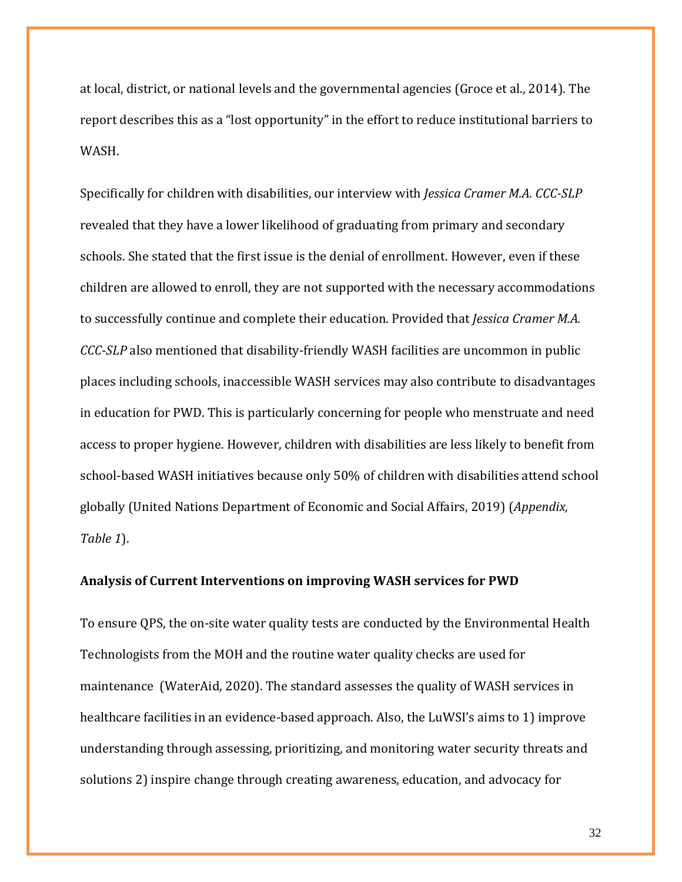at local, district, or national levels and the governmental agencies (Groce et al., 2014). The report describes this as a "lost opportunity" in the effort to reduce institutional barriers to WASH.

Specifically for children with disabilities, our interview with *Jessica Cramer M.A. CCC-SLP* revealed that they have a lower likelihood of graduating from primary and secondary schools. She stated that the first issue is the denial of enrollment. However, even if these children are allowed to enroll, they are not supported with the necessary accommodations to successfully continue and complete their education. Provided that *Jessica Cramer M.A. CCC-SLP* also mentioned that disability-friendly WASH facilities are uncommon in public places including schools, inaccessible WASH services may also contribute to disadvantages in education for PWD. This is particularly concerning for people who menstruate and need access to proper hygiene. However, children with disabilities are less likely to benefit from school-based WASH initiatives because only 50% of children with disabilities attend school globally (United Nations Department of Economic and Social Affairs, 2019) (*Appendix, Table 1*).

**Analysis of Current Interventions on improving WASH services for PWD**

To ensure QPS, the on-site water quality tests are conducted by the Environmental Health Technologists from the MOH and the routine water quality checks are used for maintenance (WaterAid, 2020). The standard assesses the quality of WASH services in healthcare facilities in an evidence-based approach. Also, the LuWSI's aims to 1) improve understanding through assessing, prioritizing, and monitoring water security threats and solutions 2) inspire change through creating awareness, education, and advocacy for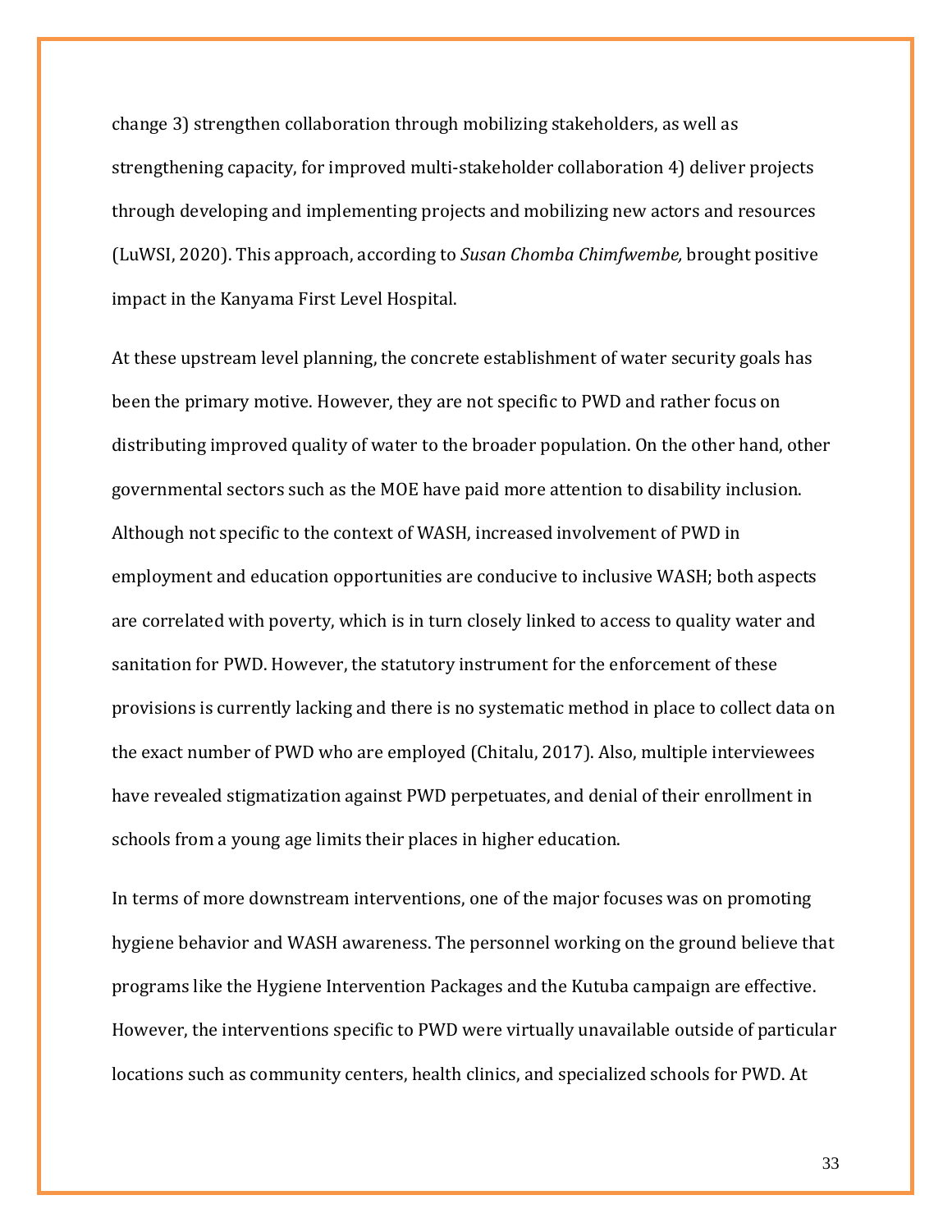change 3) strengthen collaboration through mobilizing stakeholders, as well as strengthening capacity, for improved multi-stakeholder collaboration 4) deliver projects through developing and implementing projects and mobilizing new actors and resources (LuWSI, 2020). This approach, according to *Susan Chomba Chimfwembe,* brought positive impact in the Kanyama First Level Hospital.

At these upstream level planning, the concrete establishment of water security goals has been the primary motive. However, they are not specific to PWD and rather focus on distributing improved quality of water to the broader population. On the other hand, other governmental sectors such as the MOE have paid more attention to disability inclusion. Although not specific to the context of WASH, increased involvement of PWD in employment and education opportunities are conducive to inclusive WASH; both aspects are correlated with poverty, which is in turn closely linked to access to quality water and sanitation for PWD. However, the statutory instrument for the enforcement of these provisions is currently lacking and there is no systematic method in place to collect data on the exact number of PWD who are employed (Chitalu, 2017). Also, multiple interviewees have revealed stigmatization against PWD perpetuates, and denial of their enrollment in schools from a young age limits their places in higher education.

In terms of more downstream interventions, one of the major focuses was on promoting hygiene behavior and WASH awareness. The personnel working on the ground believe that programs like the Hygiene Intervention Packages and the Kutuba campaign are effective. However, the interventions specific to PWD were virtually unavailable outside of particular locations such as community centers, health clinics, and specialized schools for PWD. At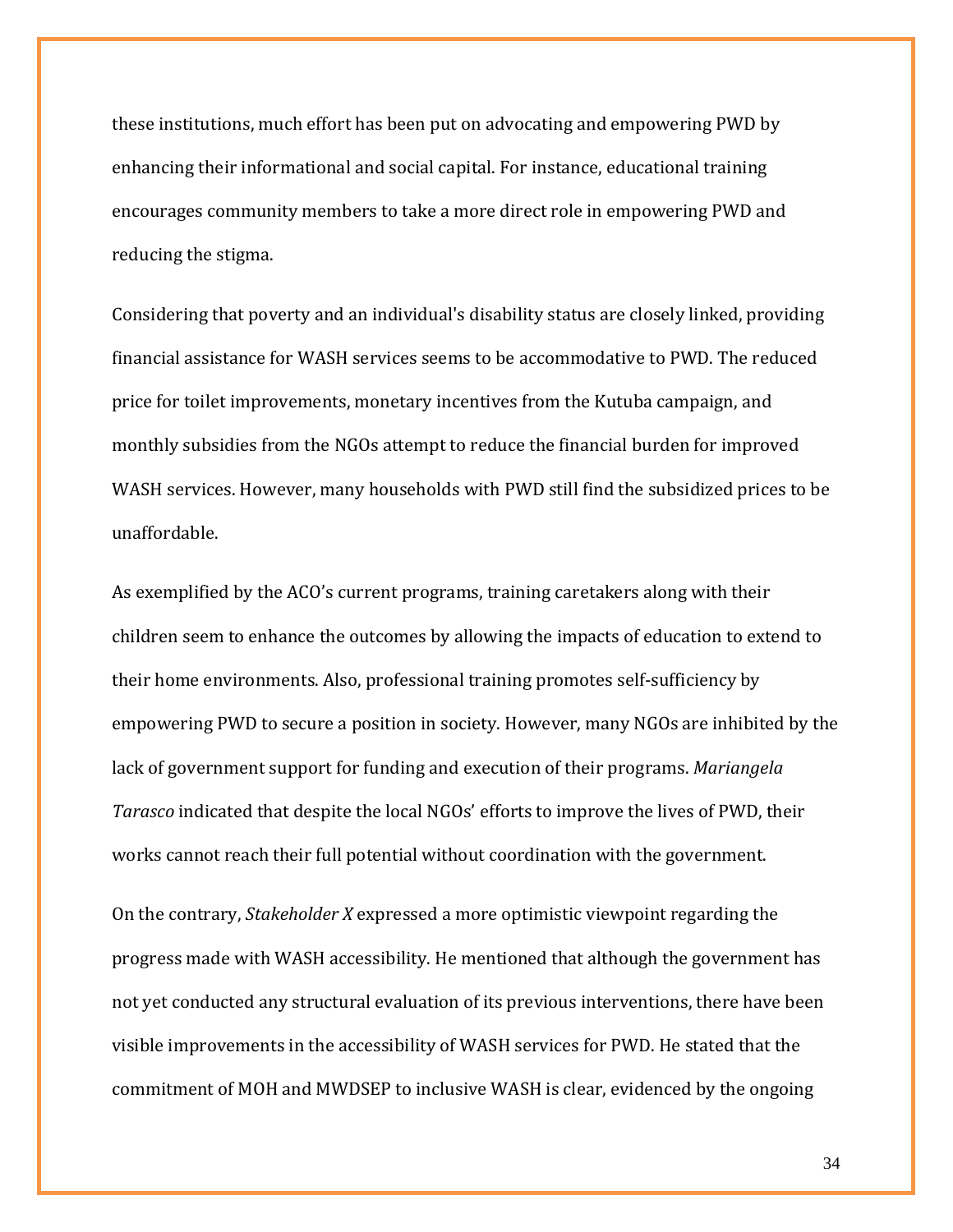these institutions, much effort has been put on advocating and empowering PWD by enhancing their informational and social capital. For instance, educational training encourages community members to take a more direct role in empowering PWD and reducing the stigma.

Considering that poverty and an individual's disability status are closely linked, providing financial assistance for WASH services seems to be accommodative to PWD. The reduced price for toilet improvements, monetary incentives from the Kutuba campaign, and monthly subsidies from the NGOs attempt to reduce the financial burden for improved WASH services. However, many households with PWD still find the subsidized prices to be unaffordable.

As exemplified by the ACO's current programs, training caretakers along with their children seem to enhance the outcomes by allowing the impacts of education to extend to their home environments. Also, professional training promotes self-sufficiency by empowering PWD to secure a position in society. However, many NGOs are inhibited by the lack of government support for funding and execution of their programs. *Mariangela Tarasco* indicated that despite the local NGOs' efforts to improve the lives of PWD, their works cannot reach their full potential without coordination with the government.

On the contrary, *Stakeholder X* expressed a more optimistic viewpoint regarding the progress made with WASH accessibility. He mentioned that although the government has not yet conducted any structural evaluation of its previous interventions, there have been visible improvements in the accessibility of WASH services for PWD. He stated that the commitment of MOH and MWDSEP to inclusive WASH is clear, evidenced by the ongoing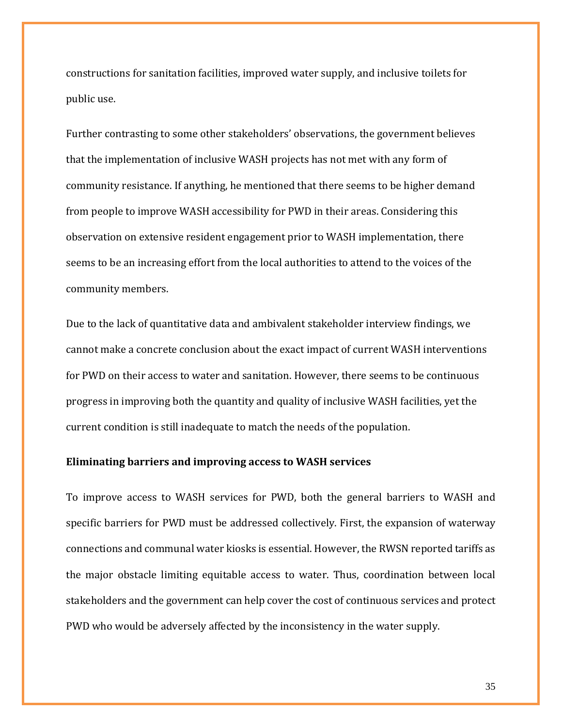constructions for sanitation facilities, improved water supply, and inclusive toilets for public use.

Further contrasting to some other stakeholders' observations, the government believes that the implementation of inclusive WASH projects has not met with any form of community resistance. If anything, he mentioned that there seems to be higher demand from people to improve WASH accessibility for PWD in their areas. Considering this observation on extensive resident engagement prior to WASH implementation, there seems to be an increasing effort from the local authorities to attend to the voices of the community members.

Due to the lack of quantitative data and ambivalent stakeholder interview findings, we cannot make a concrete conclusion about the exact impact of current WASH interventions for PWD on their access to water and sanitation. However, there seems to be continuous progress in improving both the quantity and quality of inclusive WASH facilities, yet the current condition is still inadequate to match the needs of the population.

**Eliminating barriers and improving access to WASH services**

To improve access to WASH services for PWD, both the general barriers to WASH and specific barriers for PWD must be addressed collectively. First, the expansion of waterway connections and communal water kiosks is essential. However, the RWSN reported tariffs as the major obstacle limiting equitable access to water. Thus, coordination between local stakeholders and the government can help cover the cost of continuous services and protect PWD who would be adversely affected by the inconsistency in the water supply.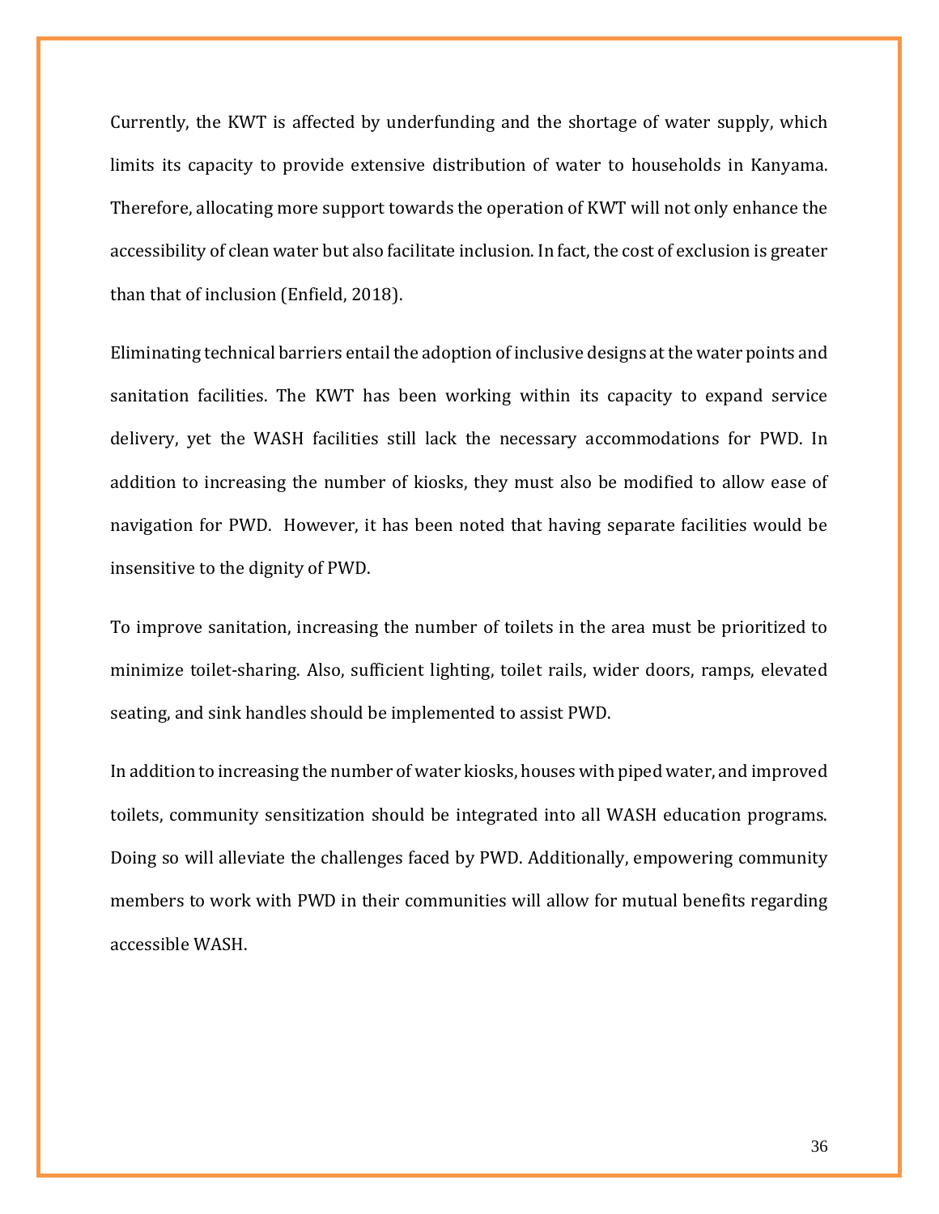Currently, the KWT is affected by underfunding and the shortage of water supply, which limits its capacity to provide extensive distribution of water to households in Kanyama. Therefore, allocating more support towards the operation of KWT will not only enhance the accessibility of clean water but also facilitate inclusion. In fact, the cost of exclusion is greater than that of inclusion (Enfield, 2018).

Eliminating technical barriers entail the adoption of inclusive designs at the water points and sanitation facilities. The KWT has been working within its capacity to expand service delivery, yet the WASH facilities still lack the necessary accommodations for PWD. In addition to increasing the number of kiosks, they must also be modified to allow ease of navigation for PWD. However, it has been noted that having separate facilities would be insensitive to the dignity of PWD.

To improve sanitation, increasing the number of toilets in the area must be prioritized to minimize toilet-sharing. Also, sufficient lighting, toilet rails, wider doors, ramps, elevated seating, and sink handles should be implemented to assist PWD.

In addition to increasing the number of water kiosks, houses with piped water, and improved toilets, community sensitization should be integrated into all WASH education programs. Doing so will alleviate the challenges faced by PWD. Additionally, empowering community members to work with PWD in their communities will allow for mutual benefits regarding accessible WASH.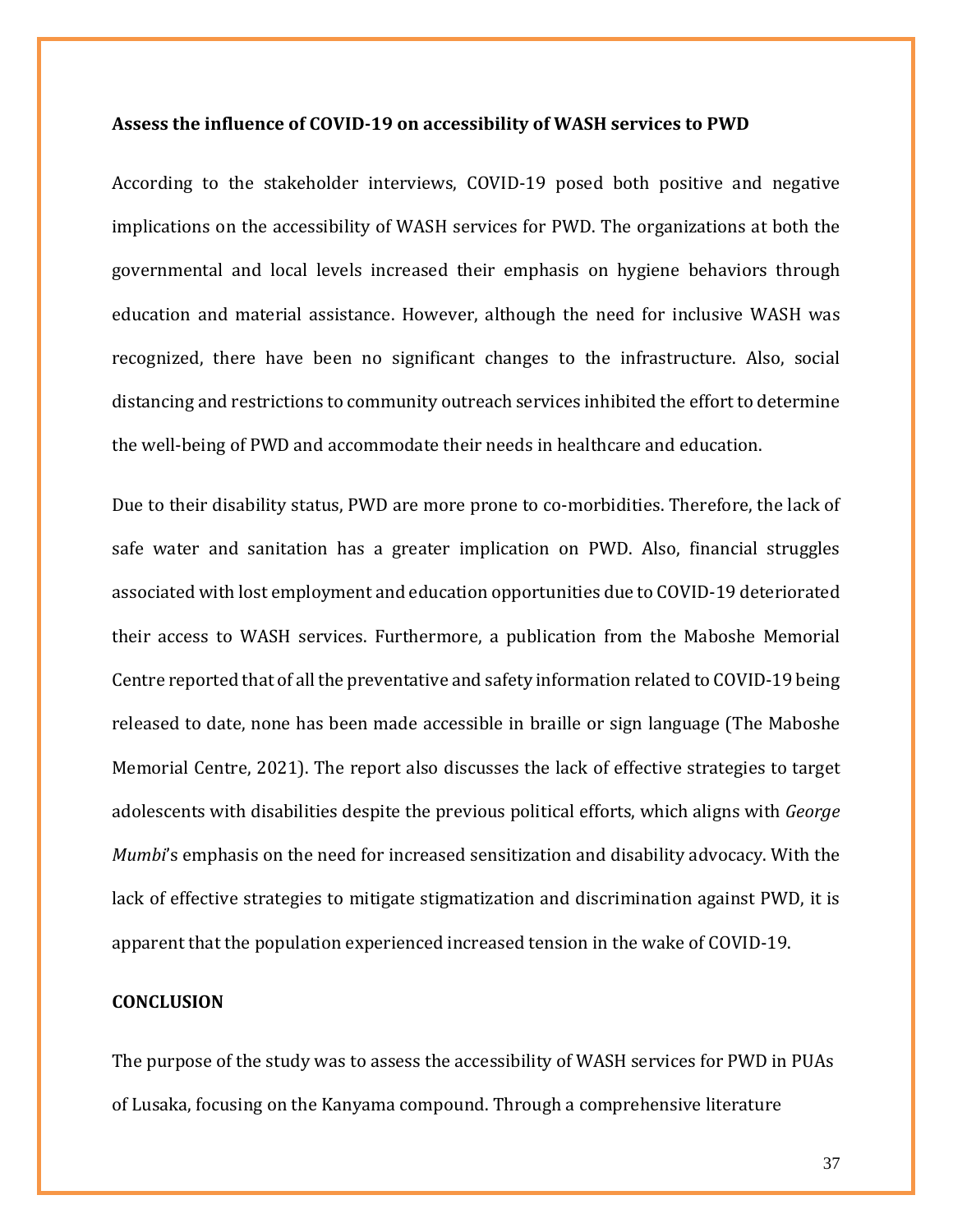**Assess the influence of COVID-19 on accessibility of WASH services to PWD**

According to the stakeholder interviews, COVID-19 posed both positive and negative implications on the accessibility of WASH services for PWD. The organizations at both the governmental and local levels increased their emphasis on hygiene behaviors through education and material assistance. However, although the need for inclusive WASH was recognized, there have been no significant changes to the infrastructure. Also, social distancing and restrictions to community outreach services inhibited the effort to determine the well-being of PWD and accommodate their needs in healthcare and education.

Due to their disability status, PWD are more prone to co-morbidities. Therefore, the lack of safe water and sanitation has a greater implication on PWD. Also, financial struggles associated with lost employment and education opportunities due to COVID-19 deteriorated their access to WASH services. Furthermore, a publication from the Maboshe Memorial Centre reported that of all the preventative and safety information related to COVID-19 being released to date, none has been made accessible in braille or sign language (The Maboshe Memorial Centre, 2021). The report also discusses the lack of effective strategies to target adolescents with disabilities despite the previous political efforts, which aligns with *George Mumbi*'s emphasis on the need for increased sensitization and disability advocacy. With the lack of effective strategies to mitigate stigmatization and discrimination against PWD, it is apparent that the population experienced increased tension in the wake of COVID-19.

**CONCLUSION**

The purpose of the study was to assess the accessibility of WASH services for PWD in PUAs of Lusaka, focusing on the Kanyama compound. Through a comprehensive literature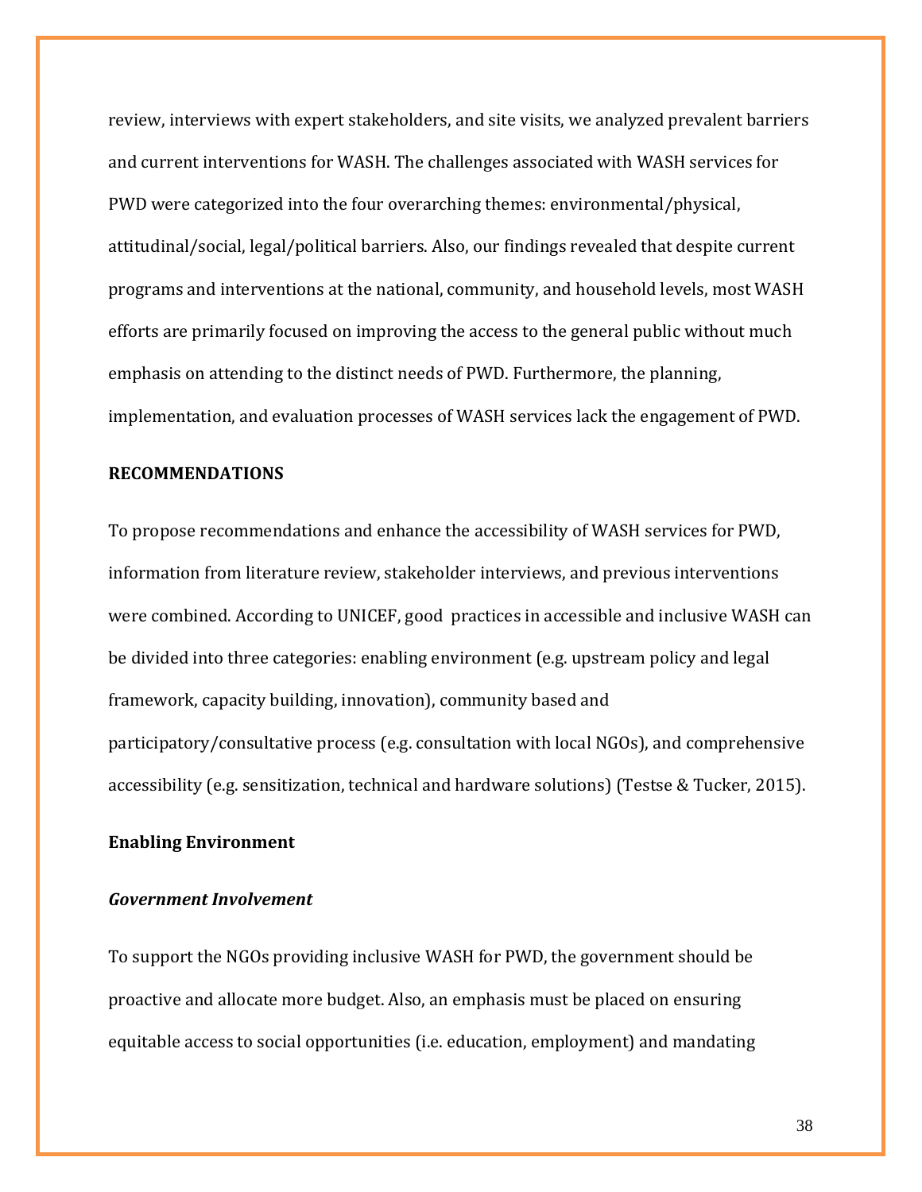review, interviews with expert stakeholders, and site visits, we analyzed prevalent barriers and current interventions for WASH. The challenges associated with WASH services for PWD were categorized into the four overarching themes: environmental/physical, attitudinal/social, legal/political barriers. Also, our findings revealed that despite current programs and interventions at the national, community, and household levels, most WASH efforts are primarily focused on improving the access to the general public without much emphasis on attending to the distinct needs of PWD. Furthermore, the planning, implementation, and evaluation processes of WASH services lack the engagement of PWD.

## RECOMMENDATIONS

To propose recommendations and enhance the accessibility of WASH services for PWD, information from literature review, stakeholder interviews, and previous interventions were combined. According to UNICEF, good practices in accessible and inclusive WASH can be divided into three categories: enabling environment (e.g. upstream policy and legal framework, capacity building, innovation), community based and participatory/consultative process (e.g. consultation with local NGOs), and comprehensive accessibility (e.g. sensitization, technical and hardware solutions) (Testse & Tucker, 2015).

### Enabling Environment

#### *Government Involvement*

To support the NGOs providing inclusive WASH for PWD, the government should be proactive and allocate more budget. Also, an emphasis must be placed on ensuring equitable access to social opportunities (i.e. education, employment) and mandating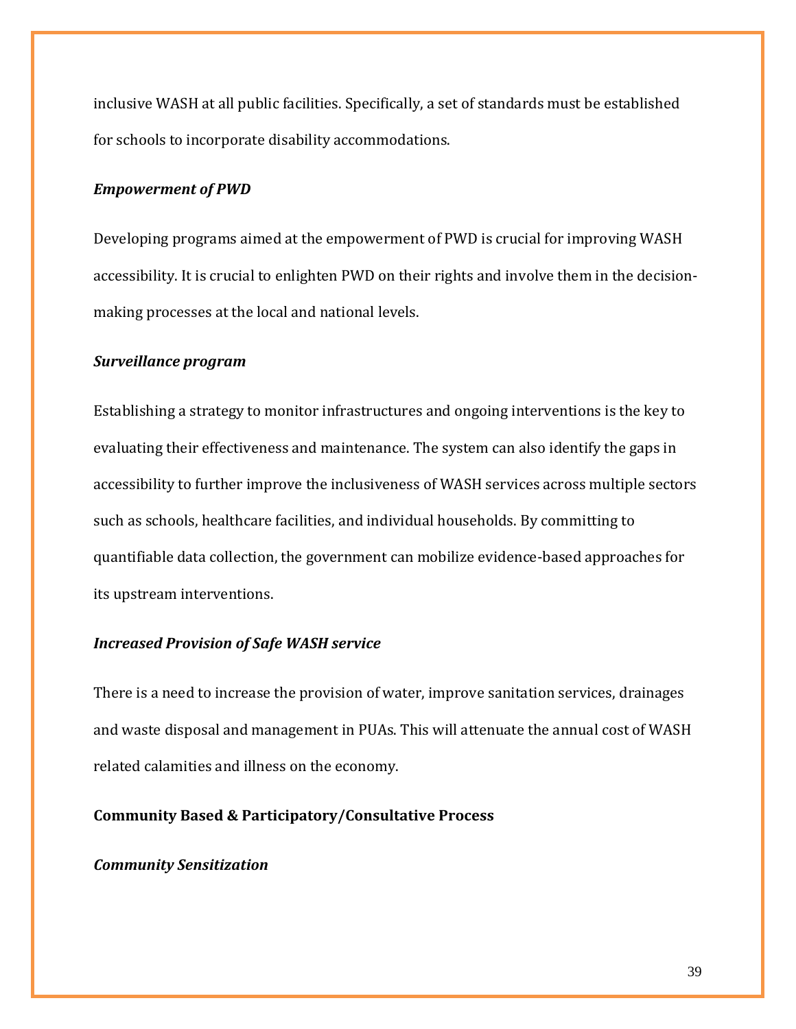inclusive WASH at all public facilities. Specifically, a set of standards must be established for schools to incorporate disability accommodations.

***Empowerment of PWD***

Developing programs aimed at the empowerment of PWD is crucial for improving WASH accessibility. It is crucial to enlighten PWD on their rights and involve them in the decision-making processes at the local and national levels.

***Surveillance program***

Establishing a strategy to monitor infrastructures and ongoing interventions is the key to evaluating their effectiveness and maintenance. The system can also identify the gaps in accessibility to further improve the inclusiveness of WASH services across multiple sectors such as schools, healthcare facilities, and individual households. By committing to quantifiable data collection, the government can mobilize evidence-based approaches for its upstream interventions.

***Increased Provision of Safe WASH service***

There is a need to increase the provision of water, improve sanitation services, drainages and waste disposal and management in PUAs. This will attenuate the annual cost of WASH related calamities and illness on the economy.

**Community Based & Participatory/Consultative Process**

***Community Sensitization***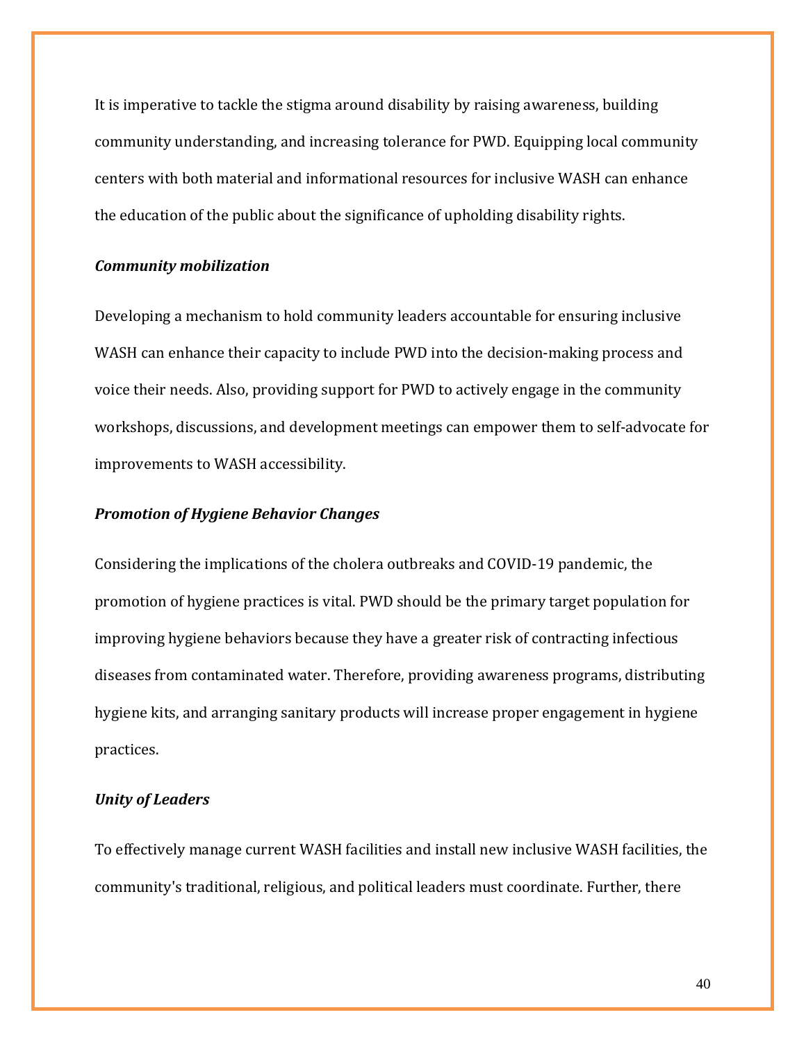It is imperative to tackle the stigma around disability by raising awareness, building community understanding, and increasing tolerance for PWD. Equipping local community centers with both material and informational resources for inclusive WASH can enhance the education of the public about the significance of upholding disability rights.

***Community mobilization***

Developing a mechanism to hold community leaders accountable for ensuring inclusive WASH can enhance their capacity to include PWD into the decision-making process and voice their needs. Also, providing support for PWD to actively engage in the community workshops, discussions, and development meetings can empower them to self-advocate for improvements to WASH accessibility.

***Promotion of Hygiene Behavior Changes***

Considering the implications of the cholera outbreaks and COVID-19 pandemic, the promotion of hygiene practices is vital. PWD should be the primary target population for improving hygiene behaviors because they have a greater risk of contracting infectious diseases from contaminated water. Therefore, providing awareness programs, distributing hygiene kits, and arranging sanitary products will increase proper engagement in hygiene practices.

***Unity of Leaders***

To effectively manage current WASH facilities and install new inclusive WASH facilities, the community's traditional, religious, and political leaders must coordinate. Further, there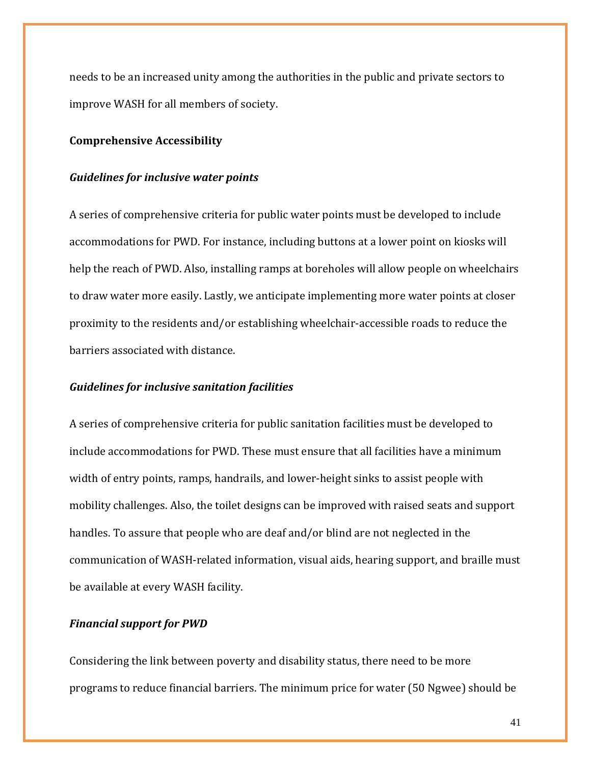needs to be an increased unity among the authorities in the public and private sectors to improve WASH for all members of society.

**Comprehensive Accessibility**

***Guidelines for inclusive water points***

A series of comprehensive criteria for public water points must be developed to include accommodations for PWD. For instance, including buttons at a lower point on kiosks will help the reach of PWD. Also, installing ramps at boreholes will allow people on wheelchairs to draw water more easily. Lastly, we anticipate implementing more water points at closer proximity to the residents and/or establishing wheelchair-accessible roads to reduce the barriers associated with distance.

***Guidelines for inclusive sanitation facilities***

A series of comprehensive criteria for public sanitation facilities must be developed to include accommodations for PWD. These must ensure that all facilities have a minimum width of entry points, ramps, handrails, and lower-height sinks to assist people with mobility challenges. Also, the toilet designs can be improved with raised seats and support handles. To assure that people who are deaf and/or blind are not neglected in the communication of WASH-related information, visual aids, hearing support, and braille must be available at every WASH facility.

***Financial support for PWD***

Considering the link between poverty and disability status, there need to be more programs to reduce financial barriers. The minimum price for water (50 Ngwee) should be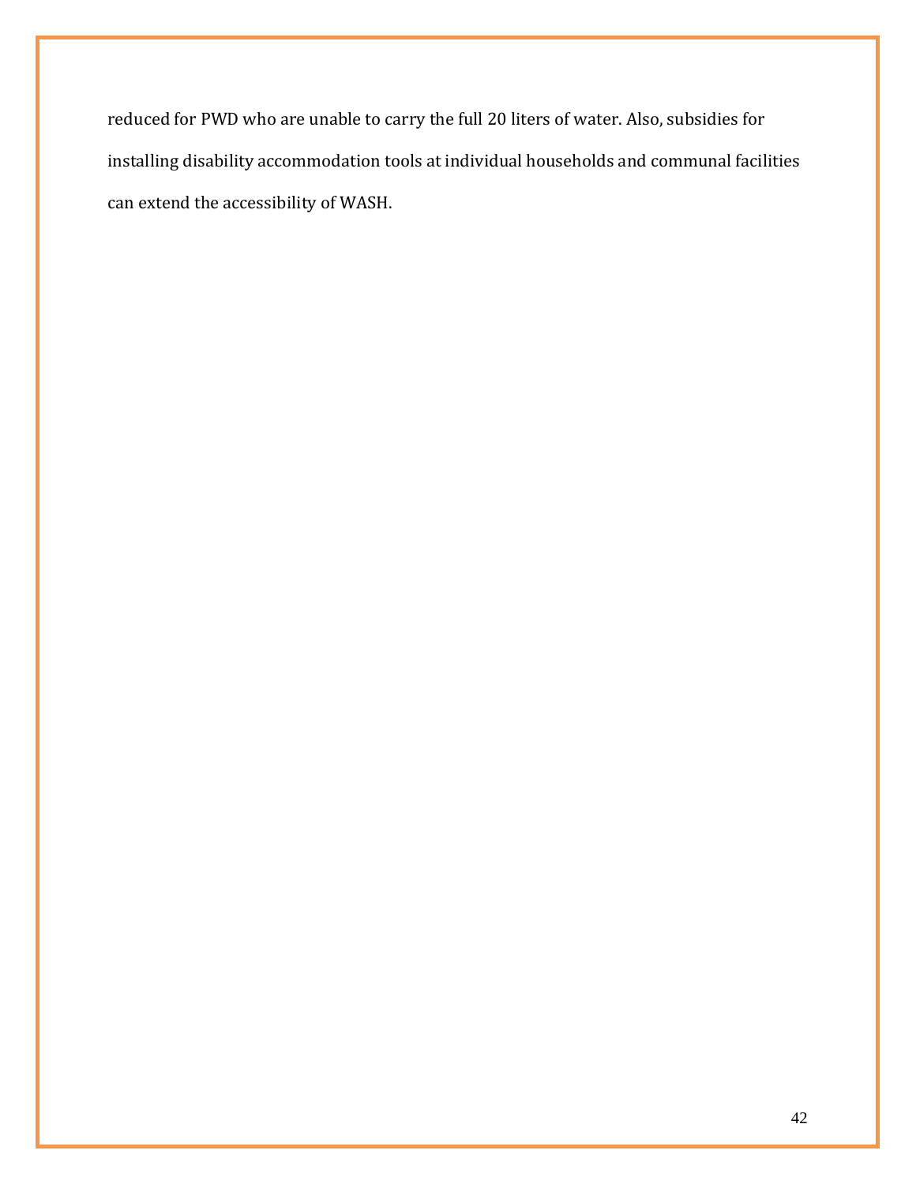reduced for PWD who are unable to carry the full 20 liters of water. Also, subsidies for installing disability accommodation tools at individual households and communal facilities can extend the accessibility of WASH.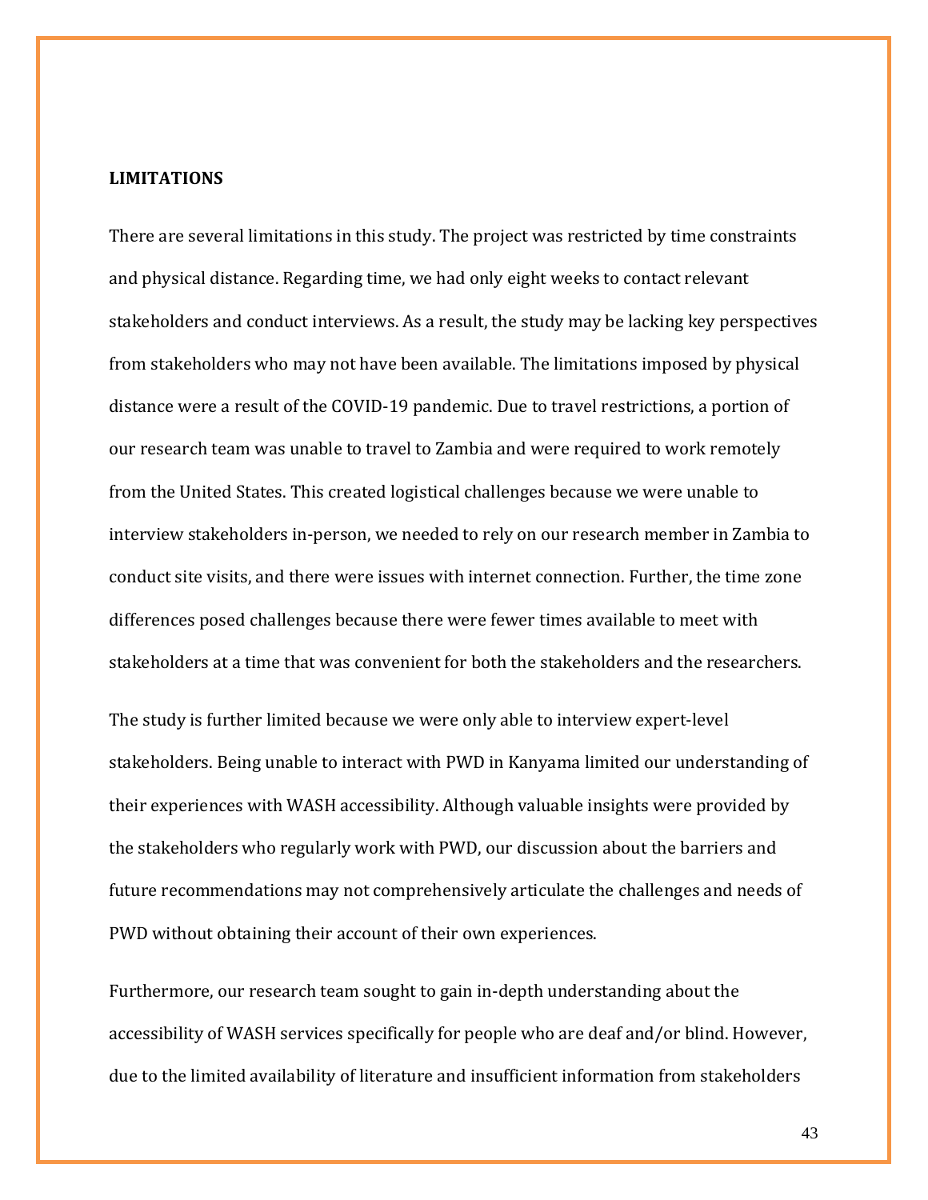**LIMITATIONS**

There are several limitations in this study. The project was restricted by time constraints and physical distance. Regarding time, we had only eight weeks to contact relevant stakeholders and conduct interviews. As a result, the study may be lacking key perspectives from stakeholders who may not have been available. The limitations imposed by physical distance were a result of the COVID-19 pandemic. Due to travel restrictions, a portion of our research team was unable to travel to Zambia and were required to work remotely from the United States. This created logistical challenges because we were unable to interview stakeholders in-person, we needed to rely on our research member in Zambia to conduct site visits, and there were issues with internet connection. Further, the time zone differences posed challenges because there were fewer times available to meet with stakeholders at a time that was convenient for both the stakeholders and the researchers.

The study is further limited because we were only able to interview expert-level stakeholders. Being unable to interact with PWD in Kanyama limited our understanding of their experiences with WASH accessibility. Although valuable insights were provided by the stakeholders who regularly work with PWD, our discussion about the barriers and future recommendations may not comprehensively articulate the challenges and needs of PWD without obtaining their account of their own experiences.

Furthermore, our research team sought to gain in-depth understanding about the accessibility of WASH services specifically for people who are deaf and/or blind. However, due to the limited availability of literature and insufficient information from stakeholders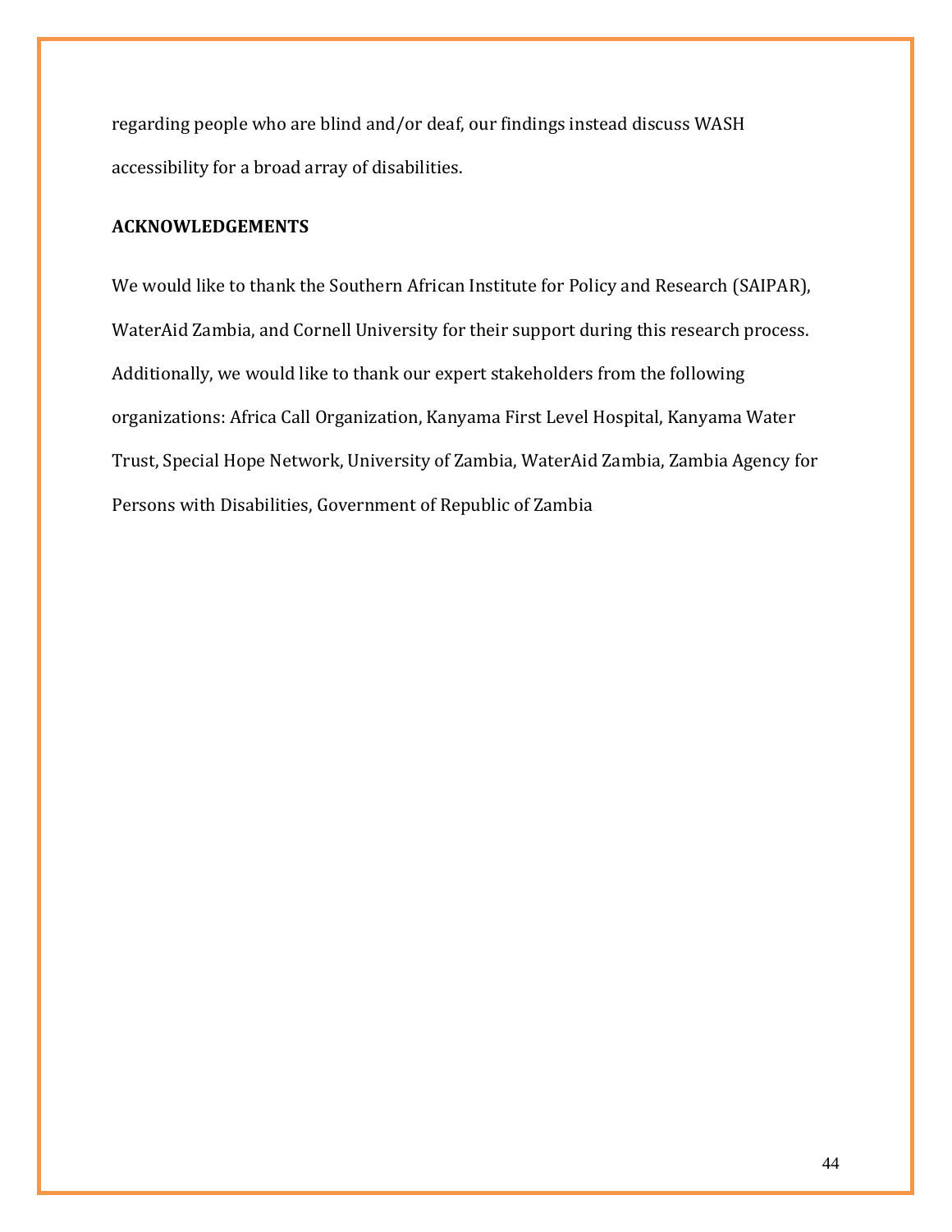regarding people who are blind and/or deaf, our findings instead discuss WASH accessibility for a broad array of disabilities.

**ACKNOWLEDGEMENTS**

We would like to thank the Southern African Institute for Policy and Research (SAIPAR), WaterAid Zambia, and Cornell University for their support during this research process. Additionally, we would like to thank our expert stakeholders from the following organizations: Africa Call Organization, Kanyama First Level Hospital, Kanyama Water Trust, Special Hope Network, University of Zambia, WaterAid Zambia, Zambia Agency for Persons with Disabilities, Government of Republic of Zambia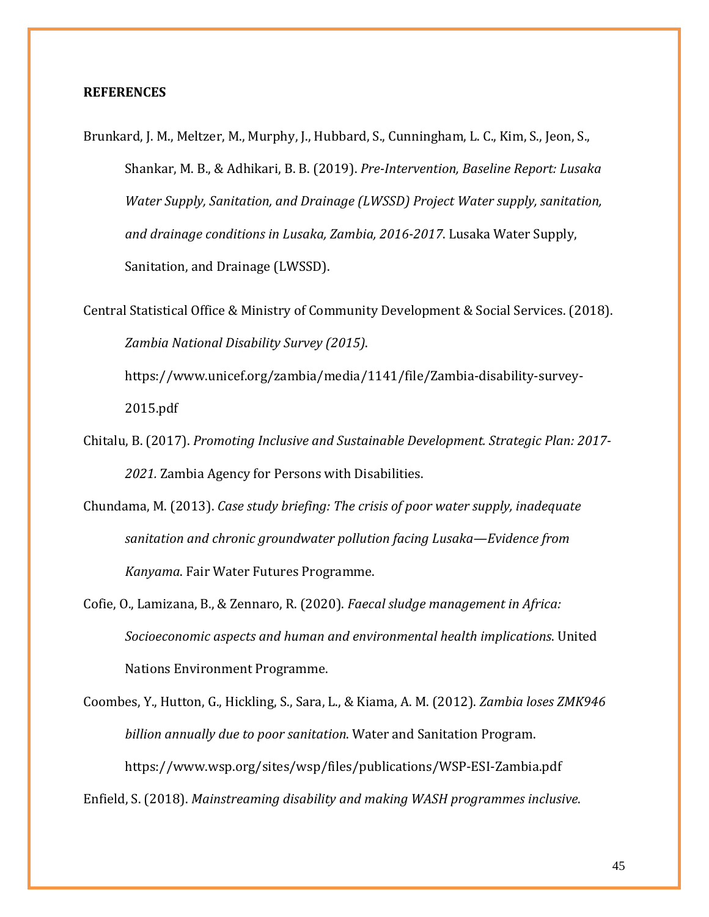**REFERENCES**

Brunkard, J. M., Meltzer, M., Murphy, J., Hubbard, S., Cunningham, L. C., Kim, S., Jeon, S., Shankar, M. B., & Adhikari, B. B. (2019). *Pre-Intervention, Baseline Report: Lusaka Water Supply, Sanitation, and Drainage (LWSSD) Project Water supply, sanitation, and drainage conditions in Lusaka, Zambia, 2016-2017*. Lusaka Water Supply, Sanitation, and Drainage (LWSSD).

Central Statistical Office & Ministry of Community Development & Social Services. (2018). *Zambia National Disability Survey (2015)*. https://www.unicef.org/zambia/media/1141/file/Zambia-disability-survey-2015.pdf

Chitalu, B. (2017). *Promoting Inclusive and Sustainable Development. Strategic Plan: 2017-2021.* Zambia Agency for Persons with Disabilities.

Chundama, M. (2013). *Case study briefing: The crisis of poor water supply, inadequate sanitation and chronic groundwater pollution facing Lusaka—Evidence from Kanyama*. Fair Water Futures Programme.

Cofie, O., Lamizana, B., & Zennaro, R. (2020). *Faecal sludge management in Africa: Socioeconomic aspects and human and environmental health implications*. United Nations Environment Programme.

Coombes, Y., Hutton, G., Hickling, S., Sara, L., & Kiama, A. M. (2012). *Zambia loses ZMK946 billion annually due to poor sanitation*. Water and Sanitation Program. https://www.wsp.org/sites/wsp/files/publications/WSP-ESI-Zambia.pdf

Enfield, S. (2018). *Mainstreaming disability and making WASH programmes inclusive*.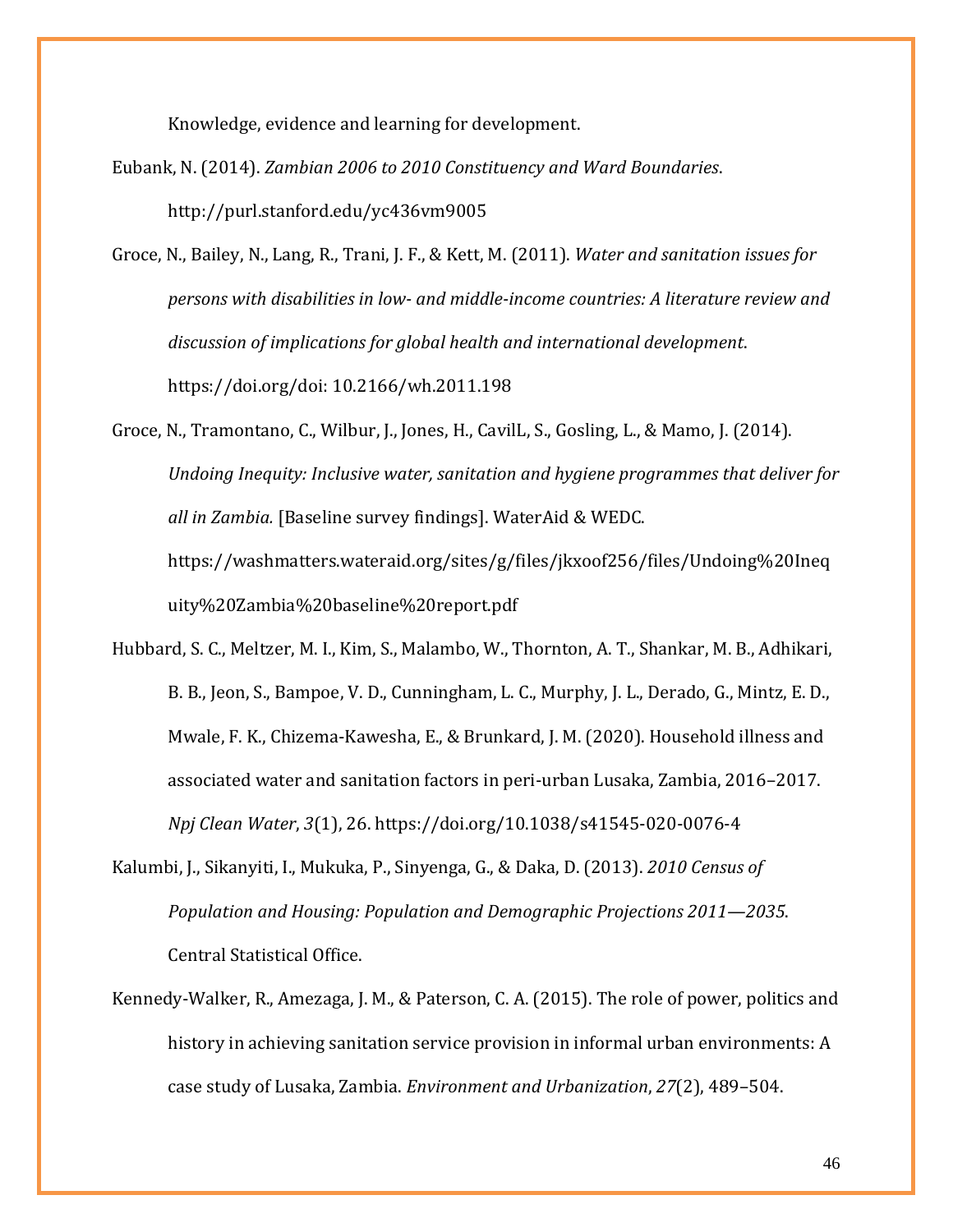Knowledge, evidence and learning for development.

Eubank, N. (2014). *Zambian 2006 to 2010 Constituency and Ward Boundaries*. http://purl.stanford.edu/yc436vm9005

Groce, N., Bailey, N., Lang, R., Trani, J. F., & Kett, M. (2011). *Water and sanitation issues for persons with disabilities in low- and middle-income countries: A literature review and discussion of implications for global health and international development*. https://doi.org/doi: 10.2166/wh.2011.198

Groce, N., Tramontano, C., Wilbur, J., Jones, H., CavilL, S., Gosling, L., & Mamo, J. (2014). *Undoing Inequity: Inclusive water, sanitation and hygiene programmes that deliver for all in Zambia.* [Baseline survey findings]. WaterAid & WEDC. https://washmatters.wateraid.org/sites/g/files/jkxoof256/files/Undoing%20Inequity%20Zambia%20baseline%20report.pdf

Hubbard, S. C., Meltzer, M. I., Kim, S., Malambo, W., Thornton, A. T., Shankar, M. B., Adhikari, B. B., Jeon, S., Bampoe, V. D., Cunningham, L. C., Murphy, J. L., Derado, G., Mintz, E. D., Mwale, F. K., Chizema-Kawesha, E., & Brunkard, J. M. (2020). Household illness and associated water and sanitation factors in peri-urban Lusaka, Zambia, 2016–2017. *Npj Clean Water*, *3*(1), 26. https://doi.org/10.1038/s41545-020-0076-4

Kalumbi, J., Sikanyiti, I., Mukuka, P., Sinyenga, G., & Daka, D. (2013). *2010 Census of Population and Housing: Population and Demographic Projections 2011—2035*. Central Statistical Office.

Kennedy-Walker, R., Amezaga, J. M., & Paterson, C. A. (2015). The role of power, politics and history in achieving sanitation service provision in informal urban environments: A case study of Lusaka, Zambia. *Environment and Urbanization*, *27*(2), 489–504.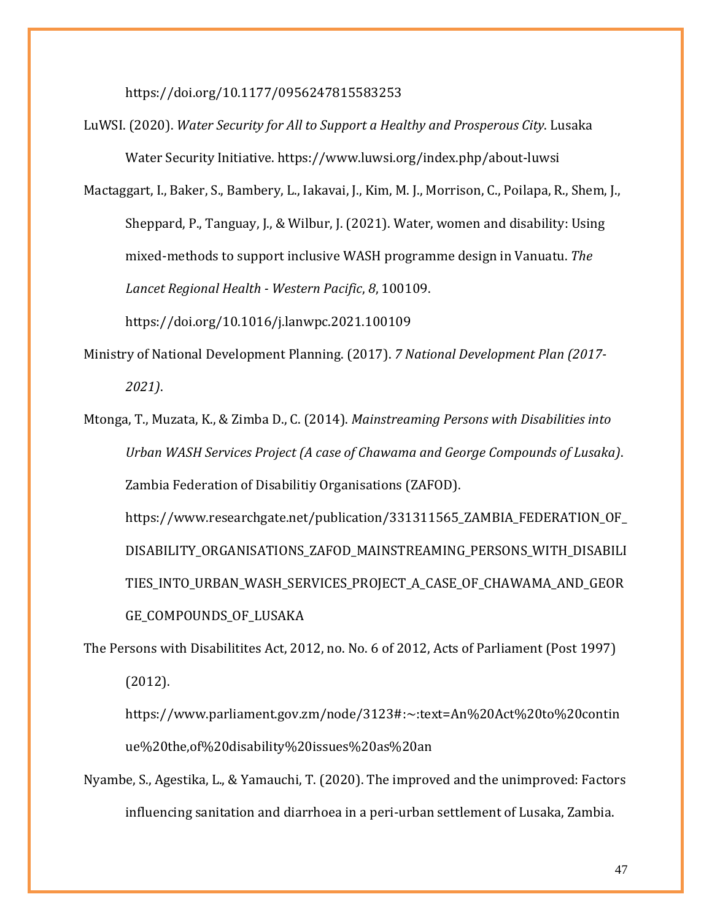https://doi.org/10.1177/0956247815583253

LuWSI. (2020). *Water Security for All to Support a Healthy and Prosperous City*. Lusaka Water Security Initiative. https://www.luwsi.org/index.php/about-luwsi

Mactaggart, I., Baker, S., Bambery, L., Iakavai, J., Kim, M. J., Morrison, C., Poilapa, R., Shem, J., Sheppard, P., Tanguay, J., & Wilbur, J. (2021). Water, women and disability: Using mixed-methods to support inclusive WASH programme design in Vanuatu. *The Lancet Regional Health - Western Pacific*, *8*, 100109. https://doi.org/10.1016/j.lanwpc.2021.100109

Ministry of National Development Planning. (2017). *7 National Development Plan (2017-2021)*.

Mtonga, T., Muzata, K., & Zimba D., C. (2014). *Mainstreaming Persons with Disabilities into Urban WASH Services Project (A case of Chawama and George Compounds of Lusaka)*. Zambia Federation of Disabilitiy Organisations (ZAFOD). https://www.researchgate.net/publication/331311565_ZAMBIA_FEDERATION_OF_DISABILITY_ORGANISATIONS_ZAFOD_MAINSTREAMING_PERSONS_WITH_DISABILITIES_INTO_URBAN_WASH_SERVICES_PROJECT_A_CASE_OF_CHAWAMA_AND_GEORGE_COMPOUNDS_OF_LUSAKA

The Persons with Disabilitites Act, 2012, no. No. 6 of 2012, Acts of Parliament (Post 1997) (2012). https://www.parliament.gov.zm/node/3123#:~:text=An%20Act%20to%20continue%20the,of%20disability%20issues%20as%20an

Nyambe, S., Agestika, L., & Yamauchi, T. (2020). The improved and the unimproved: Factors influencing sanitation and diarrhoea in a peri-urban settlement of Lusaka, Zambia.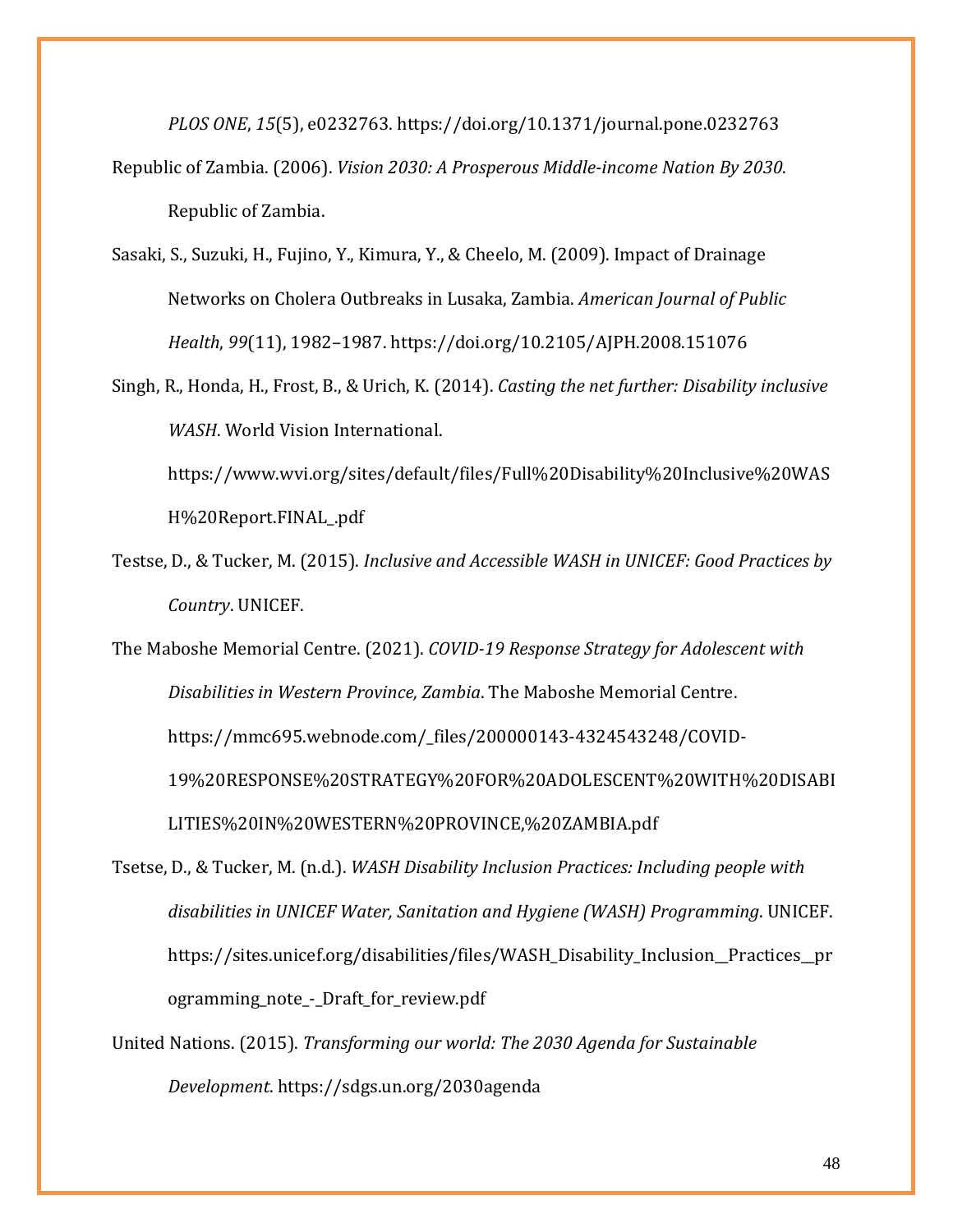*PLOS ONE*, *15*(5), e0232763. https://doi.org/10.1371/journal.pone.0232763

Republic of Zambia. (2006). *Vision 2030: A Prosperous Middle-income Nation By 2030*. Republic of Zambia.

Sasaki, S., Suzuki, H., Fujino, Y., Kimura, Y., & Cheelo, M. (2009). Impact of Drainage Networks on Cholera Outbreaks in Lusaka, Zambia. *American Journal of Public Health*, *99*(11), 1982–1987. https://doi.org/10.2105/AJPH.2008.151076

Singh, R., Honda, H., Frost, B., & Urich, K. (2014). *Casting the net further: Disability inclusive WASH*. World Vision International. https://www.wvi.org/sites/default/files/Full%20Disability%20Inclusive%20WASH%20Report.FINAL_.pdf

Testse, D., & Tucker, M. (2015). *Inclusive and Accessible WASH in UNICEF: Good Practices by Country*. UNICEF.

The Maboshe Memorial Centre. (2021). *COVID-19 Response Strategy for Adolescent with Disabilities in Western Province, Zambia*. The Maboshe Memorial Centre. https://mmc695.webnode.com/_files/200000143-4324543248/COVID-19%20RESPONSE%20STRATEGY%20FOR%20ADOLESCENT%20WITH%20DISABILITIES%20IN%20WESTERN%20PROVINCE,%20ZAMBIA.pdf

Tsetse, D., & Tucker, M. (n.d.). *WASH Disability Inclusion Practices: Including people with disabilities in UNICEF Water, Sanitation and Hygiene (WASH) Programming*. UNICEF. https://sites.unicef.org/disabilities/files/WASH_Disability_Inclusion__Practices__programming_note_-_Draft_for_review.pdf

United Nations. (2015). *Transforming our world: The 2030 Agenda for Sustainable Development*. https://sdgs.un.org/2030agenda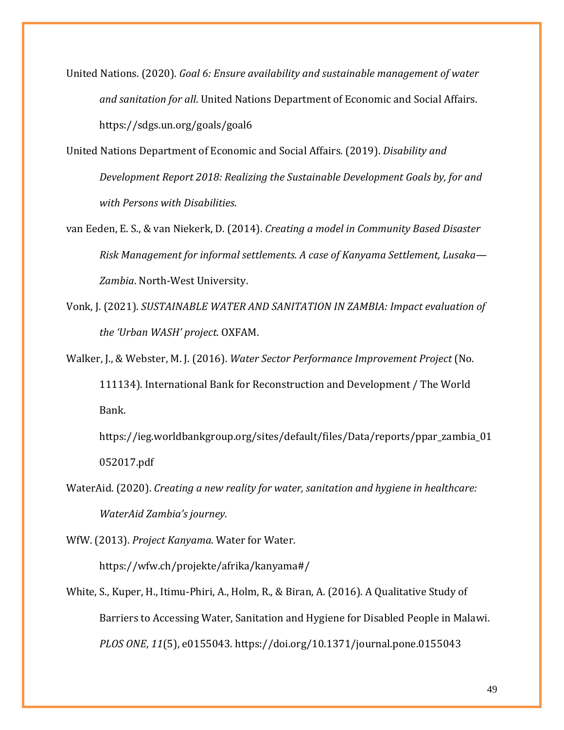United Nations. (2020). *Goal 6: Ensure availability and sustainable management of water and sanitation for all*. United Nations Department of Economic and Social Affairs. https://sdgs.un.org/goals/goal6

United Nations Department of Economic and Social Affairs. (2019). *Disability and Development Report 2018: Realizing the Sustainable Development Goals by, for and with Persons with Disabilities*.

van Eeden, E. S., & van Niekerk, D. (2014). *Creating a model in Community Based Disaster Risk Management for informal settlements. A case of Kanyama Settlement, Lusaka—Zambia*. North-West University.

Vonk, J. (2021). *SUSTAINABLE WATER AND SANITATION IN ZAMBIA: Impact evaluation of the 'Urban WASH' project*. OXFAM.

Walker, J., & Webster, M. J. (2016). *Water Sector Performance Improvement Project* (No. 111134). International Bank for Reconstruction and Development / The World Bank. https://ieg.worldbankgroup.org/sites/default/files/Data/reports/ppar_zambia_01052017.pdf

WaterAid. (2020). *Creating a new reality for water, sanitation and hygiene in healthcare: WaterAid Zambia's journey*.

WfW. (2013). *Project Kanyama*. Water for Water. https://wfw.ch/projekte/afrika/kanyama#/

White, S., Kuper, H., Itimu-Phiri, A., Holm, R., & Biran, A. (2016). A Qualitative Study of Barriers to Accessing Water, Sanitation and Hygiene for Disabled People in Malawi. *PLOS ONE*, *11*(5), e0155043. https://doi.org/10.1371/journal.pone.0155043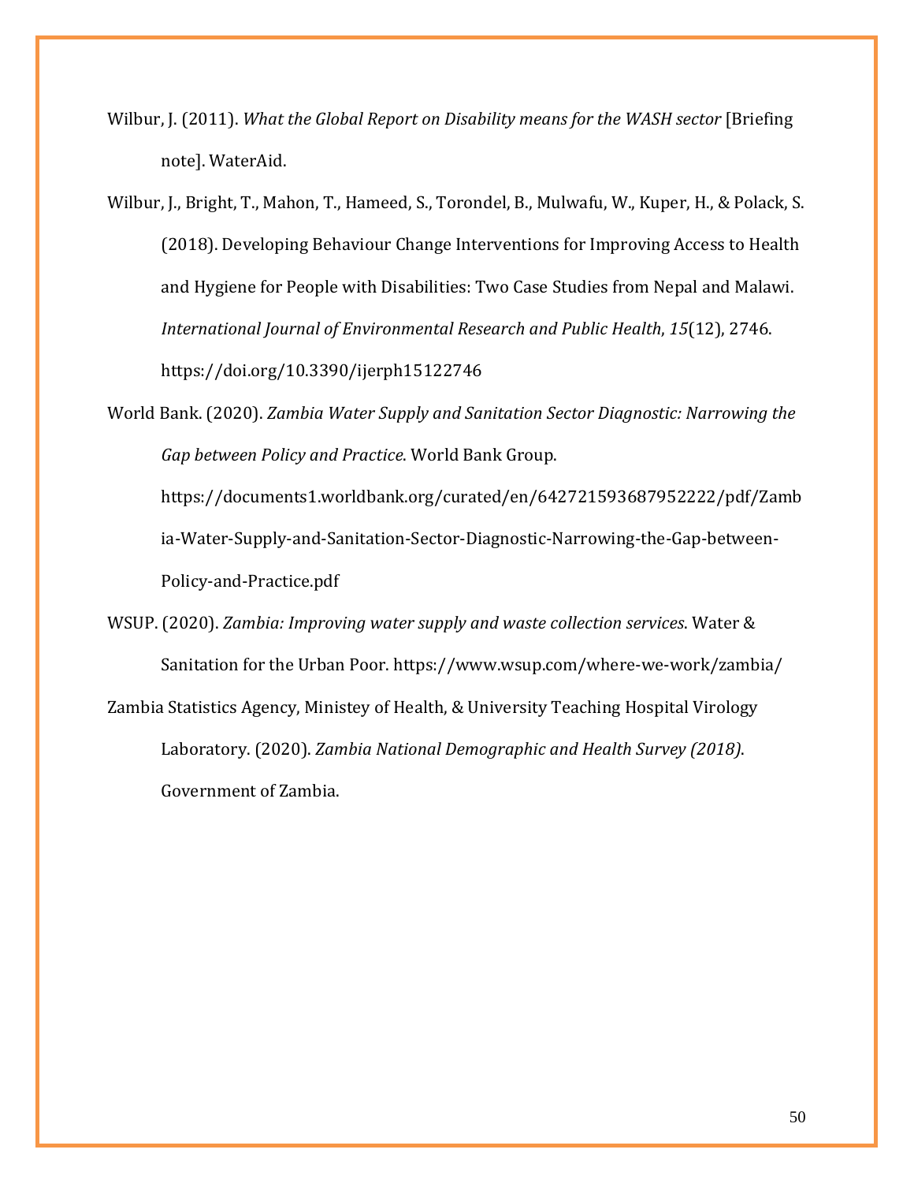Wilbur, J. (2011). *What the Global Report on Disability means for the WASH sector* [Briefing note]. WaterAid.

Wilbur, J., Bright, T., Mahon, T., Hameed, S., Torondel, B., Mulwafu, W., Kuper, H., & Polack, S. (2018). Developing Behaviour Change Interventions for Improving Access to Health and Hygiene for People with Disabilities: Two Case Studies from Nepal and Malawi. *International Journal of Environmental Research and Public Health*, *15*(12), 2746. https://doi.org/10.3390/ijerph15122746

World Bank. (2020). *Zambia Water Supply and Sanitation Sector Diagnostic: Narrowing the Gap between Policy and Practice*. World Bank Group. https://documents1.worldbank.org/curated/en/642721593687952222/pdf/Zambia-Water-Supply-and-Sanitation-Sector-Diagnostic-Narrowing-the-Gap-between-Policy-and-Practice.pdf

WSUP. (2020). *Zambia: Improving water supply and waste collection services.* Water & Sanitation for the Urban Poor. https://www.wsup.com/where-we-work/zambia/

Zambia Statistics Agency, Ministey of Health, & University Teaching Hospital Virology Laboratory. (2020). *Zambia National Demographic and Health Survey (2018)*. Government of Zambia.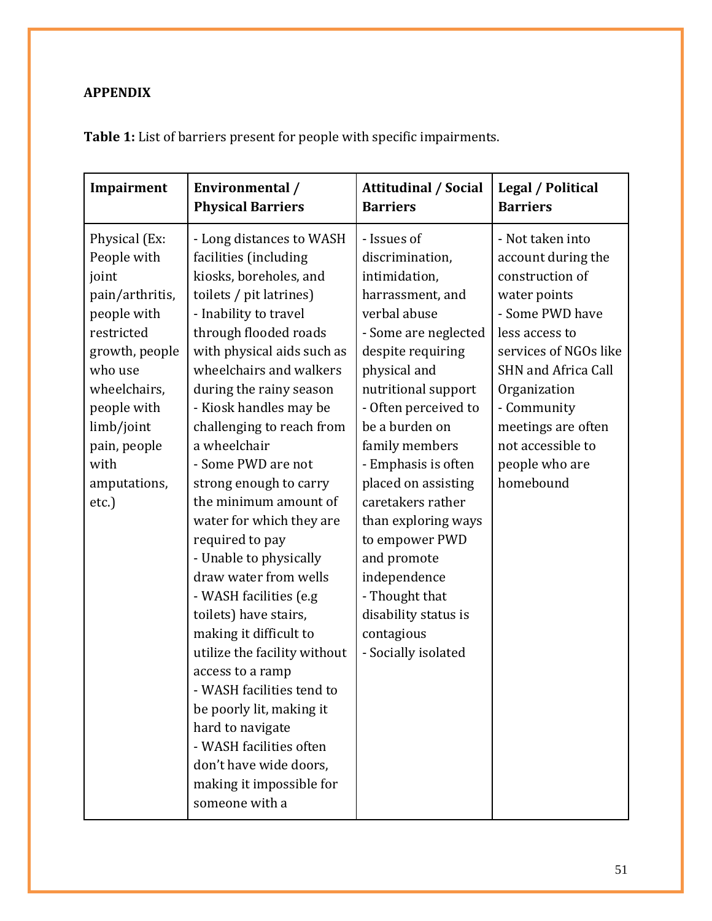**APPENDIX**

**Table 1:** List of barriers present for people with specific impairments.

| Impairment | Environmental / Physical Barriers | Attitudinal / Social Barriers | Legal / Political Barriers |
|---|---|---|---|
| Physical (Ex: People with joint pain/arthritis, people with restricted growth, people who use wheelchairs, people with limb/joint pain, people with amputations, etc.) | - Long distances to WASH facilities (including kiosks, boreholes, and toilets / pit latrines)<br>- Inability to travel through flooded roads with physical aids such as wheelchairs and walkers during the rainy season<br>- Kiosk handles may be challenging to reach from a wheelchair<br>- Some PWD are not strong enough to carry the minimum amount of water for which they are required to pay<br>- Unable to physically draw water from wells<br>- WASH facilities (e.g toilets) have stairs, making it difficult to utilize the facility without access to a ramp<br>- WASH facilities tend to be poorly lit, making it hard to navigate<br>- WASH facilities often don't have wide doors, making it impossible for someone with a | - Issues of discrimination, intimidation, harrassment, and verbal abuse<br>- Some are neglected despite requiring physical and nutritional support<br>- Often perceived to be a burden on family members<br>- Emphasis is often placed on assisting caretakers rather than exploring ways to empower PWD and promote independence<br>- Thought that disability status is contagious<br>- Socially isolated | - Not taken into account during the construction of water points<br>- Some PWD have less access to services of NGOs like SHN and Africa Call Organization<br>- Community meetings are often not accessible to people who are homebound |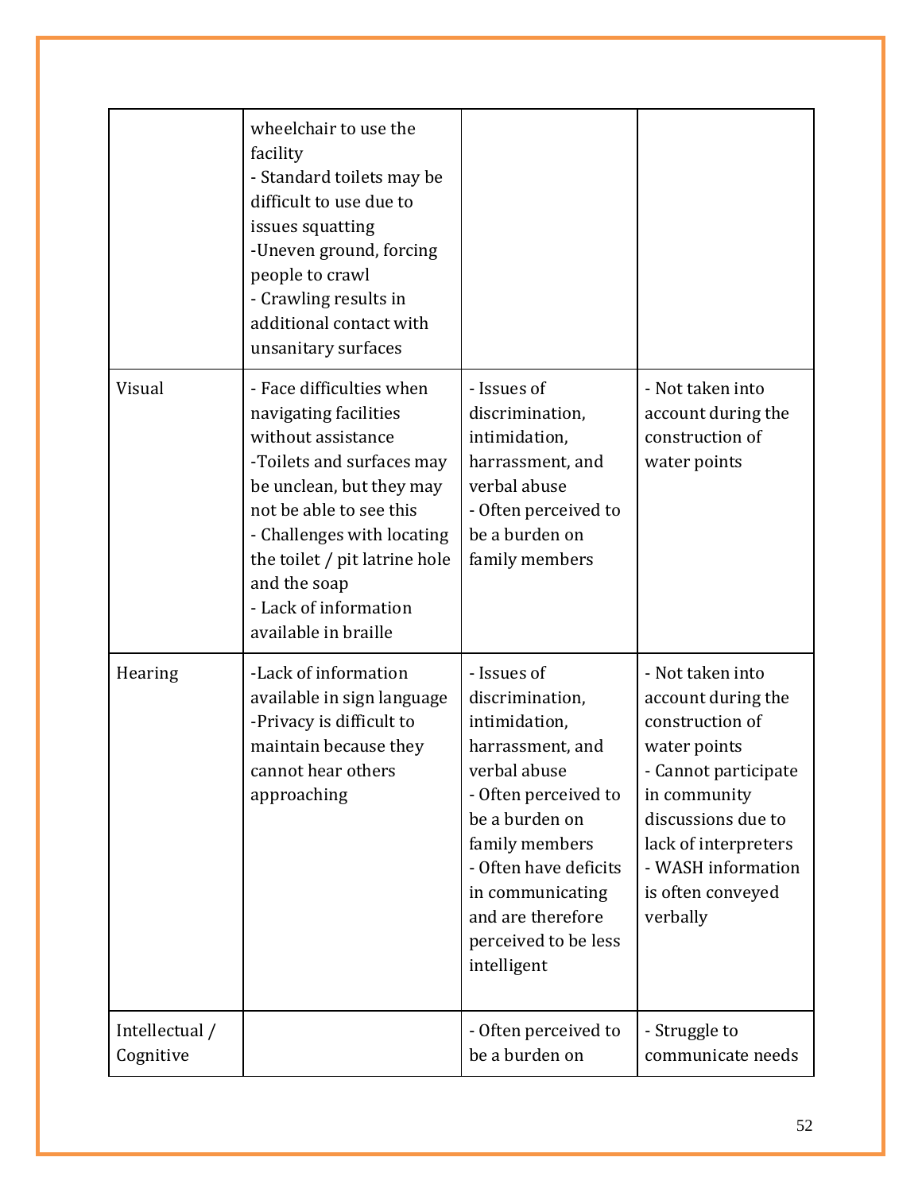| | | | |
|---|---|---|---|
| | wheelchair to use the facility<br>- Standard toilets may be difficult to use due to issues squatting<br>-Uneven ground, forcing people to crawl<br>- Crawling results in additional contact with unsanitary surfaces | | |
| Visual | - Face difficulties when navigating facilities without assistance<br>-Toilets and surfaces may be unclean, but they may not be able to see this<br>- Challenges with locating the toilet / pit latrine hole and the soap<br>- Lack of information available in braille | - Issues of discrimination, intimidation, harrassment, and verbal abuse<br>- Often perceived to be a burden on family members | - Not taken into account during the construction of water points |
| Hearing | -Lack of information available in sign language<br>-Privacy is difficult to maintain because they cannot hear others approaching | - Issues of discrimination, intimidation, harrassment, and verbal abuse<br>- Often perceived to be a burden on family members<br>- Often have deficits in communicating and are therefore perceived to be less intelligent | - Not taken into account during the construction of water points<br>- Cannot participate in community discussions due to lack of interpreters<br>- WASH information is often conveyed verbally |
| Intellectual / Cognitive | | - Often perceived to be a burden on | - Struggle to communicate needs |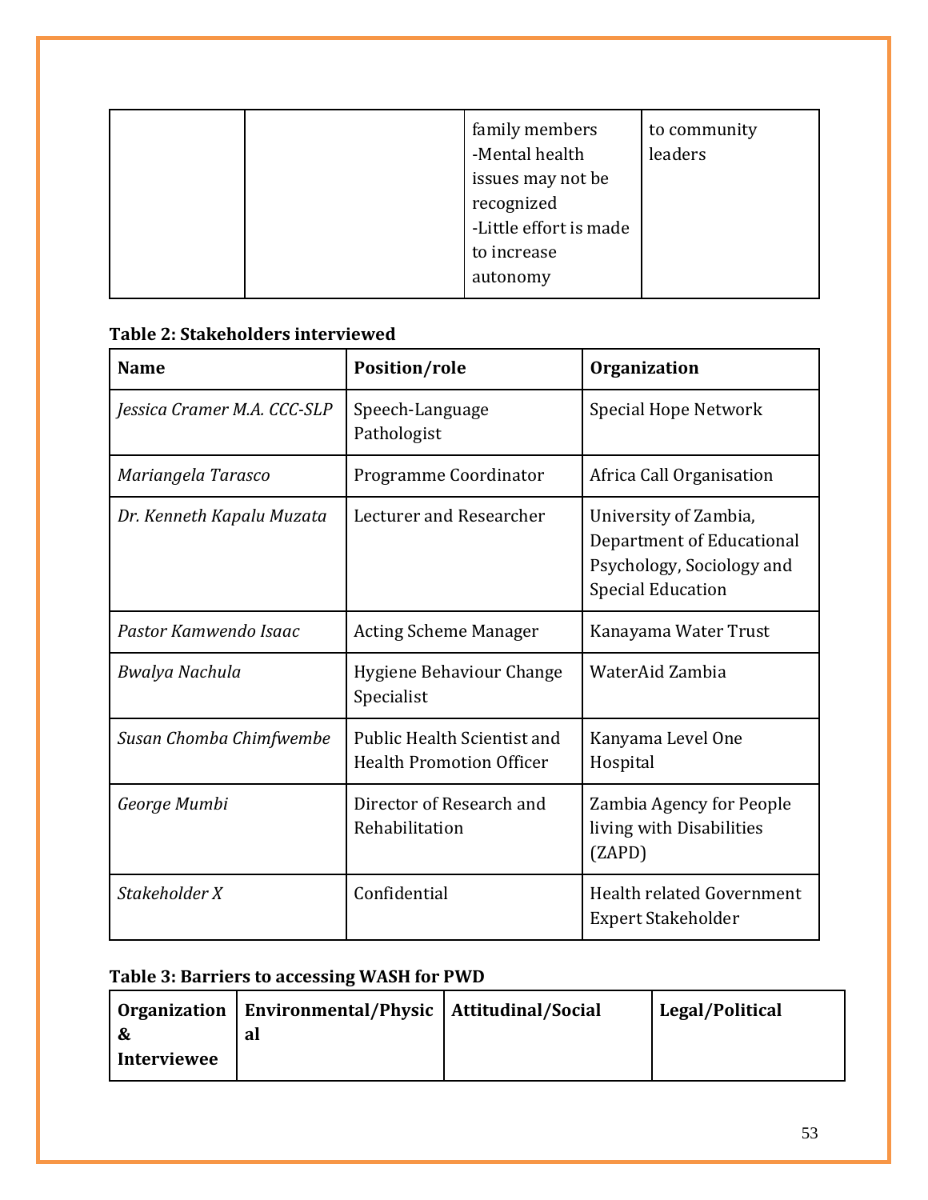| | | family members<br>-Mental health issues may not be recognized<br>-Little effort is made to increase autonomy | to community leaders |
|---|---|---|---|

**Table 2: Stakeholders interviewed**

| Name | Position/role | Organization |
|---|---|---|
| *Jessica Cramer M.A. CCC-SLP* | Speech-Language Pathologist | Special Hope Network |
| *Mariangela Tarasco* | Programme Coordinator | Africa Call Organisation |
| *Dr. Kenneth Kapalu Muzata* | Lecturer and Researcher | University of Zambia, Department of Educational Psychology, Sociology and Special Education |
| *Pastor Kamwendo Isaac* | Acting Scheme Manager | Kanayama Water Trust |
| *Bwalya Nachula* | Hygiene Behaviour Change Specialist | WaterAid Zambia |
| *Susan Chomba Chimfwembe* | Public Health Scientist and Health Promotion Officer | Kanyama Level One Hospital |
| *George Mumbi* | Director of Research and Rehabilitation | Zambia Agency for People living with Disabilities (ZAPD) |
| *Stakeholder X* | Confidential | Health related Government Expert Stakeholder |

**Table 3: Barriers to accessing WASH for PWD**

| Organization & Interviewee | Environmental/Physical | Attitudinal/Social | Legal/Political |
|---|---|---|---|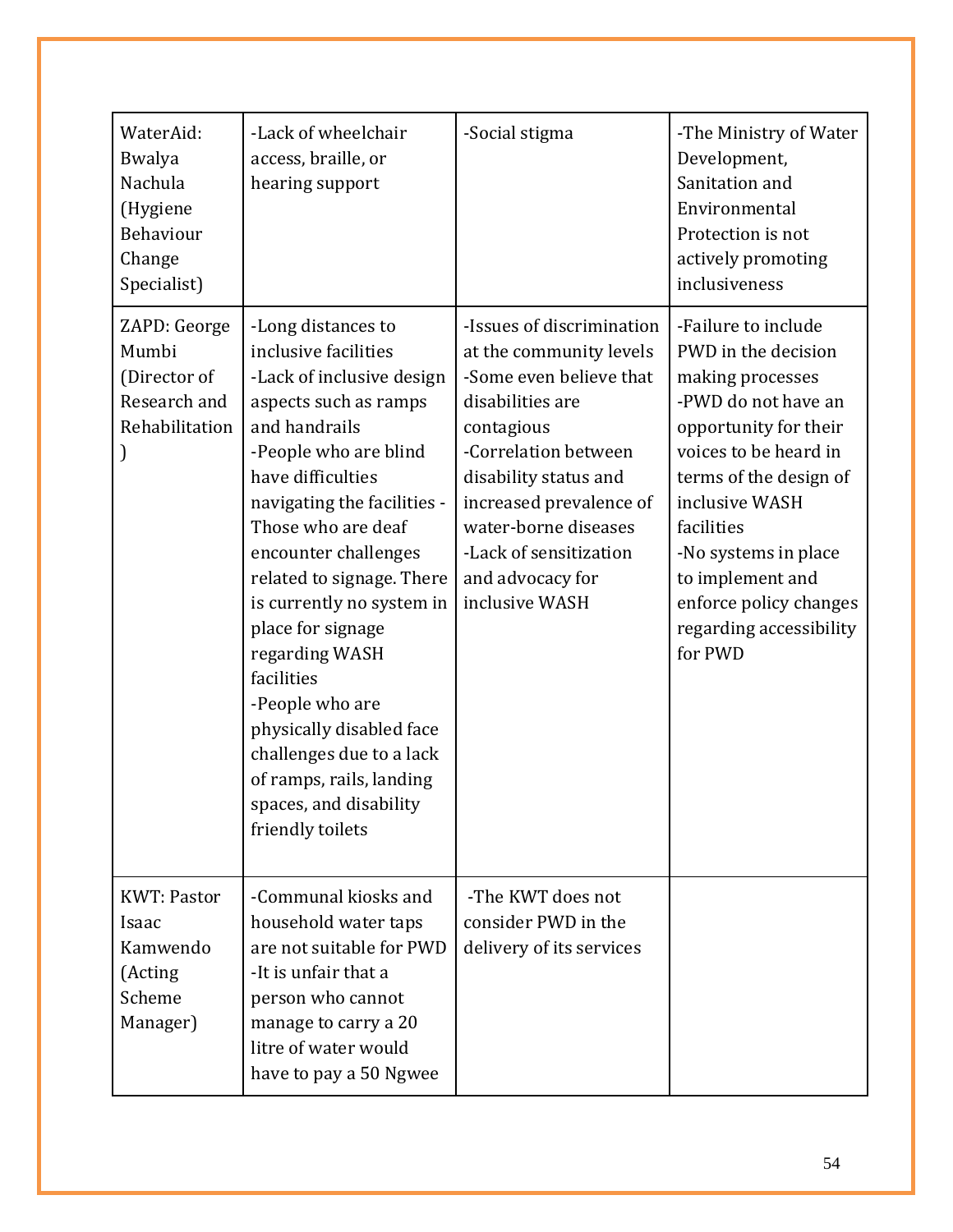| | | | |
|---|---|---|---|
| WaterAid: Bwalya Nachula (Hygiene Behaviour Change Specialist) | -Lack of wheelchair access, braille, or hearing support | -Social stigma | -The Ministry of Water Development, Sanitation and Environmental Protection is not actively promoting inclusiveness |
| ZAPD: George Mumbi (Director of Research and Rehabilitation) | -Long distances to inclusive facilities<br>-Lack of inclusive design aspects such as ramps and handrails<br>-People who are blind have difficulties navigating the facilities - Those who are deaf encounter challenges related to signage. There is currently no system in place for signage regarding WASH facilities<br>-People who are physically disabled face challenges due to a lack of ramps, rails, landing spaces, and disability friendly toilets | -Issues of discrimination at the community levels<br>-Some even believe that disabilities are contagious<br>-Correlation between disability status and increased prevalence of water-borne diseases<br>-Lack of sensitization and advocacy for inclusive WASH | -Failure to include PWD in the decision making processes<br>-PWD do not have an opportunity for their voices to be heard in terms of the design of inclusive WASH facilities<br>-No systems in place to implement and enforce policy changes regarding accessibility for PWD |
| KWT: Pastor Isaac Kamwendo (Acting Scheme Manager) | -Communal kiosks and household water taps are not suitable for PWD<br>-It is unfair that a person who cannot manage to carry a 20 litre of water would have to pay a 50 Ngwee | -The KWT does not consider PWD in the delivery of its services | |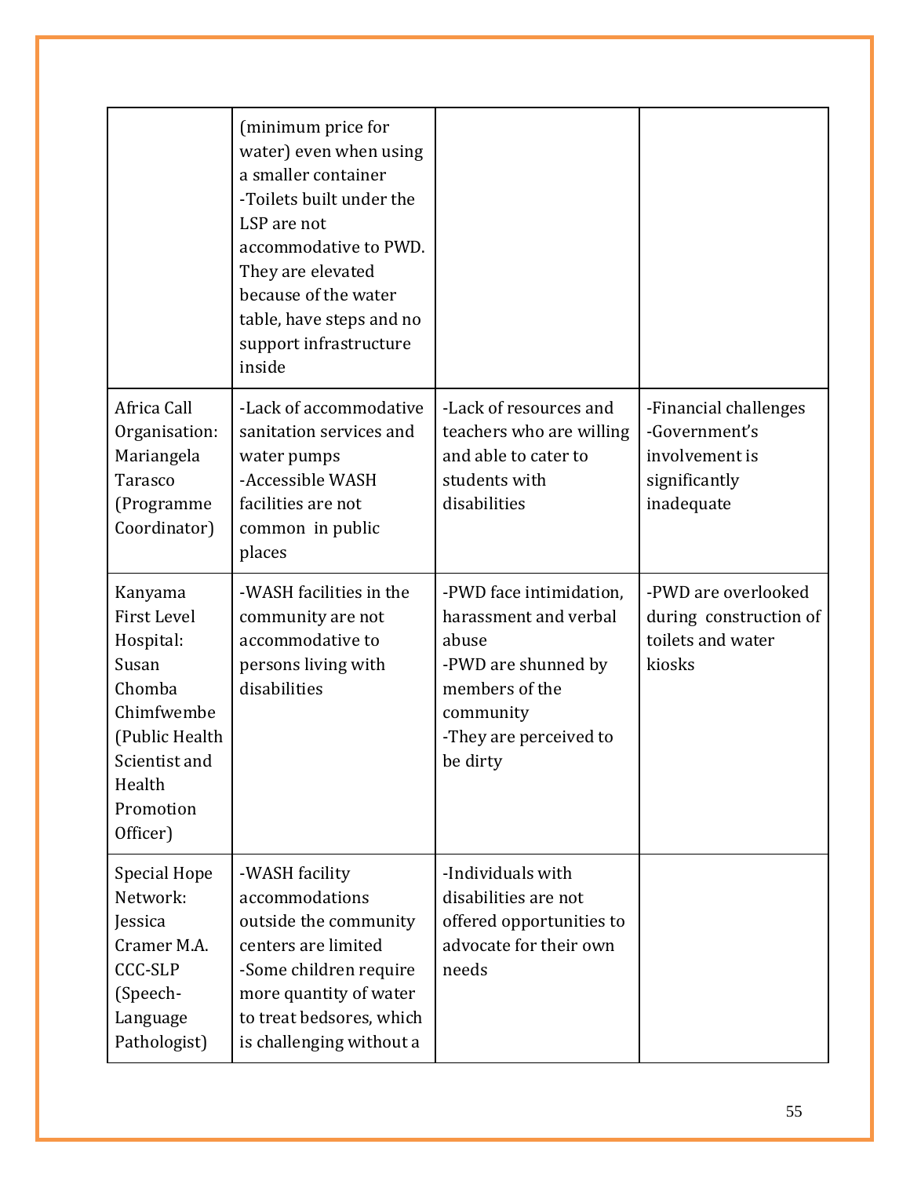| | | | |
|---|---|---|---|
| | (minimum price for water) even when using a smaller container<br>-Toilets built under the LSP are not accommodative to PWD. They are elevated because of the water table, have steps and no support infrastructure inside | | |
| Africa Call Organisation: Mariangela Tarasco (Programme Coordinator) | -Lack of accommodative sanitation services and water pumps<br>-Accessible WASH facilities are not common in public places | -Lack of resources and teachers who are willing and able to cater to students with disabilities | -Financial challenges<br>-Government's involvement is significantly inadequate |
| Kanyama First Level Hospital: Susan Chomba Chimfwembe (Public Health Scientist and Health Promotion Officer) | -WASH facilities in the community are not accommodative to persons living with disabilities | -PWD face intimidation, harassment and verbal abuse<br>-PWD are shunned by members of the community<br>-They are perceived to be dirty | -PWD are overlooked during construction of toilets and water kiosks |
| Special Hope Network: Jessica Cramer M.A. CCC-SLP (Speech-Language Pathologist) | -WASH facility accommodations outside the community centers are limited<br>-Some children require more quantity of water to treat bedsores, which is challenging without a | -Individuals with disabilities are not offered opportunities to advocate for their own needs | |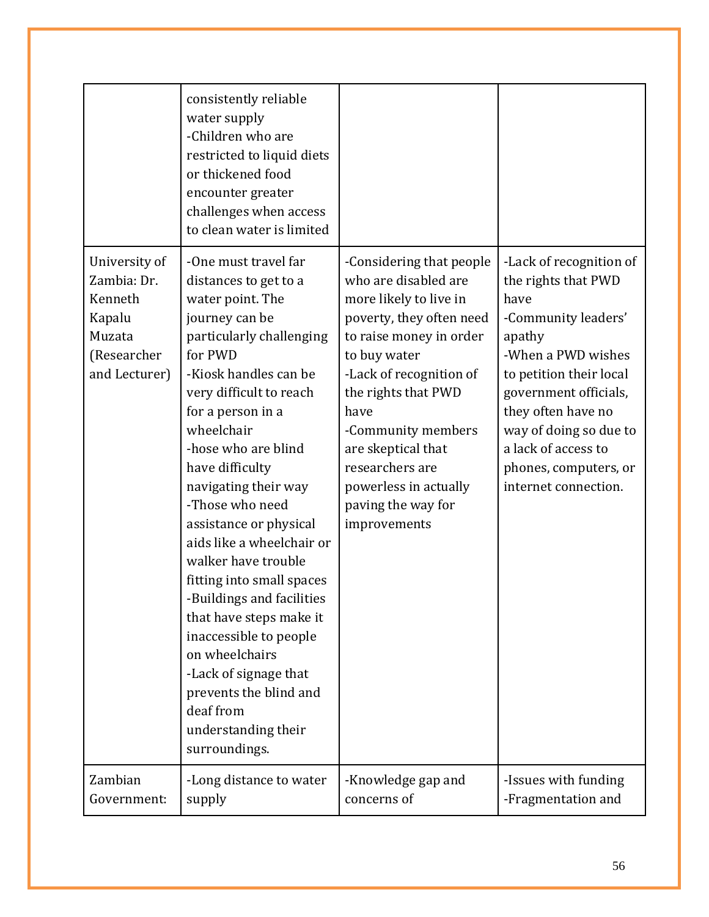|  |  |  |  |
|---|---|---|---|
|  | consistently reliable water supply<br>-Children who are restricted to liquid diets or thickened food encounter greater challenges when access to clean water is limited |  |  |
| University of Zambia: Dr. Kenneth Kapalu Muzata (Researcher and Lecturer) | -One must travel far distances to get to a water point. The journey can be particularly challenging for PWD<br>-Kiosk handles can be very difficult to reach for a person in a wheelchair<br>-hose who are blind have difficulty navigating their way<br>-Those who need assistance or physical aids like a wheelchair or walker have trouble fitting into small spaces<br>-Buildings and facilities that have steps make it inaccessible to people on wheelchairs<br>-Lack of signage that prevents the blind and deaf from understanding their surroundings. | -Considering that people who are disabled are more likely to live in poverty, they often need to raise money in order to buy water<br>-Lack of recognition of the rights that PWD have<br>-Community members are skeptical that researchers are powerless in actually paving the way for improvements | -Lack of recognition of the rights that PWD have<br>-Community leaders' apathy<br>-When a PWD wishes to petition their local government officials, they often have no way of doing so due to a lack of access to phones, computers, or internet connection. |
| Zambian Government: | -Long distance to water supply | -Knowledge gap and concerns of | -Issues with funding<br>-Fragmentation and |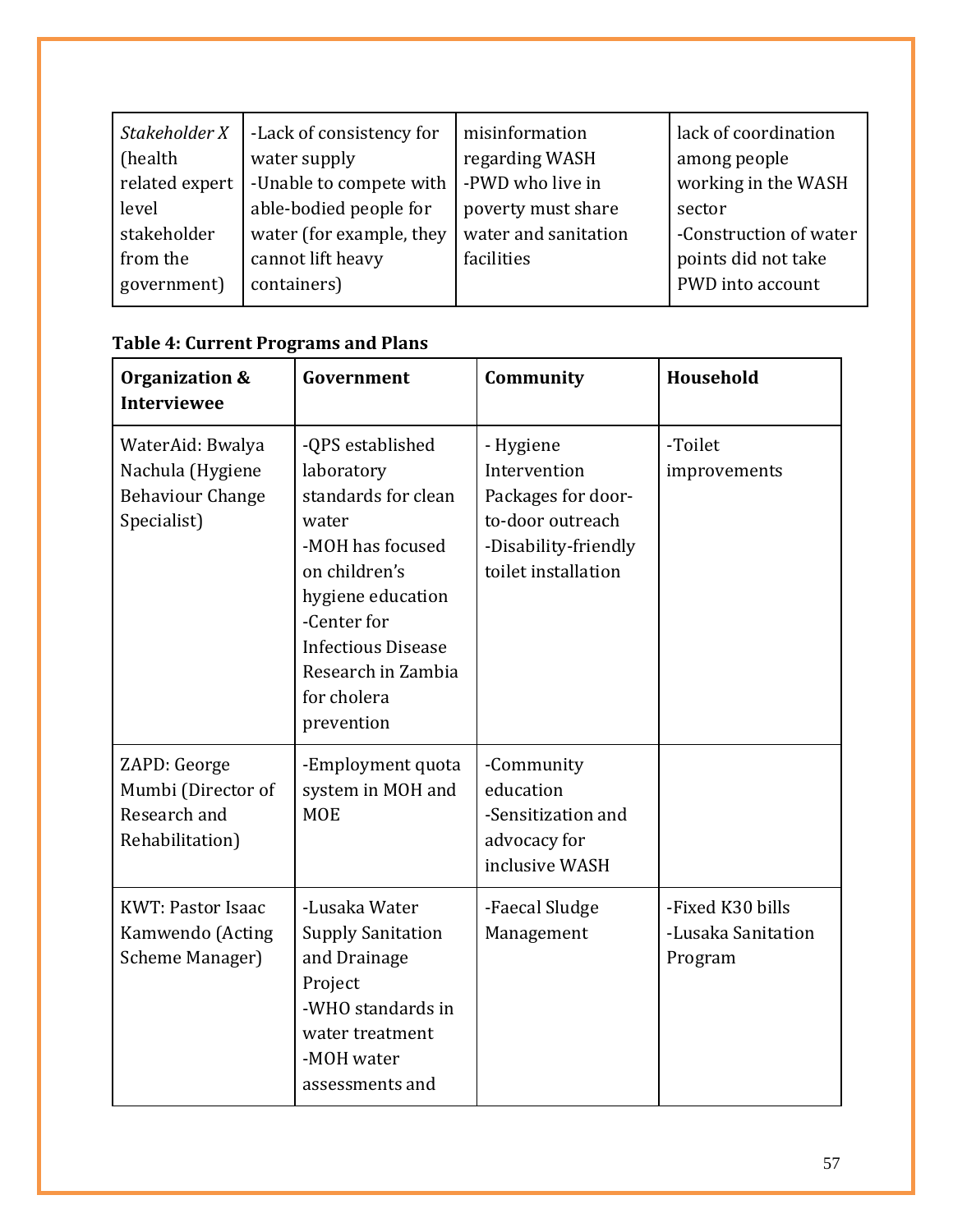| *Stakeholder X* (health related expert level stakeholder from the government) | -Lack of consistency for water supply<br>-Unable to compete with able-bodied people for water (for example, they cannot lift heavy containers) | misinformation regarding WASH<br>-PWD who live in poverty must share water and sanitation facilities | lack of coordination among people working in the WASH sector<br>-Construction of water points did not take PWD into account |
|---|---|---|---|

**Table 4: Current Programs and Plans**

| Organization & Interviewee | Government | Community | Household |
|---|---|---|---|
| WaterAid: Bwalya Nachula (Hygiene Behaviour Change Specialist) | -QPS established laboratory standards for clean water<br>-MOH has focused on children's hygiene education<br>-Center for Infectious Disease Research in Zambia for cholera prevention | - Hygiene Intervention Packages for door-to-door outreach<br>-Disability-friendly toilet installation | -Toilet improvements |
| ZAPD: George Mumbi (Director of Research and Rehabilitation) | -Employment quota system in MOH and MOE | -Community education<br>-Sensitization and advocacy for inclusive WASH | |
| KWT: Pastor Isaac Kamwendo (Acting Scheme Manager) | -Lusaka Water Supply Sanitation and Drainage Project<br>-WHO standards in water treatment<br>-MOH water assessments and | -Faecal Sludge Management | -Fixed K30 bills<br>-Lusaka Sanitation Program |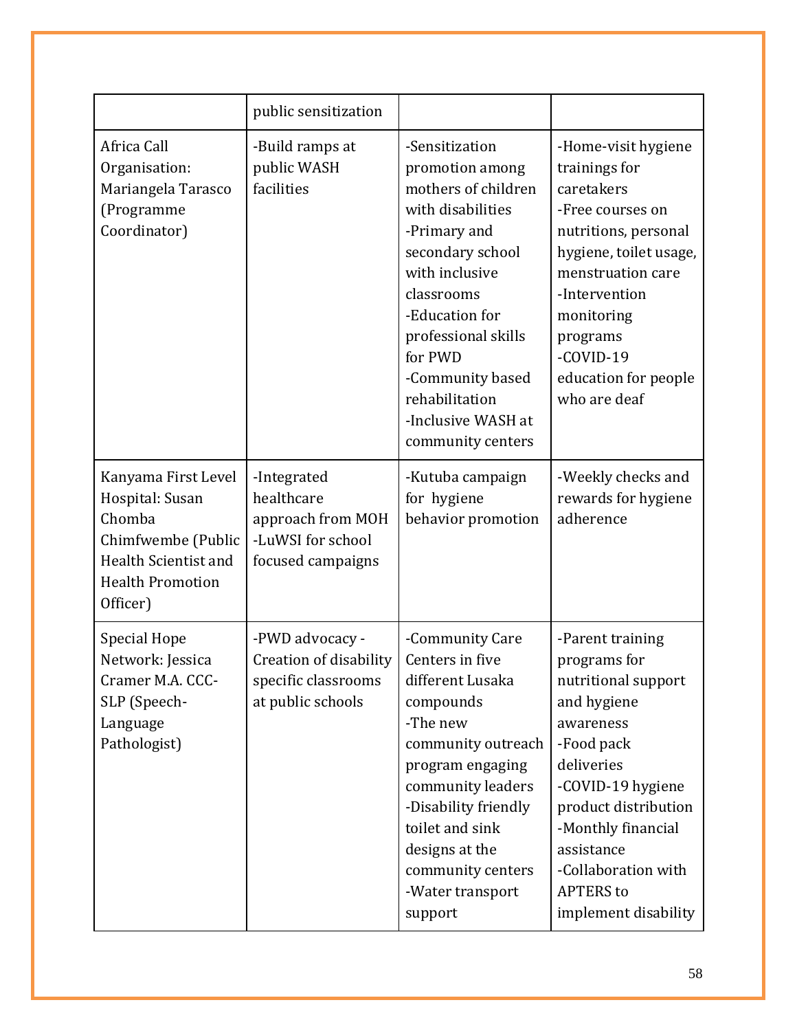| | | | |
|---|---|---|---|
| | public sensitization | | |
| Africa Call Organisation: Mariangela Tarasco (Programme Coordinator) | -Build ramps at public WASH facilities | -Sensitization promotion among mothers of children with disabilities<br>-Primary and secondary school with inclusive classrooms<br>-Education for professional skills for PWD<br>-Community based rehabilitation<br>-Inclusive WASH at community centers | -Home-visit hygiene trainings for caretakers<br>-Free courses on nutritions, personal hygiene, toilet usage, menstruation care<br>-Intervention monitoring programs<br>-COVID-19 education for people who are deaf |
| Kanyama First Level Hospital: Susan Chomba Chimfwembe (Public Health Scientist and Health Promotion Officer) | -Integrated healthcare approach from MOH<br>-LuWSI for school focused campaigns | -Kutuba campaign for hygiene behavior promotion | -Weekly checks and rewards for hygiene adherence |
| Special Hope Network: Jessica Cramer M.A. CCC-SLP (Speech-Language Pathologist) | -PWD advocacy -Creation of disability specific classrooms at public schools | -Community Care Centers in five different Lusaka compounds<br>-The new community outreach program engaging community leaders<br>-Disability friendly toilet and sink designs at the community centers<br>-Water transport support | -Parent training programs for nutritional support and hygiene awareness<br>-Food pack deliveries<br>-COVID-19 hygiene product distribution<br>-Monthly financial assistance<br>-Collaboration with APTERS to implement disability |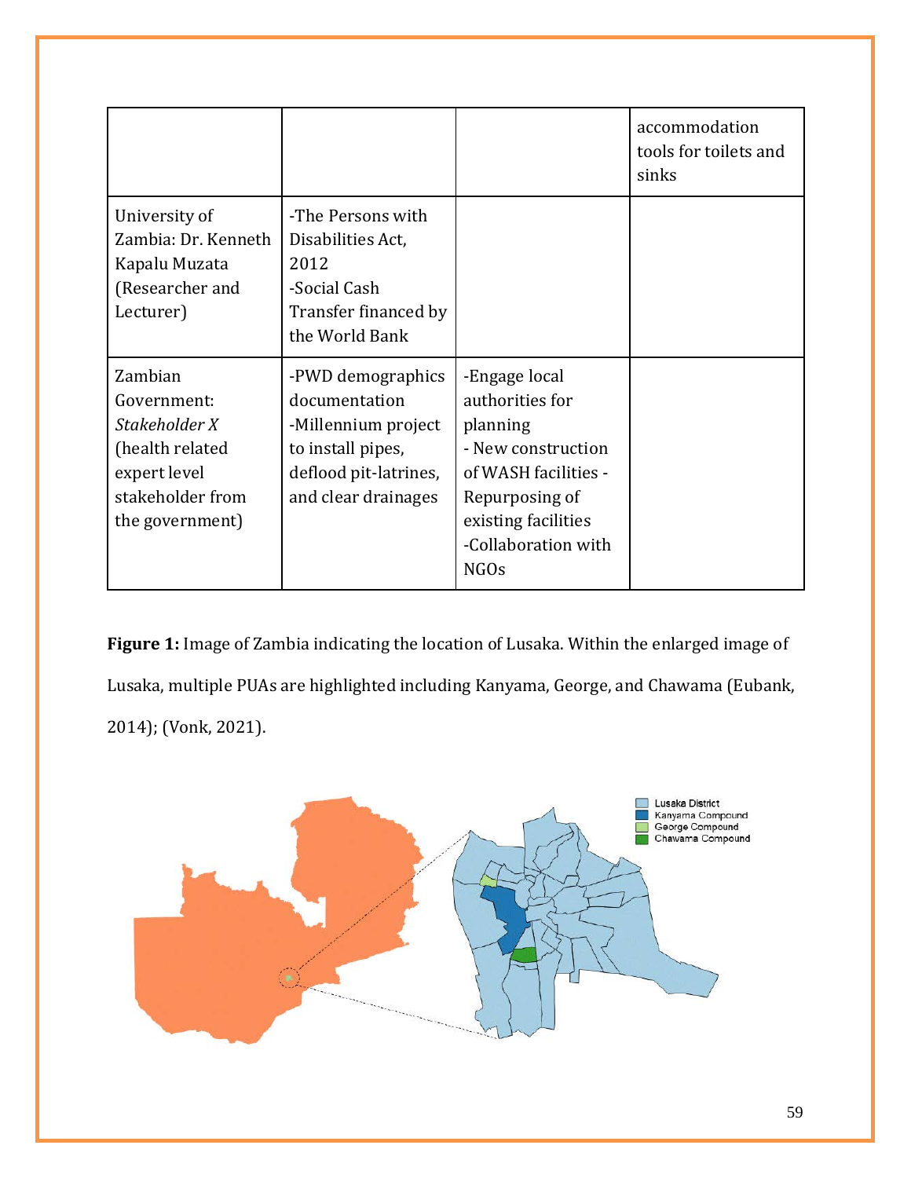| | | | |
|---|---|---|---|
| | | | accommodation tools for toilets and sinks |
| University of Zambia: Dr. Kenneth Kapalu Muzata (Researcher and Lecturer) | -The Persons with Disabilities Act, 2012<br>-Social Cash Transfer financed by the World Bank | | |
| Zambian Government: *Stakeholder X* (health related expert level stakeholder from the government) | -PWD demographics documentation<br>-Millennium project to install pipes, deflood pit-latrines, and clear drainages | -Engage local authorities for planning<br>- New construction of WASH facilities -Repurposing of existing facilities<br>-Collaboration with NGOs | |

**Figure 1:** Image of Zambia indicating the location of Lusaka. Within the enlarged image of Lusaka, multiple PUAs are highlighted including Kanyama, George, and Chawama (Eubank, 2014); (Vonk, 2021).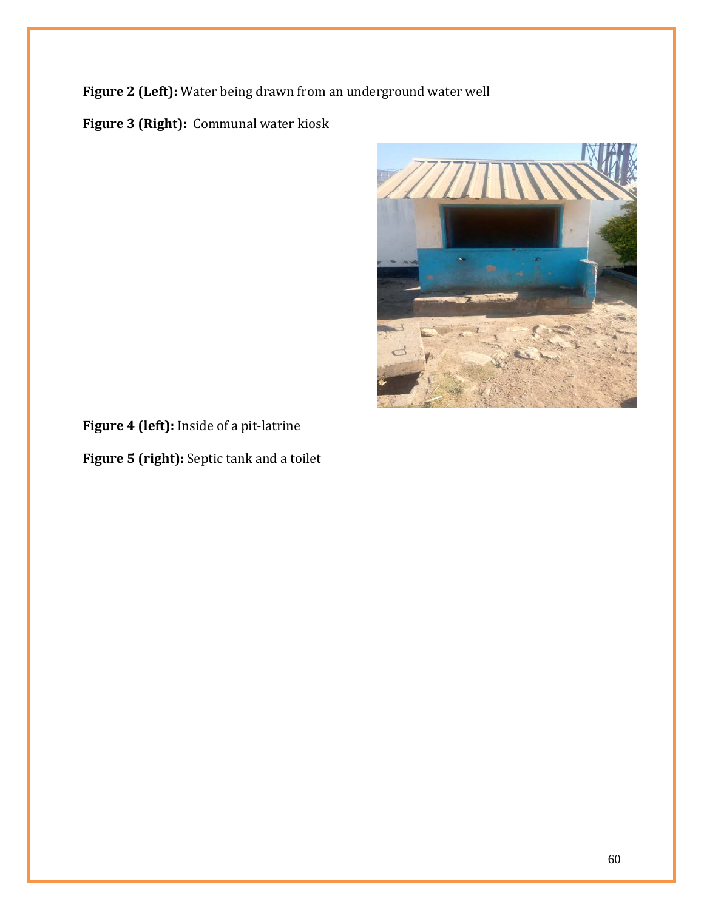**Figure 2 (Left):** Water being drawn from an underground water well

**Figure 3 (Right):** Communal water kiosk

**Figure 4 (left):** Inside of a pit-latrine

**Figure 5 (right):** Septic tank and a toilet